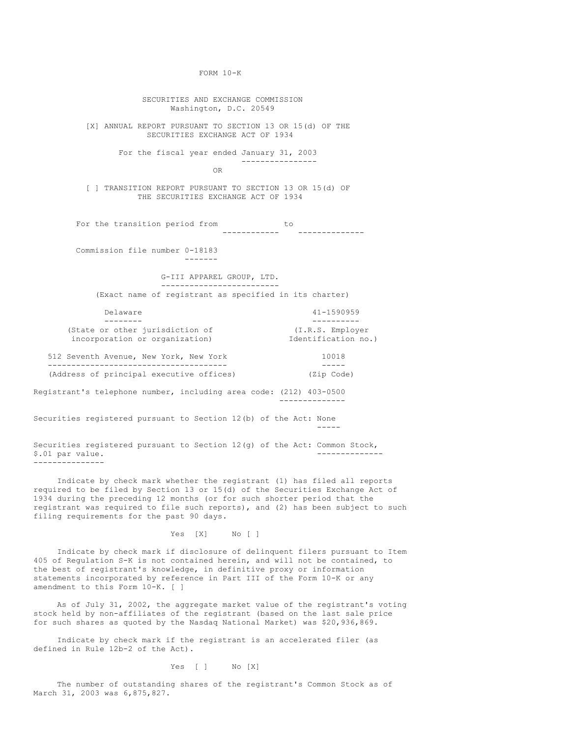FORM 10-K

SECURITIES AND EXCHANGE COMMISSION
Washington, D.C. 20549

[X] ANNUAL REPORT PURSUANT TO SECTION 13 OR 15(d) OF THE SECURITIES EXCHANGE ACT OF 1934

For the fiscal year ended January 31, 2003

OR

[ ] TRANSITION REPORT PURSUANT TO SECTION 13 OR 15(d) OF THE SECURITIES EXCHANGE ACT OF 1934

For the transition period from ____________ to ______________

Commission file number 0-18183

G-III APPAREL GROUP, LTD.
(Exact name of registrant as specified in its charter)

| Delaware | 41-1590959 |
|---|---|
| (State or other jurisdiction of incorporation or organization) | (I.R.S. Employer Identification no.) |
| 512 Seventh Avenue, New York, New York | 10018 |
| (Address of principal executive offices) | (Zip Code) |

Registrant's telephone number, including area code: (212) 403-0500

Securities registered pursuant to Section 12(b) of the Act: None

Securities registered pursuant to Section 12(g) of the Act: Common Stock, $.01 par value.

Indicate by check mark whether the registrant (1) has filed all reports required to be filed by Section 13 or 15(d) of the Securities Exchange Act of 1934 during the preceding 12 months (or for such shorter period that the registrant was required to file such reports), and (2) has been subject to such filing requirements for the past 90 days.

Yes [X] No [ ]

Indicate by check mark if disclosure of delinquent filers pursuant to Item 405 of Regulation S-K is not contained herein, and will not be contained, to the best of registrant's knowledge, in definitive proxy or information statements incorporated by reference in Part III of the Form 10-K or any amendment to this Form 10-K. [ ]

As of July 31, 2002, the aggregate market value of the registrant's voting stock held by non-affiliates of the registrant (based on the last sale price for such shares as quoted by the Nasdaq National Market) was $20,936,869.

Indicate by check mark if the registrant is an accelerated filer (as defined in Rule 12b-2 of the Act).

Yes [ ] No [X]

The number of outstanding shares of the registrant's Common Stock as of March 31, 2003 was 6,875,827.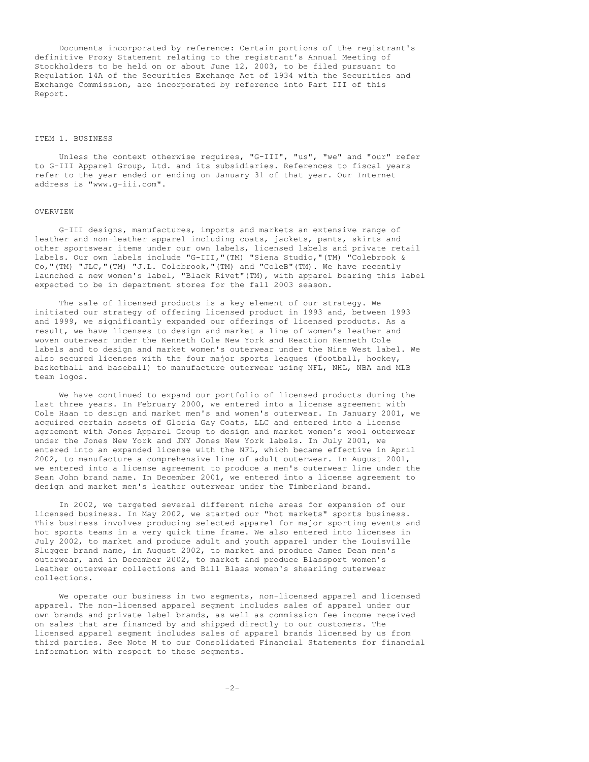Documents incorporated by reference: Certain portions of the registrant's definitive Proxy Statement relating to the registrant's Annual Meeting of Stockholders to be held on or about June 12, 2003, to be filed pursuant to Regulation 14A of the Securities Exchange Act of 1934 with the Securities and Exchange Commission, are incorporated by reference into Part III of this Report.

## ITEM 1. BUSINESS

Unless the context otherwise requires, "G-III", "us", "we" and "our" refer to G-III Apparel Group, Ltd. and its subsidiaries. References to fiscal years refer to the year ended or ending on January 31 of that year. Our Internet address is "www.g-iii.com".

### OVERVIEW

G-III designs, manufactures, imports and markets an extensive range of leather and non-leather apparel including coats, jackets, pants, skirts and other sportswear items under our own labels, licensed labels and private retail labels. Our own labels include "G-III,"(TM) "Siena Studio,"(TM) "Colebrook & Co,"(TM) "JLC,"(TM) "J.L. Colebrook,"(TM) and "ColeB"(TM). We have recently launched a new women's label, "Black Rivet"(TM), with apparel bearing this label expected to be in department stores for the fall 2003 season.

The sale of licensed products is a key element of our strategy. We initiated our strategy of offering licensed product in 1993 and, between 1993 and 1999, we significantly expanded our offerings of licensed products. As a result, we have licenses to design and market a line of women's leather and woven outerwear under the Kenneth Cole New York and Reaction Kenneth Cole labels and to design and market women's outerwear under the Nine West label. We also secured licenses with the four major sports leagues (football, hockey, basketball and baseball) to manufacture outerwear using NFL, NHL, NBA and MLB team logos.

We have continued to expand our portfolio of licensed products during the last three years. In February 2000, we entered into a license agreement with Cole Haan to design and market men's and women's outerwear. In January 2001, we acquired certain assets of Gloria Gay Coats, LLC and entered into a license agreement with Jones Apparel Group to design and market women's wool outerwear under the Jones New York and JNY Jones New York labels. In July 2001, we entered into an expanded license with the NFL, which became effective in April 2002, to manufacture a comprehensive line of adult outerwear. In August 2001, we entered into a license agreement to produce a men's outerwear line under the Sean John brand name. In December 2001, we entered into a license agreement to design and market men's leather outerwear under the Timberland brand.

In 2002, we targeted several different niche areas for expansion of our licensed business. In May 2002, we started our "hot markets" sports business. This business involves producing selected apparel for major sporting events and hot sports teams in a very quick time frame. We also entered into licenses in July 2002, to market and produce adult and youth apparel under the Louisville Slugger brand name, in August 2002, to market and produce James Dean men's outerwear, and in December 2002, to market and produce Blassport women's leather outerwear collections and Bill Blass women's shearling outerwear collections.

We operate our business in two segments, non-licensed apparel and licensed apparel. The non-licensed apparel segment includes sales of apparel under our own brands and private label brands, as well as commission fee income received on sales that are financed by and shipped directly to our customers. The licensed apparel segment includes sales of apparel brands licensed by us from third parties. See Note M to our Consolidated Financial Statements for financial information with respect to these segments.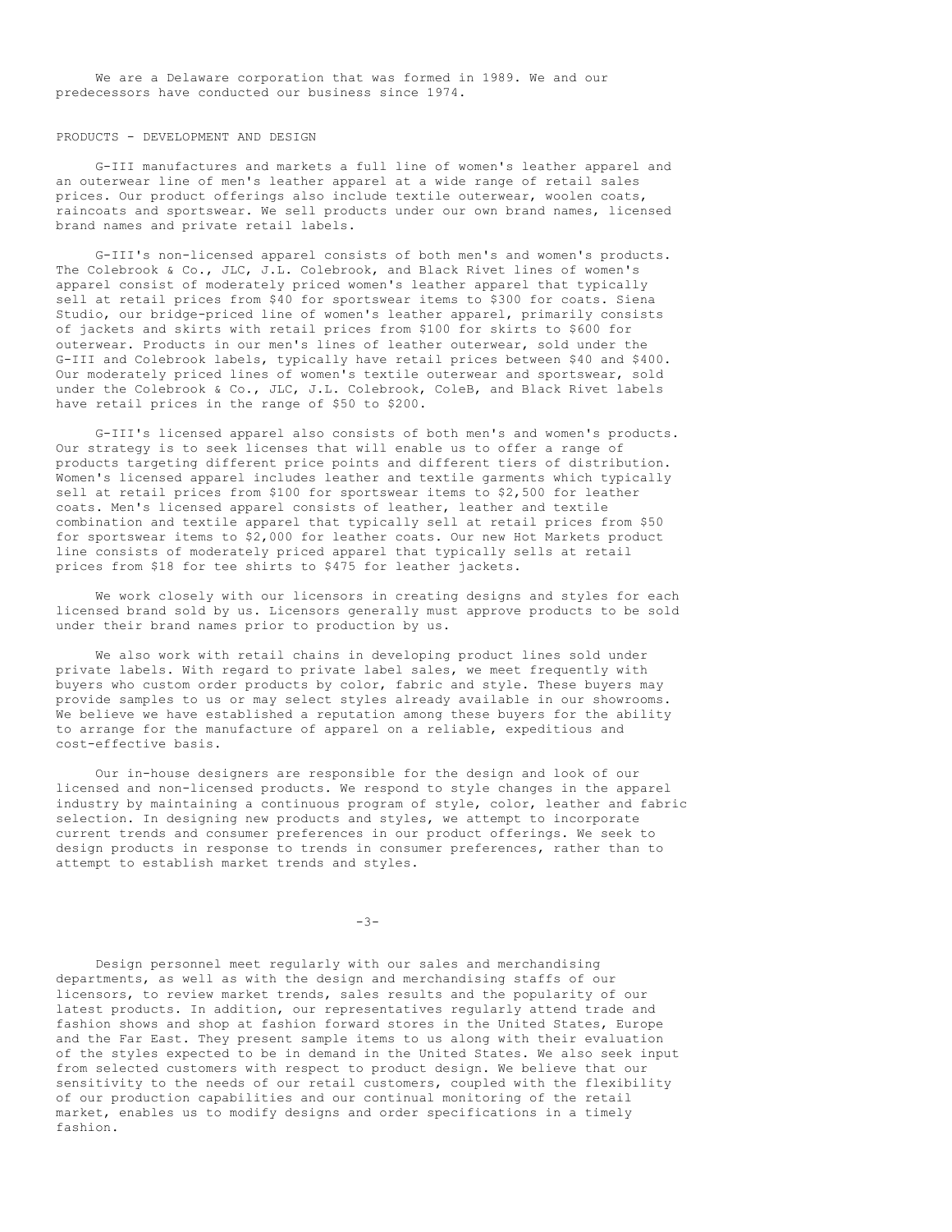We are a Delaware corporation that was formed in 1989. We and our predecessors have conducted our business since 1974.

## PRODUCTS - DEVELOPMENT AND DESIGN

G-III manufactures and markets a full line of women's leather apparel and an outerwear line of men's leather apparel at a wide range of retail sales prices. Our product offerings also include textile outerwear, woolen coats, raincoats and sportswear. We sell products under our own brand names, licensed brand names and private retail labels.

G-III's non-licensed apparel consists of both men's and women's products. The Colebrook & Co., JLC, J.L. Colebrook, and Black Rivet lines of women's apparel consist of moderately priced women's leather apparel that typically sell at retail prices from $40 for sportswear items to $300 for coats. Siena Studio, our bridge-priced line of women's leather apparel, primarily consists of jackets and skirts with retail prices from $100 for skirts to $600 for outerwear. Products in our men's lines of leather outerwear, sold under the G-III and Colebrook labels, typically have retail prices between $40 and $400. Our moderately priced lines of women's textile outerwear and sportswear, sold under the Colebrook & Co., JLC, J.L. Colebrook, ColeB, and Black Rivet labels have retail prices in the range of $50 to $200.

G-III's licensed apparel also consists of both men's and women's products. Our strategy is to seek licenses that will enable us to offer a range of products targeting different price points and different tiers of distribution. Women's licensed apparel includes leather and textile garments which typically sell at retail prices from $100 for sportswear items to $2,500 for leather coats. Men's licensed apparel consists of leather, leather and textile combination and textile apparel that typically sell at retail prices from $50 for sportswear items to $2,000 for leather coats. Our new Hot Markets product line consists of moderately priced apparel that typically sells at retail prices from $18 for tee shirts to $475 for leather jackets.

We work closely with our licensors in creating designs and styles for each licensed brand sold by us. Licensors generally must approve products to be sold under their brand names prior to production by us.

We also work with retail chains in developing product lines sold under private labels. With regard to private label sales, we meet frequently with buyers who custom order products by color, fabric and style. These buyers may provide samples to us or may select styles already available in our showrooms. We believe we have established a reputation among these buyers for the ability to arrange for the manufacture of apparel on a reliable, expeditious and cost-effective basis.

Our in-house designers are responsible for the design and look of our licensed and non-licensed products. We respond to style changes in the apparel industry by maintaining a continuous program of style, color, leather and fabric selection. In designing new products and styles, we attempt to incorporate current trends and consumer preferences in our product offerings. We seek to design products in response to trends in consumer preferences, rather than to attempt to establish market trends and styles.

Design personnel meet regularly with our sales and merchandising departments, as well as with the design and merchandising staffs of our licensors, to review market trends, sales results and the popularity of our latest products. In addition, our representatives regularly attend trade and fashion shows and shop at fashion forward stores in the United States, Europe and the Far East. They present sample items to us along with their evaluation of the styles expected to be in demand in the United States. We also seek input from selected customers with respect to product design. We believe that our sensitivity to the needs of our retail customers, coupled with the flexibility of our production capabilities and our continual monitoring of the retail market, enables us to modify designs and order specifications in a timely fashion.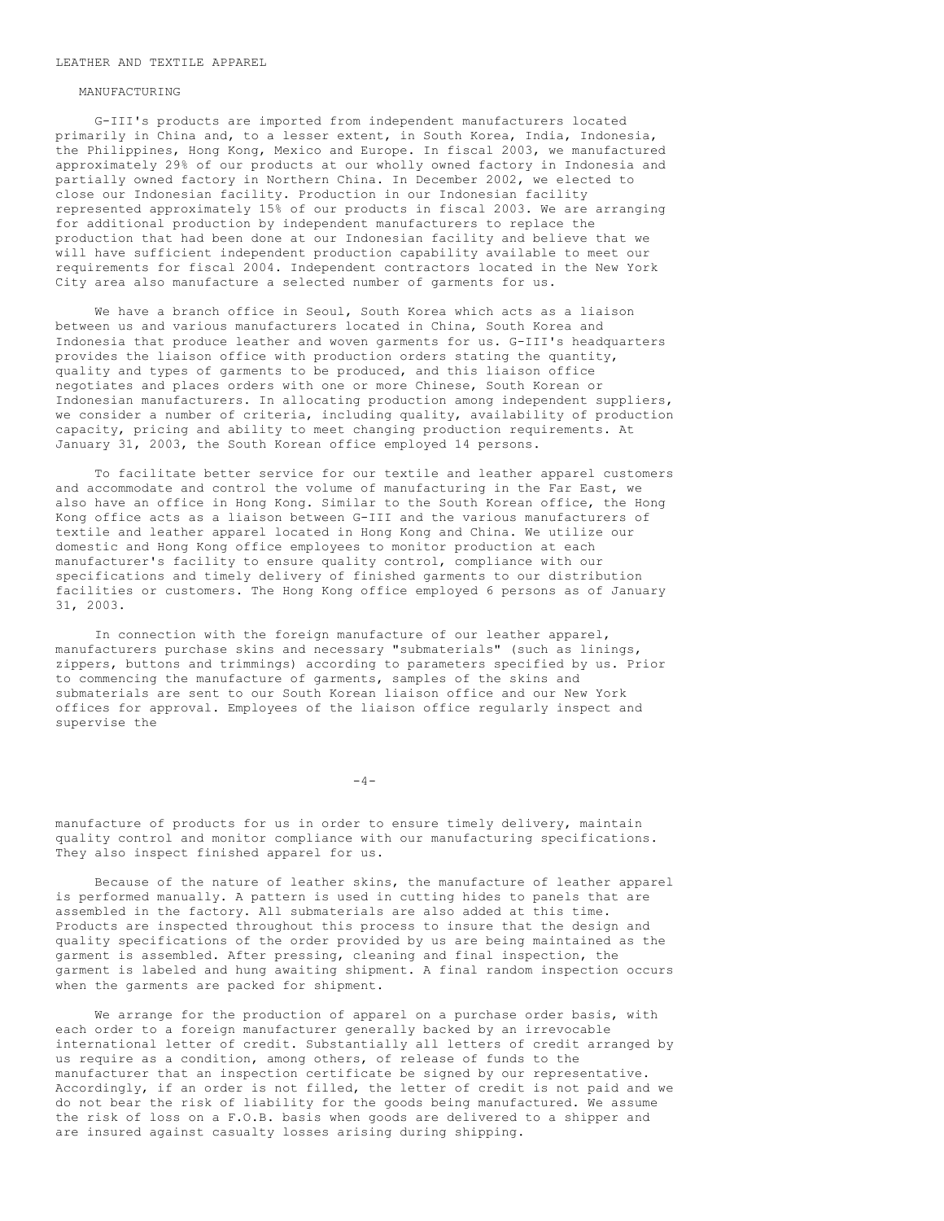## LEATHER AND TEXTILE APPAREL

### MANUFACTURING

G-III's products are imported from independent manufacturers located primarily in China and, to a lesser extent, in South Korea, India, Indonesia, the Philippines, Hong Kong, Mexico and Europe. In fiscal 2003, we manufactured approximately 29% of our products at our wholly owned factory in Indonesia and partially owned factory in Northern China. In December 2002, we elected to close our Indonesian facility. Production in our Indonesian facility represented approximately 15% of our products in fiscal 2003. We are arranging for additional production by independent manufacturers to replace the production that had been done at our Indonesian facility and believe that we will have sufficient independent production capability available to meet our requirements for fiscal 2004. Independent contractors located in the New York City area also manufacture a selected number of garments for us.

We have a branch office in Seoul, South Korea which acts as a liaison between us and various manufacturers located in China, South Korea and Indonesia that produce leather and woven garments for us. G-III's headquarters provides the liaison office with production orders stating the quantity, quality and types of garments to be produced, and this liaison office negotiates and places orders with one or more Chinese, South Korean or Indonesian manufacturers. In allocating production among independent suppliers, we consider a number of criteria, including quality, availability of production capacity, pricing and ability to meet changing production requirements. At January 31, 2003, the South Korean office employed 14 persons.

To facilitate better service for our textile and leather apparel customers and accommodate and control the volume of manufacturing in the Far East, we also have an office in Hong Kong. Similar to the South Korean office, the Hong Kong office acts as a liaison between G-III and the various manufacturers of textile and leather apparel located in Hong Kong and China. We utilize our domestic and Hong Kong office employees to monitor production at each manufacturer's facility to ensure quality control, compliance with our specifications and timely delivery of finished garments to our distribution facilities or customers. The Hong Kong office employed 6 persons as of January 31, 2003.

In connection with the foreign manufacture of our leather apparel, manufacturers purchase skins and necessary "submaterials" (such as linings, zippers, buttons and trimmings) according to parameters specified by us. Prior to commencing the manufacture of garments, samples of the skins and submaterials are sent to our South Korean liaison office and our New York offices for approval. Employees of the liaison office regularly inspect and supervise the manufacture of products for us in order to ensure timely delivery, maintain quality control and monitor compliance with our manufacturing specifications. They also inspect finished apparel for us.

Because of the nature of leather skins, the manufacture of leather apparel is performed manually. A pattern is used in cutting hides to panels that are assembled in the factory. All submaterials are also added at this time. Products are inspected throughout this process to insure that the design and quality specifications of the order provided by us are being maintained as the garment is assembled. After pressing, cleaning and final inspection, the garment is labeled and hung awaiting shipment. A final random inspection occurs when the garments are packed for shipment.

We arrange for the production of apparel on a purchase order basis, with each order to a foreign manufacturer generally backed by an irrevocable international letter of credit. Substantially all letters of credit arranged by us require as a condition, among others, of release of funds to the manufacturer that an inspection certificate be signed by our representative. Accordingly, if an order is not filled, the letter of credit is not paid and we do not bear the risk of liability for the goods being manufactured. We assume the risk of loss on a F.O.B. basis when goods are delivered to a shipper and are insured against casualty losses arising during shipping.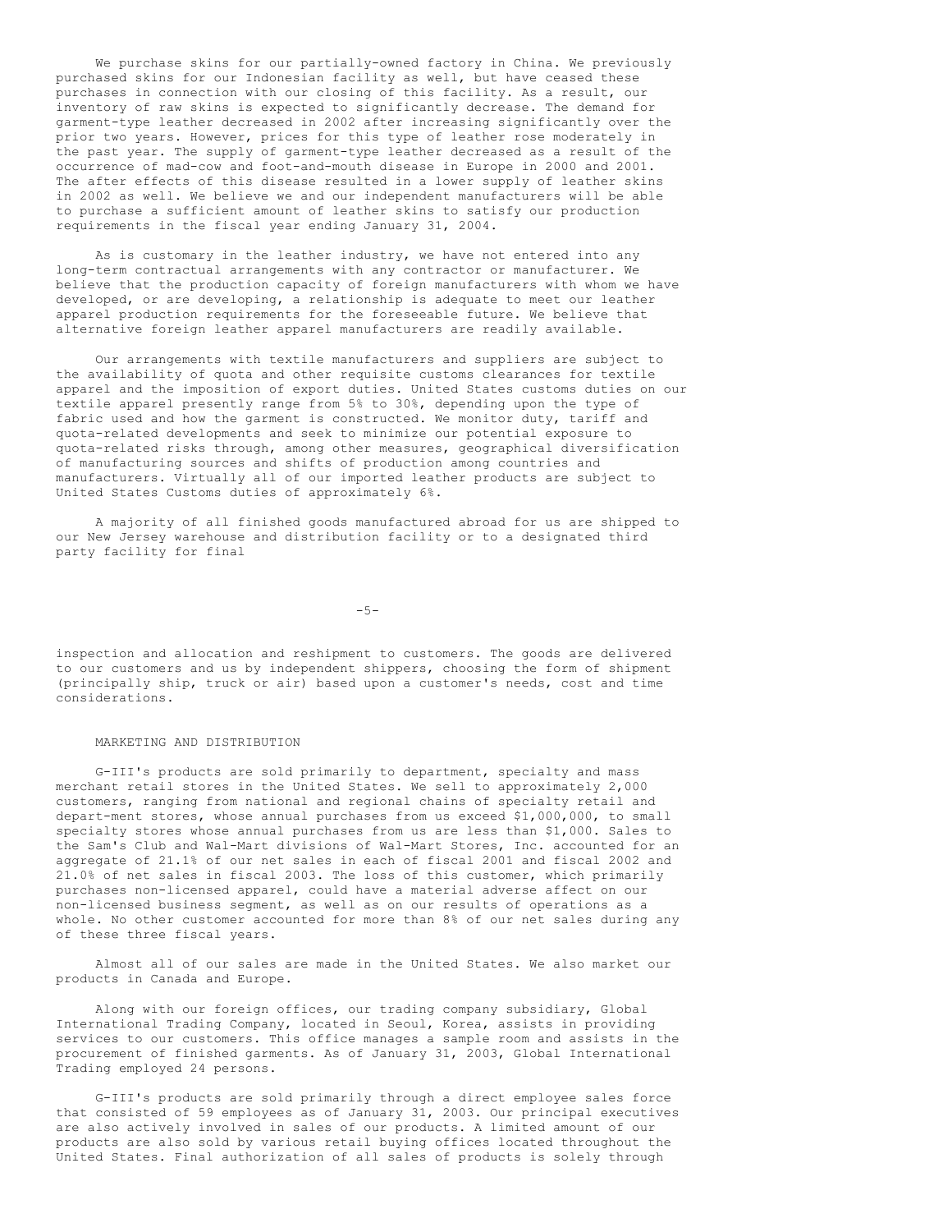We purchase skins for our partially-owned factory in China. We previously purchased skins for our Indonesian facility as well, but have ceased these purchases in connection with our closing of this facility. As a result, our inventory of raw skins is expected to significantly decrease. The demand for garment-type leather decreased in 2002 after increasing significantly over the prior two years. However, prices for this type of leather rose moderately in the past year. The supply of garment-type leather decreased as a result of the occurrence of mad-cow and foot-and-mouth disease in Europe in 2000 and 2001. The after effects of this disease resulted in a lower supply of leather skins in 2002 as well. We believe we and our independent manufacturers will be able to purchase a sufficient amount of leather skins to satisfy our production requirements in the fiscal year ending January 31, 2004.

As is customary in the leather industry, we have not entered into any long-term contractual arrangements with any contractor or manufacturer. We believe that the production capacity of foreign manufacturers with whom we have developed, or are developing, a relationship is adequate to meet our leather apparel production requirements for the foreseeable future. We believe that alternative foreign leather apparel manufacturers are readily available.

Our arrangements with textile manufacturers and suppliers are subject to the availability of quota and other requisite customs clearances for textile apparel and the imposition of export duties. United States customs duties on our textile apparel presently range from 5% to 30%, depending upon the type of fabric used and how the garment is constructed. We monitor duty, tariff and quota-related developments and seek to minimize our potential exposure to quota-related risks through, among other measures, geographical diversification of manufacturing sources and shifts of production among countries and manufacturers. Virtually all of our imported leather products are subject to United States Customs duties of approximately 6%.

A majority of all finished goods manufactured abroad for us are shipped to our New Jersey warehouse and distribution facility or to a designated third party facility for final inspection and allocation and reshipment to customers. The goods are delivered to our customers and us by independent shippers, choosing the form of shipment (principally ship, truck or air) based upon a customer's needs, cost and time considerations.

## MARKETING AND DISTRIBUTION

G-III's products are sold primarily to department, specialty and mass merchant retail stores in the United States. We sell to approximately 2,000 customers, ranging from national and regional chains of specialty retail and depart-ment stores, whose annual purchases from us exceed $1,000,000, to small specialty stores whose annual purchases from us are less than $1,000. Sales to the Sam's Club and Wal-Mart divisions of Wal-Mart Stores, Inc. accounted for an aggregate of 21.1% of our net sales in each of fiscal 2001 and fiscal 2002 and 21.0% of net sales in fiscal 2003. The loss of this customer, which primarily purchases non-licensed apparel, could have a material adverse affect on our non-licensed business segment, as well as on our results of operations as a whole. No other customer accounted for more than 8% of our net sales during any of these three fiscal years.

Almost all of our sales are made in the United States. We also market our products in Canada and Europe.

Along with our foreign offices, our trading company subsidiary, Global International Trading Company, located in Seoul, Korea, assists in providing services to our customers. This office manages a sample room and assists in the procurement of finished garments. As of January 31, 2003, Global International Trading employed 24 persons.

G-III's products are sold primarily through a direct employee sales force that consisted of 59 employees as of January 31, 2003. Our principal executives are also actively involved in sales of our products. A limited amount of our products are also sold by various retail buying offices located throughout the United States. Final authorization of all sales of products is solely through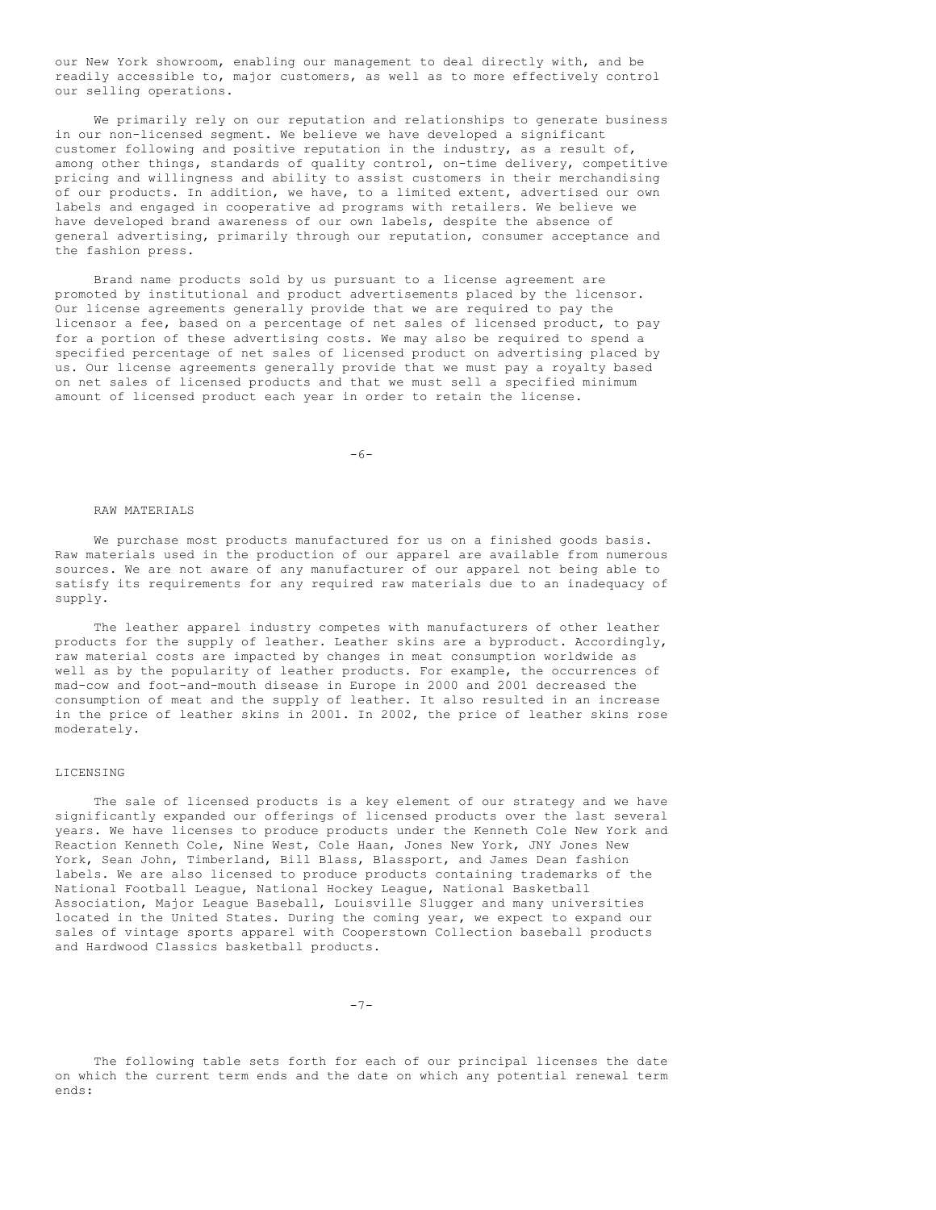our New York showroom, enabling our management to deal directly with, and be readily accessible to, major customers, as well as to more effectively control our selling operations.

We primarily rely on our reputation and relationships to generate business in our non-licensed segment. We believe we have developed a significant customer following and positive reputation in the industry, as a result of, among other things, standards of quality control, on-time delivery, competitive pricing and willingness and ability to assist customers in their merchandising of our products. In addition, we have, to a limited extent, advertised our own labels and engaged in cooperative ad programs with retailers. We believe we have developed brand awareness of our own labels, despite the absence of general advertising, primarily through our reputation, consumer acceptance and the fashion press.

Brand name products sold by us pursuant to a license agreement are promoted by institutional and product advertisements placed by the licensor. Our license agreements generally provide that we are required to pay the licensor a fee, based on a percentage of net sales of licensed product, to pay for a portion of these advertising costs. We may also be required to spend a specified percentage of net sales of licensed product on advertising placed by us. Our license agreements generally provide that we must pay a royalty based on net sales of licensed products and that we must sell a specified minimum amount of licensed product each year in order to retain the license.

## RAW MATERIALS

We purchase most products manufactured for us on a finished goods basis. Raw materials used in the production of our apparel are available from numerous sources. We are not aware of any manufacturer of our apparel not being able to satisfy its requirements for any required raw materials due to an inadequacy of supply.

The leather apparel industry competes with manufacturers of other leather products for the supply of leather. Leather skins are a byproduct. Accordingly, raw material costs are impacted by changes in meat consumption worldwide as well as by the popularity of leather products. For example, the occurrences of mad-cow and foot-and-mouth disease in Europe in 2000 and 2001 decreased the consumption of meat and the supply of leather. It also resulted in an increase in the price of leather skins in 2001. In 2002, the price of leather skins rose moderately.

## LICENSING

The sale of licensed products is a key element of our strategy and we have significantly expanded our offerings of licensed products over the last several years. We have licenses to produce products under the Kenneth Cole New York and Reaction Kenneth Cole, Nine West, Cole Haan, Jones New York, JNY Jones New York, Sean John, Timberland, Bill Blass, Blassport, and James Dean fashion labels. We are also licensed to produce products containing trademarks of the National Football League, National Hockey League, National Basketball Association, Major League Baseball, Louisville Slugger and many universities located in the United States. During the coming year, we expect to expand our sales of vintage sports apparel with Cooperstown Collection baseball products and Hardwood Classics basketball products.

The following table sets forth for each of our principal licenses the date on which the current term ends and the date on which any potential renewal term ends: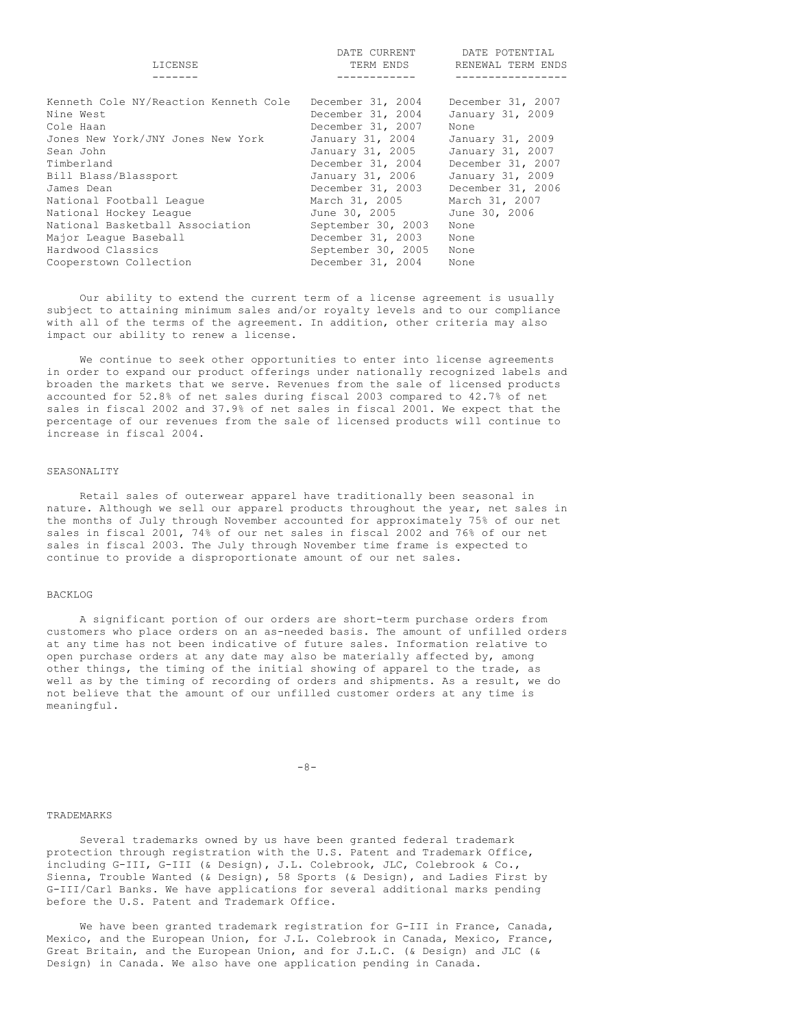| LICENSE | DATE CURRENT TERM ENDS | DATE POTENTIAL RENEWAL TERM ENDS |
|---|---|---|
| Kenneth Cole NY/Reaction Kenneth Cole | December 31, 2004 | December 31, 2007 |
| Nine West | December 31, 2004 | January 31, 2009 |
| Cole Haan | December 31, 2007 | None |
| Jones New York/JNY Jones New York | January 31, 2004 | January 31, 2009 |
| Sean John | January 31, 2005 | January 31, 2007 |
| Timberland | December 31, 2004 | December 31, 2007 |
| Bill Blass/Blassport | January 31, 2006 | January 31, 2009 |
| James Dean | December 31, 2003 | December 31, 2006 |
| National Football League | March 31, 2005 | March 31, 2007 |
| National Hockey League | June 30, 2005 | June 30, 2006 |
| National Basketball Association | September 30, 2003 | None |
| Major League Baseball | December 31, 2003 | None |
| Hardwood Classics | September 30, 2005 | None |
| Cooperstown Collection | December 31, 2004 | None |

Our ability to extend the current term of a license agreement is usually subject to attaining minimum sales and/or royalty levels and to our compliance with all of the terms of the agreement. In addition, other criteria may also impact our ability to renew a license.

We continue to seek other opportunities to enter into license agreements in order to expand our product offerings under nationally recognized labels and broaden the markets that we serve. Revenues from the sale of licensed products accounted for 52.8% of net sales during fiscal 2003 compared to 42.7% of net sales in fiscal 2002 and 37.9% of net sales in fiscal 2001. We expect that the percentage of our revenues from the sale of licensed products will continue to increase in fiscal 2004.

## SEASONALITY

Retail sales of outerwear apparel have traditionally been seasonal in nature. Although we sell our apparel products throughout the year, net sales in the months of July through November accounted for approximately 75% of our net sales in fiscal 2001, 74% of our net sales in fiscal 2002 and 76% of our net sales in fiscal 2003. The July through November time frame is expected to continue to provide a disproportionate amount of our net sales.

## BACKLOG

A significant portion of our orders are short-term purchase orders from customers who place orders on an as-needed basis. The amount of unfilled orders at any time has not been indicative of future sales. Information relative to open purchase orders at any date may also be materially affected by, among other things, the timing of the initial showing of apparel to the trade, as well as by the timing of recording of orders and shipments. As a result, we do not believe that the amount of our unfilled customer orders at any time is meaningful.

## TRADEMARKS

Several trademarks owned by us have been granted federal trademark protection through registration with the U.S. Patent and Trademark Office, including G-III, G-III (& Design), J.L. Colebrook, JLC, Colebrook & Co., Sienna, Trouble Wanted (& Design), 58 Sports (& Design), and Ladies First by G-III/Carl Banks. We have applications for several additional marks pending before the U.S. Patent and Trademark Office.

We have been granted trademark registration for G-III in France, Canada, Mexico, and the European Union, for J.L. Colebrook in Canada, Mexico, France, Great Britain, and the European Union, and for J.L.C. (& Design) and JLC (& Design) in Canada. We also have one application pending in Canada.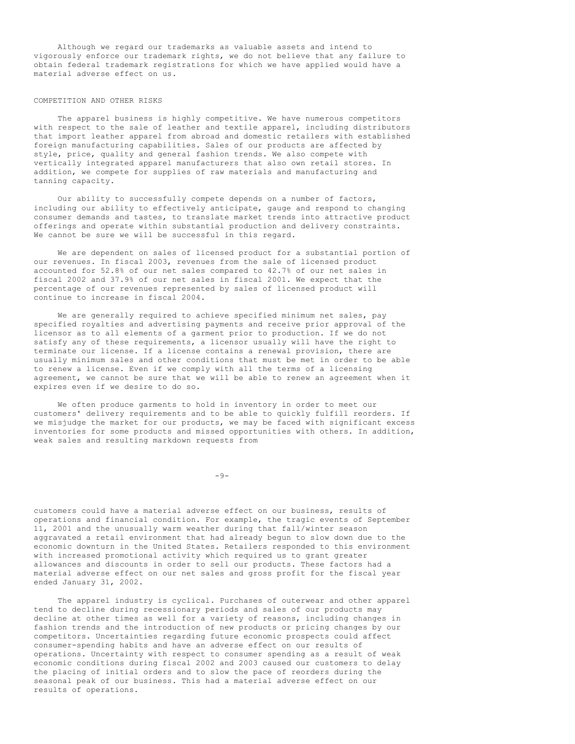Although we regard our trademarks as valuable assets and intend to vigorously enforce our trademark rights, we do not believe that any failure to obtain federal trademark registrations for which we have applied would have a material adverse effect on us.

## COMPETITION AND OTHER RISKS

The apparel business is highly competitive. We have numerous competitors with respect to the sale of leather and textile apparel, including distributors that import leather apparel from abroad and domestic retailers with established foreign manufacturing capabilities. Sales of our products are affected by style, price, quality and general fashion trends. We also compete with vertically integrated apparel manufacturers that also own retail stores. In addition, we compete for supplies of raw materials and manufacturing and tanning capacity.

Our ability to successfully compete depends on a number of factors, including our ability to effectively anticipate, gauge and respond to changing consumer demands and tastes, to translate market trends into attractive product offerings and operate within substantial production and delivery constraints. We cannot be sure we will be successful in this regard.

We are dependent on sales of licensed product for a substantial portion of our revenues. In fiscal 2003, revenues from the sale of licensed product accounted for 52.8% of our net sales compared to 42.7% of our net sales in fiscal 2002 and 37.9% of our net sales in fiscal 2001. We expect that the percentage of our revenues represented by sales of licensed product will continue to increase in fiscal 2004.

We are generally required to achieve specified minimum net sales, pay specified royalties and advertising payments and receive prior approval of the licensor as to all elements of a garment prior to production. If we do not satisfy any of these requirements, a licensor usually will have the right to terminate our license. If a license contains a renewal provision, there are usually minimum sales and other conditions that must be met in order to be able to renew a license. Even if we comply with all the terms of a licensing agreement, we cannot be sure that we will be able to renew an agreement when it expires even if we desire to do so.

We often produce garments to hold in inventory in order to meet our customers' delivery requirements and to be able to quickly fulfill reorders. If we misjudge the market for our products, we may be faced with significant excess inventories for some products and missed opportunities with others. In addition, weak sales and resulting markdown requests from customers could have a material adverse effect on our business, results of operations and financial condition. For example, the tragic events of September 11, 2001 and the unusually warm weather during that fall/winter season aggravated a retail environment that had already begun to slow down due to the economic downturn in the United States. Retailers responded to this environment with increased promotional activity which required us to grant greater allowances and discounts in order to sell our products. These factors had a material adverse effect on our net sales and gross profit for the fiscal year ended January 31, 2002.

The apparel industry is cyclical. Purchases of outerwear and other apparel tend to decline during recessionary periods and sales of our products may decline at other times as well for a variety of reasons, including changes in fashion trends and the introduction of new products or pricing changes by our competitors. Uncertainties regarding future economic prospects could affect consumer-spending habits and have an adverse effect on our results of operations. Uncertainty with respect to consumer spending as a result of weak economic conditions during fiscal 2002 and 2003 caused our customers to delay the placing of initial orders and to slow the pace of reorders during the seasonal peak of our business. This had a material adverse effect on our results of operations.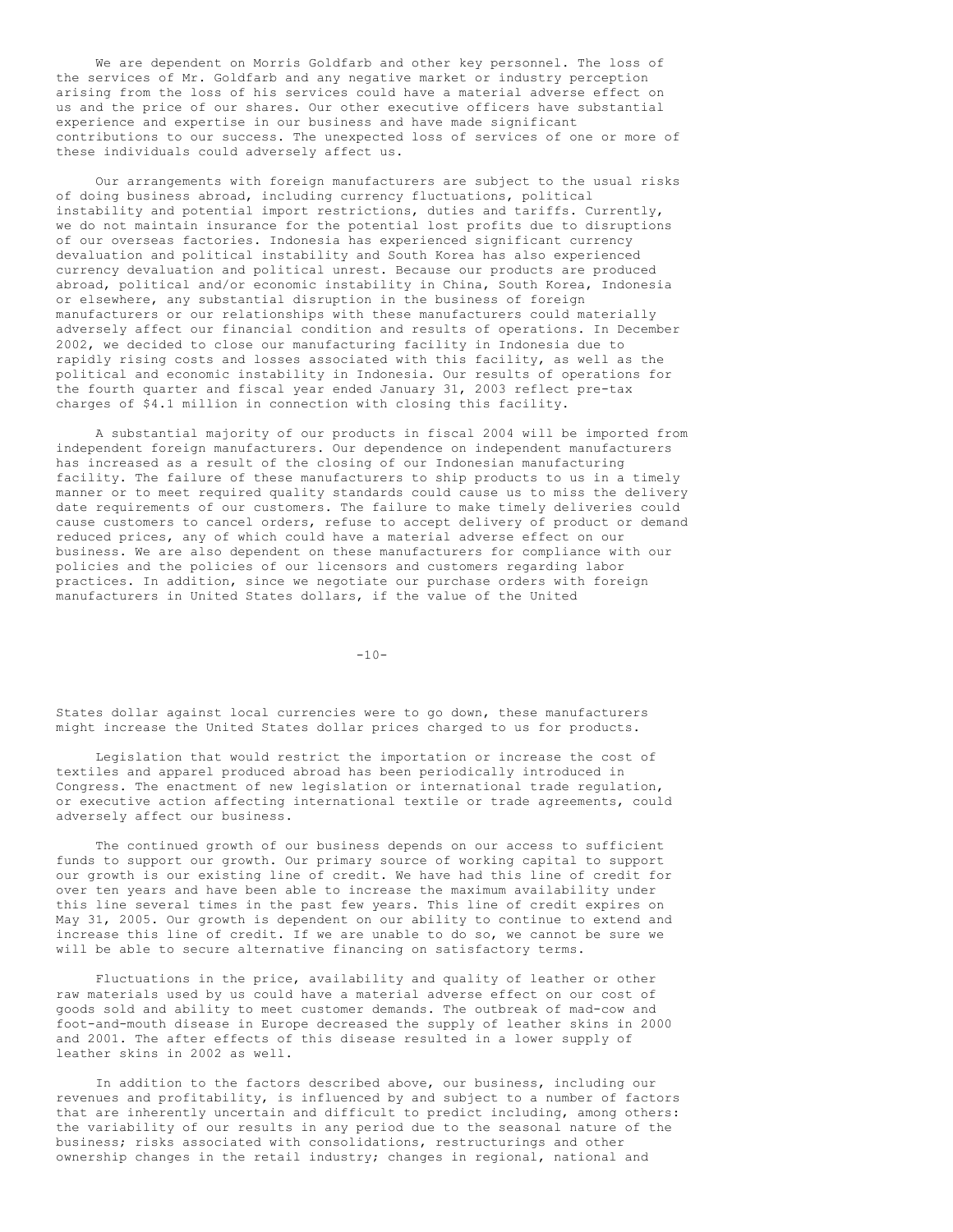We are dependent on Morris Goldfarb and other key personnel. The loss of the services of Mr. Goldfarb and any negative market or industry perception arising from the loss of his services could have a material adverse effect on us and the price of our shares. Our other executive officers have substantial experience and expertise in our business and have made significant contributions to our success. The unexpected loss of services of one or more of these individuals could adversely affect us.

Our arrangements with foreign manufacturers are subject to the usual risks of doing business abroad, including currency fluctuations, political instability and potential import restrictions, duties and tariffs. Currently, we do not maintain insurance for the potential lost profits due to disruptions of our overseas factories. Indonesia has experienced significant currency devaluation and political instability and South Korea has also experienced currency devaluation and political unrest. Because our products are produced abroad, political and/or economic instability in China, South Korea, Indonesia or elsewhere, any substantial disruption in the business of foreign manufacturers or our relationships with these manufacturers could materially adversely affect our financial condition and results of operations. In December 2002, we decided to close our manufacturing facility in Indonesia due to rapidly rising costs and losses associated with this facility, as well as the political and economic instability in Indonesia. Our results of operations for the fourth quarter and fiscal year ended January 31, 2003 reflect pre-tax charges of $4.1 million in connection with closing this facility.

A substantial majority of our products in fiscal 2004 will be imported from independent foreign manufacturers. Our dependence on independent manufacturers has increased as a result of the closing of our Indonesian manufacturing facility. The failure of these manufacturers to ship products to us in a timely manner or to meet required quality standards could cause us to miss the delivery date requirements of our customers. The failure to make timely deliveries could cause customers to cancel orders, refuse to accept delivery of product or demand reduced prices, any of which could have a material adverse effect on our business. We are also dependent on these manufacturers for compliance with our policies and the policies of our licensors and customers regarding labor practices. In addition, since we negotiate our purchase orders with foreign manufacturers in United States dollars, if the value of the United States dollar against local currencies were to go down, these manufacturers might increase the United States dollar prices charged to us for products.

Legislation that would restrict the importation or increase the cost of textiles and apparel produced abroad has been periodically introduced in Congress. The enactment of new legislation or international trade regulation, or executive action affecting international textile or trade agreements, could adversely affect our business.

The continued growth of our business depends on our access to sufficient funds to support our growth. Our primary source of working capital to support our growth is our existing line of credit. We have had this line of credit for over ten years and have been able to increase the maximum availability under this line several times in the past few years. This line of credit expires on May 31, 2005. Our growth is dependent on our ability to continue to extend and increase this line of credit. If we are unable to do so, we cannot be sure we will be able to secure alternative financing on satisfactory terms.

Fluctuations in the price, availability and quality of leather or other raw materials used by us could have a material adverse effect on our cost of goods sold and ability to meet customer demands. The outbreak of mad-cow and foot-and-mouth disease in Europe decreased the supply of leather skins in 2000 and 2001. The after effects of this disease resulted in a lower supply of leather skins in 2002 as well.

In addition to the factors described above, our business, including our revenues and profitability, is influenced by and subject to a number of factors that are inherently uncertain and difficult to predict including, among others: the variability of our results in any period due to the seasonal nature of the business; risks associated with consolidations, restructurings and other ownership changes in the retail industry; changes in regional, national and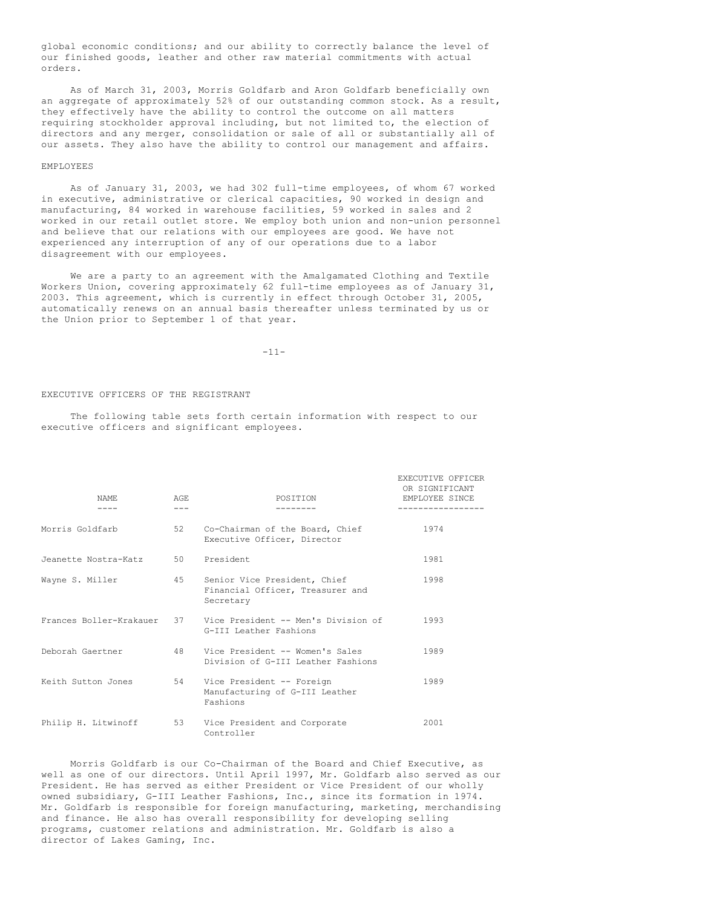global economic conditions; and our ability to correctly balance the level of our finished goods, leather and other raw material commitments with actual orders.

As of March 31, 2003, Morris Goldfarb and Aron Goldfarb beneficially own an aggregate of approximately 52% of our outstanding common stock. As a result, they effectively have the ability to control the outcome on all matters requiring stockholder approval including, but not limited to, the election of directors and any merger, consolidation or sale of all or substantially all of our assets. They also have the ability to control our management and affairs.

## EMPLOYEES

As of January 31, 2003, we had 302 full-time employees, of whom 67 worked in executive, administrative or clerical capacities, 90 worked in design and manufacturing, 84 worked in warehouse facilities, 59 worked in sales and 2 worked in our retail outlet store. We employ both union and non-union personnel and believe that our relations with our employees are good. We have not experienced any interruption of any of our operations due to a labor disagreement with our employees.

We are a party to an agreement with the Amalgamated Clothing and Textile Workers Union, covering approximately 62 full-time employees as of January 31, 2003. This agreement, which is currently in effect through October 31, 2005, automatically renews on an annual basis thereafter unless terminated by us or the Union prior to September 1 of that year.

## EXECUTIVE OFFICERS OF THE REGISTRANT

The following table sets forth certain information with respect to our executive officers and significant employees.

| NAME | AGE | POSITION | EXECUTIVE OFFICER OR SIGNIFICANT EMPLOYEE SINCE |
|---|---|---|---|
| Morris Goldfarb | 52 | Co-Chairman of the Board, Chief Executive Officer, Director | 1974 |
| Jeanette Nostra-Katz | 50 | President | 1981 |
| Wayne S. Miller | 45 | Senior Vice President, Chief Financial Officer, Treasurer and Secretary | 1998 |
| Frances Boller-Krakauer | 37 | Vice President -- Men's Division of G-III Leather Fashions | 1993 |
| Deborah Gaertner | 48 | Vice President -- Women's Sales Division of G-III Leather Fashions | 1989 |
| Keith Sutton Jones | 54 | Vice President -- Foreign Manufacturing of G-III Leather Fashions | 1989 |
| Philip H. Litwinoff | 53 | Vice President and Corporate Controller | 2001 |

Morris Goldfarb is our Co-Chairman of the Board and Chief Executive, as well as one of our directors. Until April 1997, Mr. Goldfarb also served as our President. He has served as either President or Vice President of our wholly owned subsidiary, G-III Leather Fashions, Inc., since its formation in 1974. Mr. Goldfarb is responsible for foreign manufacturing, marketing, merchandising and finance. He also has overall responsibility for developing selling programs, customer relations and administration. Mr. Goldfarb is also a director of Lakes Gaming, Inc.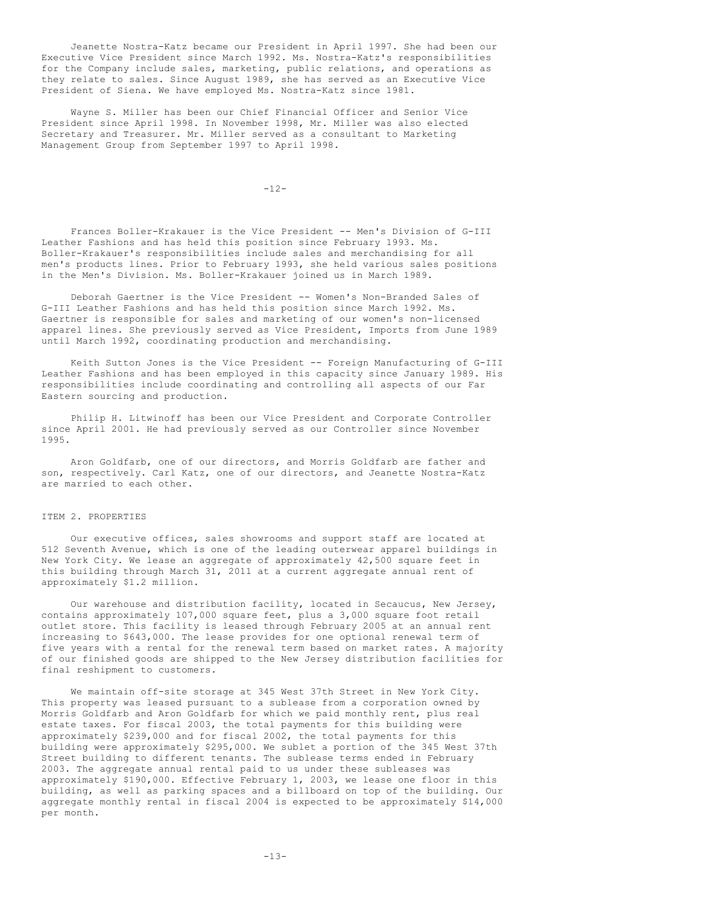Jeanette Nostra-Katz became our President in April 1997. She had been our Executive Vice President since March 1992. Ms. Nostra-Katz's responsibilities for the Company include sales, marketing, public relations, and operations as they relate to sales. Since August 1989, she has served as an Executive Vice President of Siena. We have employed Ms. Nostra-Katz since 1981.

Wayne S. Miller has been our Chief Financial Officer and Senior Vice President since April 1998. In November 1998, Mr. Miller was also elected Secretary and Treasurer. Mr. Miller served as a consultant to Marketing Management Group from September 1997 to April 1998.

Frances Boller-Krakauer is the Vice President -- Men's Division of G-III Leather Fashions and has held this position since February 1993. Ms. Boller-Krakauer's responsibilities include sales and merchandising for all men's products lines. Prior to February 1993, she held various sales positions in the Men's Division. Ms. Boller-Krakauer joined us in March 1989.

Deborah Gaertner is the Vice President -- Women's Non-Branded Sales of G-III Leather Fashions and has held this position since March 1992. Ms. Gaertner is responsible for sales and marketing of our women's non-licensed apparel lines. She previously served as Vice President, Imports from June 1989 until March 1992, coordinating production and merchandising.

Keith Sutton Jones is the Vice President -- Foreign Manufacturing of G-III Leather Fashions and has been employed in this capacity since January 1989. His responsibilities include coordinating and controlling all aspects of our Far Eastern sourcing and production.

Philip H. Litwinoff has been our Vice President and Corporate Controller since April 2001. He had previously served as our Controller since November 1995.

Aron Goldfarb, one of our directors, and Morris Goldfarb are father and son, respectively. Carl Katz, one of our directors, and Jeanette Nostra-Katz are married to each other.

## ITEM 2. PROPERTIES

Our executive offices, sales showrooms and support staff are located at 512 Seventh Avenue, which is one of the leading outerwear apparel buildings in New York City. We lease an aggregate of approximately 42,500 square feet in this building through March 31, 2011 at a current aggregate annual rent of approximately $1.2 million.

Our warehouse and distribution facility, located in Secaucus, New Jersey, contains approximately 107,000 square feet, plus a 3,000 square foot retail outlet store. This facility is leased through February 2005 at an annual rent increasing to $643,000. The lease provides for one optional renewal term of five years with a rental for the renewal term based on market rates. A majority of our finished goods are shipped to the New Jersey distribution facilities for final reshipment to customers.

We maintain off-site storage at 345 West 37th Street in New York City. This property was leased pursuant to a sublease from a corporation owned by Morris Goldfarb and Aron Goldfarb for which we paid monthly rent, plus real estate taxes. For fiscal 2003, the total payments for this building were approximately $239,000 and for fiscal 2002, the total payments for this building were approximately $295,000. We sublet a portion of the 345 West 37th Street building to different tenants. The sublease terms ended in February 2003. The aggregate annual rental paid to us under these subleases was approximately $190,000. Effective February 1, 2003, we lease one floor in this building, as well as parking spaces and a billboard on top of the building. Our aggregate monthly rental in fiscal 2004 is expected to be approximately $14,000 per month.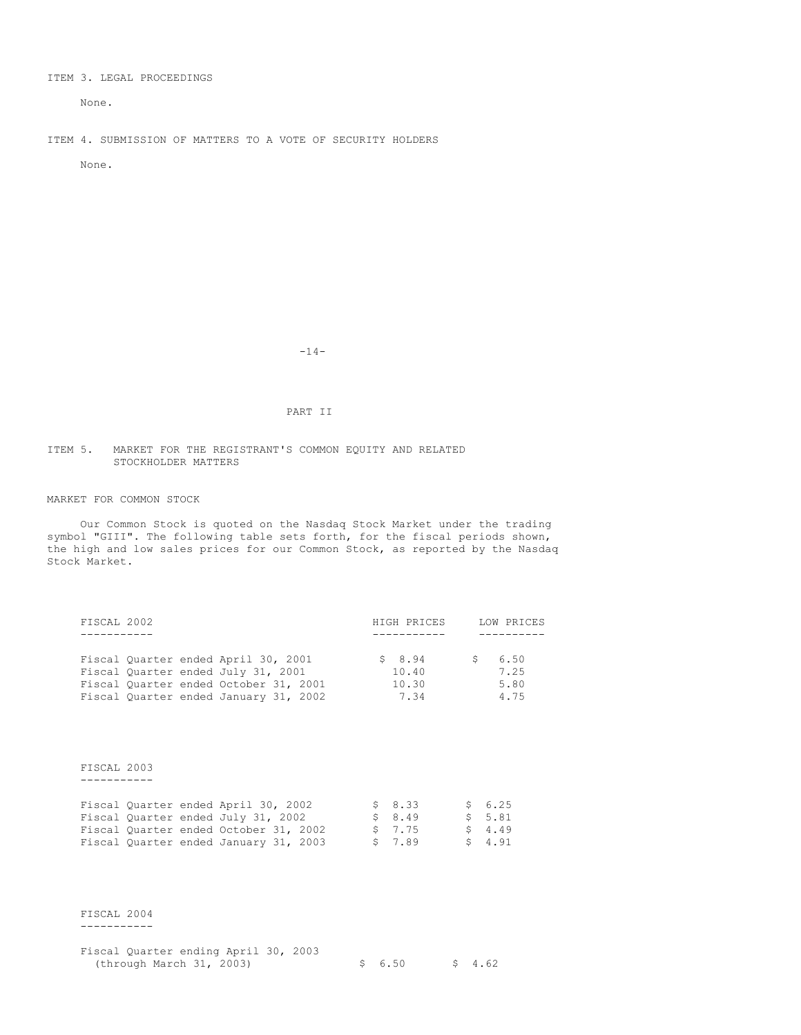ITEM 3. LEGAL PROCEEDINGS

None.

ITEM 4. SUBMISSION OF MATTERS TO A VOTE OF SECURITY HOLDERS

None.

PART II

ITEM 5. MARKET FOR THE REGISTRANT'S COMMON EQUITY AND RELATED STOCKHOLDER MATTERS

MARKET FOR COMMON STOCK

Our Common Stock is quoted on the Nasdaq Stock Market under the trading symbol "GIII". The following table sets forth, for the fiscal periods shown, the high and low sales prices for our Common Stock, as reported by the Nasdaq Stock Market.

| FISCAL 2002 | HIGH PRICES | LOW PRICES |
|---|---|---|
| Fiscal Quarter ended April 30, 2001 | $ 8.94 | $ 6.50 |
| Fiscal Quarter ended July 31, 2001 | 10.40 | 7.25 |
| Fiscal Quarter ended October 31, 2001 | 10.30 | 5.80 |
| Fiscal Quarter ended January 31, 2002 | 7.34 | 4.75 |

| FISCAL 2003 | | |
|---|---|---|
| Fiscal Quarter ended April 30, 2002 | $ 8.33 | $ 6.25 |
| Fiscal Quarter ended July 31, 2002 | $ 8.49 | $ 5.81 |
| Fiscal Quarter ended October 31, 2002 | $ 7.75 | $ 4.49 |
| Fiscal Quarter ended January 31, 2003 | $ 7.89 | $ 4.91 |

| FISCAL 2004 | | |
|---|---|---|
| Fiscal Quarter ending April 30, 2003 (through March 31, 2003) | $ 6.50 | $ 4.62 |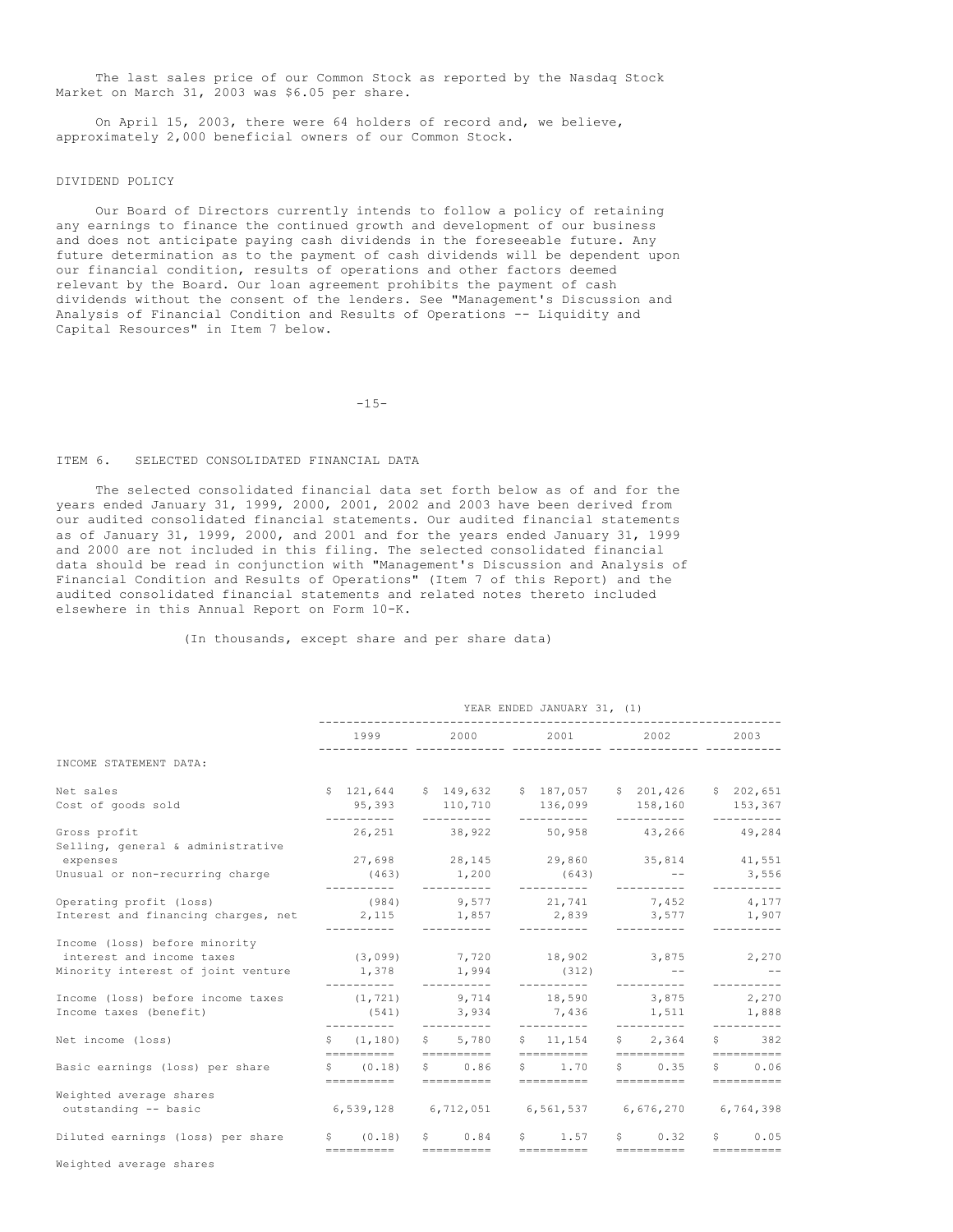The last sales price of our Common Stock as reported by the Nasdaq Stock Market on March 31, 2003 was $6.05 per share.

On April 15, 2003, there were 64 holders of record and, we believe, approximately 2,000 beneficial owners of our Common Stock.

DIVIDEND POLICY

Our Board of Directors currently intends to follow a policy of retaining any earnings to finance the continued growth and development of our business and does not anticipate paying cash dividends in the foreseeable future. Any future determination as to the payment of cash dividends will be dependent upon our financial condition, results of operations and other factors deemed relevant by the Board. Our loan agreement prohibits the payment of cash dividends without the consent of the lenders. See "Management's Discussion and Analysis of Financial Condition and Results of Operations -- Liquidity and Capital Resources" in Item 7 below.

## ITEM 6. SELECTED CONSOLIDATED FINANCIAL DATA

The selected consolidated financial data set forth below as of and for the years ended January 31, 1999, 2000, 2001, 2002 and 2003 have been derived from our audited consolidated financial statements. Our audited financial statements as of January 31, 1999, 2000, and 2001 and for the years ended January 31, 1999 and 2000 are not included in this filing. The selected consolidated financial data should be read in conjunction with "Management's Discussion and Analysis of Financial Condition and Results of Operations" (Item 7 of this Report) and the audited consolidated financial statements and related notes thereto included elsewhere in this Annual Report on Form 10-K.

(In thousands, except share and per share data)

| | YEAR ENDED JANUARY 31, (1) | | | | |
|---|---|---|---|---|---|
| | 1999 | 2000 | 2001 | 2002 | 2003 |
| INCOME STATEMENT DATA: | | | | | |
| Net sales | $ 121,644 | $ 149,632 | $ 187,057 | $ 201,426 | $ 202,651 |
| Cost of goods sold | 95,393 | 110,710 | 136,099 | 158,160 | 153,367 |
| Gross profit | 26,251 | 38,922 | 50,958 | 43,266 | 49,284 |
| Selling, general & administrative expenses | 27,698 | 28,145 | 29,860 | 35,814 | 41,551 |
| Unusual or non-recurring charge | (463) | 1,200 | (643) | -- | 3,556 |
| Operating profit (loss) | (984) | 9,577 | 21,741 | 7,452 | 4,177 |
| Interest and financing charges, net | 2,115 | 1,857 | 2,839 | 3,577 | 1,907 |
| Income (loss) before minority interest and income taxes | (3,099) | 7,720 | 18,902 | 3,875 | 2,270 |
| Minority interest of joint venture | 1,378 | 1,994 | (312) | -- | -- |
| Income (loss) before income taxes | (1,721) | 9,714 | 18,590 | 3,875 | 2,270 |
| Income taxes (benefit) | (541) | 3,934 | 7,436 | 1,511 | 1,888 |
| Net income (loss) | $ (1,180) | $ 5,780 | $ 11,154 | $ 2,364 | $ 382 |
| Basic earnings (loss) per share | $ (0.18) | $ 0.86 | $ 1.70 | $ 0.35 | $ 0.06 |
| Weighted average shares outstanding -- basic | 6,539,128 | 6,712,051 | 6,561,537 | 6,676,270 | 6,764,398 |
| Diluted earnings (loss) per share | $ (0.18) | $ 0.84 | $ 1.57 | $ 0.32 | $ 0.05 |
| Weighted average shares | | | | | |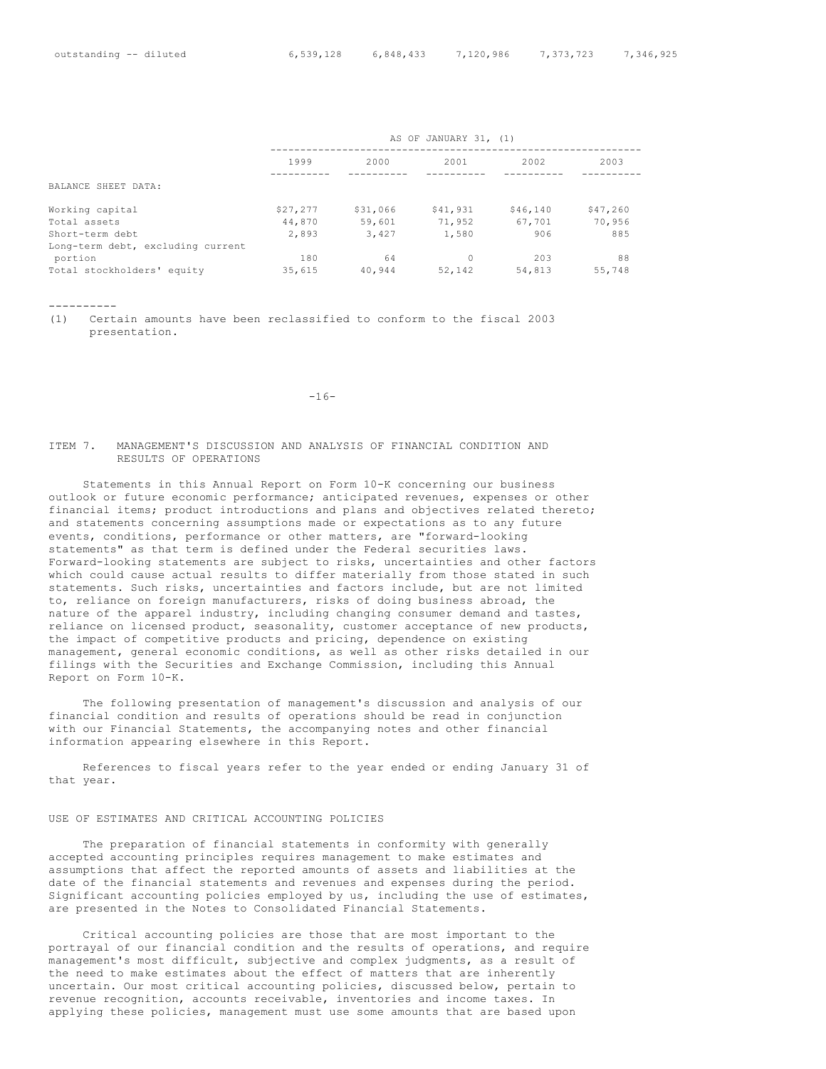| | | | | | |
|---|---|---|---|---|---|
| outstanding -- diluted | 6,539,128 | 6,848,433 | 7,120,986 | 7,373,723 | 7,346,925 |

| | AS OF JANUARY 31, (1) | | | | |
|---|---|---|---|---|---|
| | 1999 | 2000 | 2001 | 2002 | 2003 |
| BALANCE SHEET DATA: | | | | | |
| Working capital | $27,277 | $31,066 | $41,931 | $46,140 | $47,260 |
| Total assets | 44,870 | 59,601 | 71,952 | 67,701 | 70,956 |
| Short-term debt | 2,893 | 3,427 | 1,580 | 906 | 885 |
| Long-term debt, excluding current portion | 180 | 64 | 0 | 203 | 88 |
| Total stockholders' equity | 35,615 | 40,944 | 52,142 | 54,813 | 55,748 |

----------

(1) Certain amounts have been reclassified to conform to the fiscal 2003 presentation.

## ITEM 7. MANAGEMENT'S DISCUSSION AND ANALYSIS OF FINANCIAL CONDITION AND RESULTS OF OPERATIONS

Statements in this Annual Report on Form 10-K concerning our business outlook or future economic performance; anticipated revenues, expenses or other financial items; product introductions and plans and objectives related thereto; and statements concerning assumptions made or expectations as to any future events, conditions, performance or other matters, are "forward-looking statements" as that term is defined under the Federal securities laws. Forward-looking statements are subject to risks, uncertainties and other factors which could cause actual results to differ materially from those stated in such statements. Such risks, uncertainties and factors include, but are not limited to, reliance on foreign manufacturers, risks of doing business abroad, the nature of the apparel industry, including changing consumer demand and tastes, reliance on licensed product, seasonality, customer acceptance of new products, the impact of competitive products and pricing, dependence on existing management, general economic conditions, as well as other risks detailed in our filings with the Securities and Exchange Commission, including this Annual Report on Form 10-K.

The following presentation of management's discussion and analysis of our financial condition and results of operations should be read in conjunction with our Financial Statements, the accompanying notes and other financial information appearing elsewhere in this Report.

References to fiscal years refer to the year ended or ending January 31 of that year.

### USE OF ESTIMATES AND CRITICAL ACCOUNTING POLICIES

The preparation of financial statements in conformity with generally accepted accounting principles requires management to make estimates and assumptions that affect the reported amounts of assets and liabilities at the date of the financial statements and revenues and expenses during the period. Significant accounting policies employed by us, including the use of estimates, are presented in the Notes to Consolidated Financial Statements.

Critical accounting policies are those that are most important to the portrayal of our financial condition and the results of operations, and require management's most difficult, subjective and complex judgments, as a result of the need to make estimates about the effect of matters that are inherently uncertain. Our most critical accounting policies, discussed below, pertain to revenue recognition, accounts receivable, inventories and income taxes. In applying these policies, management must use some amounts that are based upon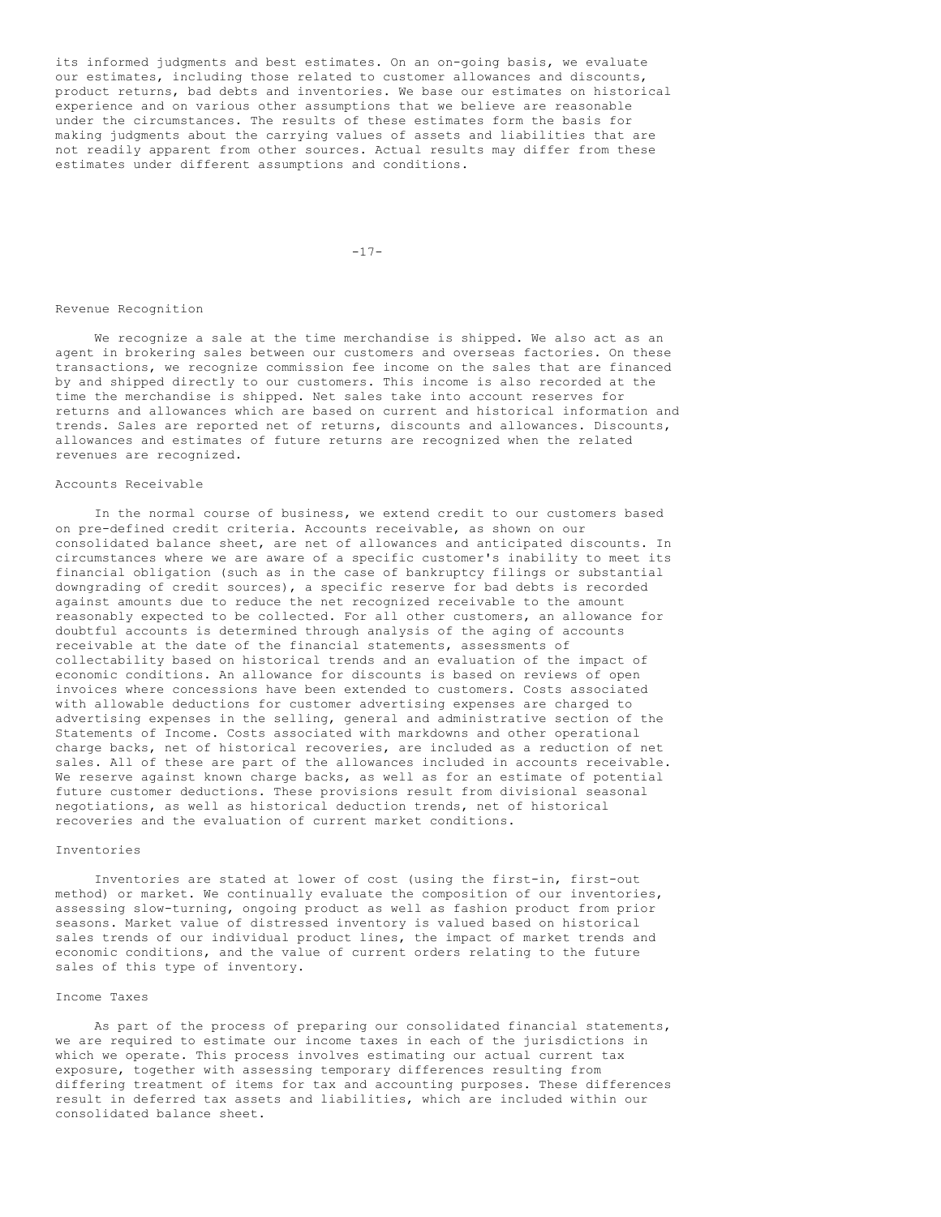its informed judgments and best estimates. On an on-going basis, we evaluate our estimates, including those related to customer allowances and discounts, product returns, bad debts and inventories. We base our estimates on historical experience and on various other assumptions that we believe are reasonable under the circumstances. The results of these estimates form the basis for making judgments about the carrying values of assets and liabilities that are not readily apparent from other sources. Actual results may differ from these estimates under different assumptions and conditions.

### Revenue Recognition

We recognize a sale at the time merchandise is shipped. We also act as an agent in brokering sales between our customers and overseas factories. On these transactions, we recognize commission fee income on the sales that are financed by and shipped directly to our customers. This income is also recorded at the time the merchandise is shipped. Net sales take into account reserves for returns and allowances which are based on current and historical information and trends. Sales are reported net of returns, discounts and allowances. Discounts, allowances and estimates of future returns are recognized when the related revenues are recognized.

### Accounts Receivable

In the normal course of business, we extend credit to our customers based on pre-defined credit criteria. Accounts receivable, as shown on our consolidated balance sheet, are net of allowances and anticipated discounts. In circumstances where we are aware of a specific customer's inability to meet its financial obligation (such as in the case of bankruptcy filings or substantial downgrading of credit sources), a specific reserve for bad debts is recorded against amounts due to reduce the net recognized receivable to the amount reasonably expected to be collected. For all other customers, an allowance for doubtful accounts is determined through analysis of the aging of accounts receivable at the date of the financial statements, assessments of collectability based on historical trends and an evaluation of the impact of economic conditions. An allowance for discounts is based on reviews of open invoices where concessions have been extended to customers. Costs associated with allowable deductions for customer advertising expenses are charged to advertising expenses in the selling, general and administrative section of the Statements of Income. Costs associated with markdowns and other operational charge backs, net of historical recoveries, are included as a reduction of net sales. All of these are part of the allowances included in accounts receivable. We reserve against known charge backs, as well as for an estimate of potential future customer deductions. These provisions result from divisional seasonal negotiations, as well as historical deduction trends, net of historical recoveries and the evaluation of current market conditions.

### Inventories

Inventories are stated at lower of cost (using the first-in, first-out method) or market. We continually evaluate the composition of our inventories, assessing slow-turning, ongoing product as well as fashion product from prior seasons. Market value of distressed inventory is valued based on historical sales trends of our individual product lines, the impact of market trends and economic conditions, and the value of current orders relating to the future sales of this type of inventory.

### Income Taxes

As part of the process of preparing our consolidated financial statements, we are required to estimate our income taxes in each of the jurisdictions in which we operate. This process involves estimating our actual current tax exposure, together with assessing temporary differences resulting from differing treatment of items for tax and accounting purposes. These differences result in deferred tax assets and liabilities, which are included within our consolidated balance sheet.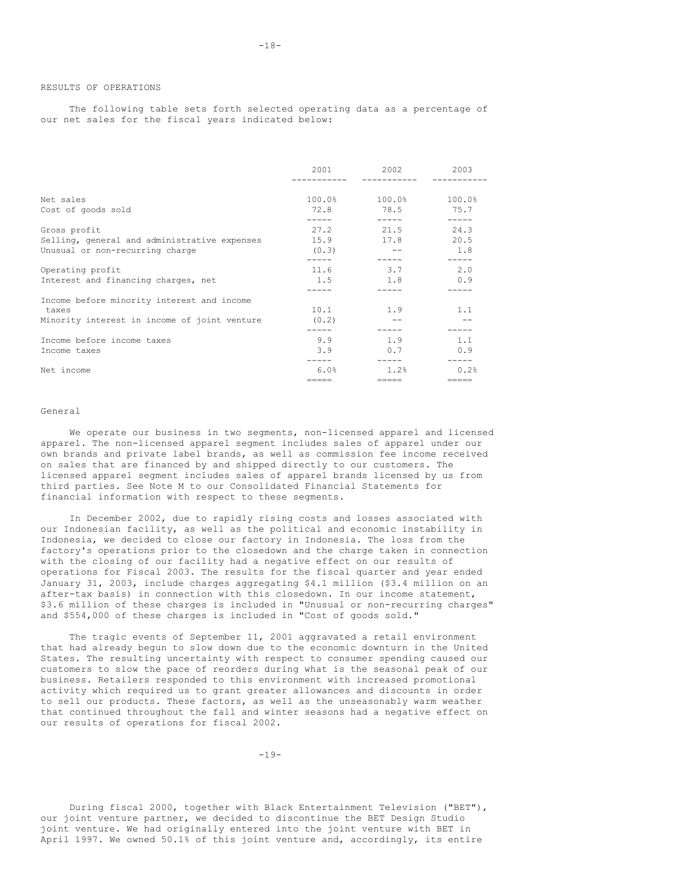## RESULTS OF OPERATIONS

The following table sets forth selected operating data as a percentage of our net sales for the fiscal years indicated below:

| | 2001 | 2002 | 2003 |
|---|---|---|---|
| Net sales | 100.0% | 100.0% | 100.0% |
| Cost of goods sold | 72.8 | 78.5 | 75.7 |
| Gross profit | 27.2 | 21.5 | 24.3 |
| Selling, general and administrative expenses | 15.9 | 17.8 | 20.5 |
| Unusual or non-recurring charge | (0.3) | -- | 1.8 |
| Operating profit | 11.6 | 3.7 | 2.0 |
| Interest and financing charges, net | 1.5 | 1.8 | 0.9 |
| Income before minority interest and income taxes | 10.1 | 1.9 | 1.1 |
| Minority interest in income of joint venture | (0.2) | -- | -- |
| Income before income taxes | 9.9 | 1.9 | 1.1 |
| Income taxes | 3.9 | 0.7 | 0.9 |
| Net income | 6.0% | 1.2% | 0.2% |

### General

We operate our business in two segments, non-licensed apparel and licensed apparel. The non-licensed apparel segment includes sales of apparel under our own brands and private label brands, as well as commission fee income received on sales that are financed by and shipped directly to our customers. The licensed apparel segment includes sales of apparel brands licensed by us from third parties. See Note M to our Consolidated Financial Statements for financial information with respect to these segments.

In December 2002, due to rapidly rising costs and losses associated with our Indonesian facility, as well as the political and economic instability in Indonesia, we decided to close our factory in Indonesia. The loss from the factory's operations prior to the closedown and the charge taken in connection with the closing of our facility had a negative effect on our results of operations for Fiscal 2003. The results for the fiscal quarter and year ended January 31, 2003, include charges aggregating $4.1 million ($3.4 million on an after-tax basis) in connection with this closedown. In our income statement, $3.6 million of these charges is included in "Unusual or non-recurring charges" and $554,000 of these charges is included in "Cost of goods sold."

The tragic events of September 11, 2001 aggravated a retail environment that had already begun to slow down due to the economic downturn in the United States. The resulting uncertainty with respect to consumer spending caused our customers to slow the pace of reorders during what is the seasonal peak of our business. Retailers responded to this environment with increased promotional activity which required us to grant greater allowances and discounts in order to sell our products. These factors, as well as the unseasonably warm weather that continued throughout the fall and winter seasons had a negative effect on our results of operations for fiscal 2002.

During fiscal 2000, together with Black Entertainment Television ("BET"), our joint venture partner, we decided to discontinue the BET Design Studio joint venture. We had originally entered into the joint venture with BET in April 1997. We owned 50.1% of this joint venture and, accordingly, its entire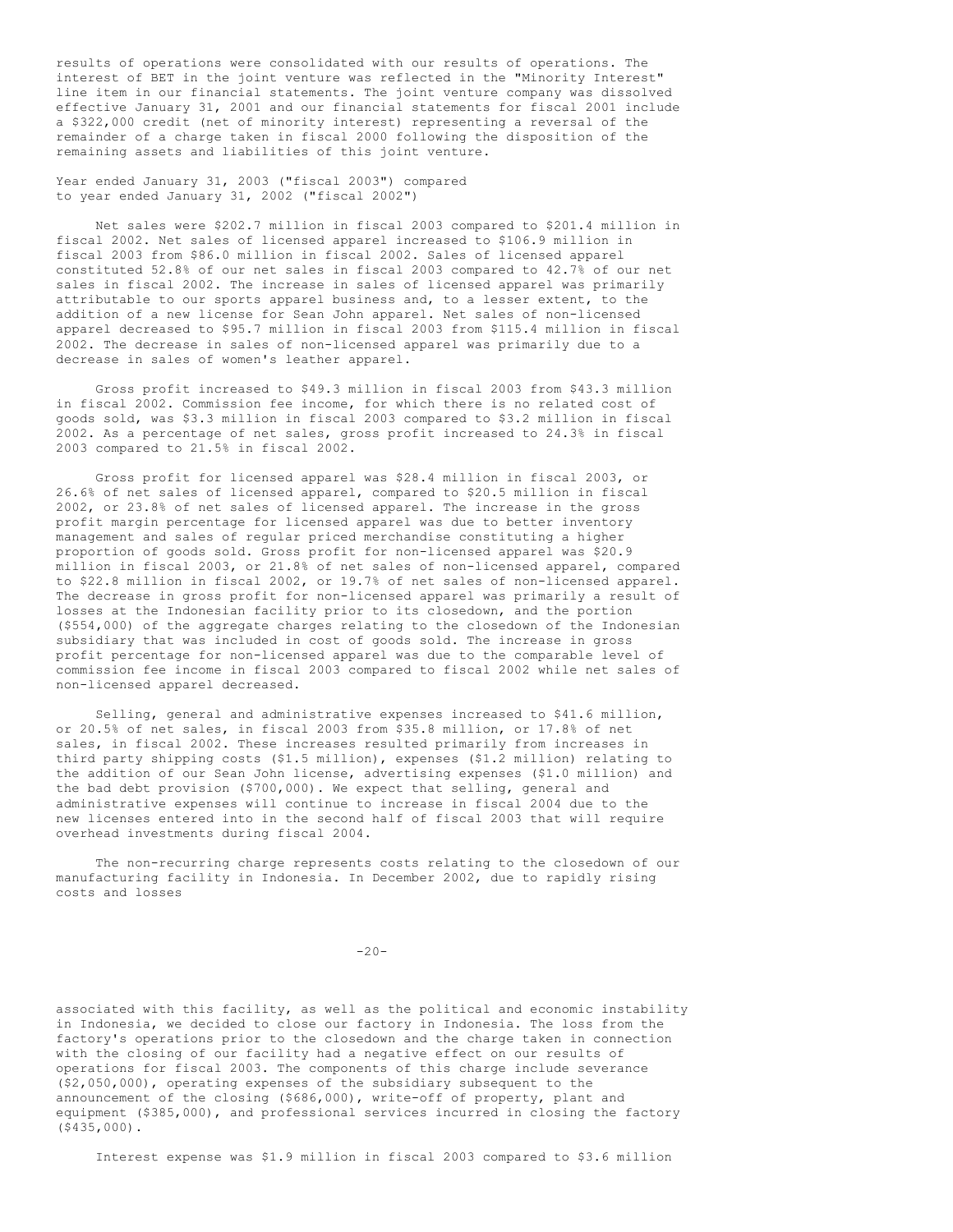results of operations were consolidated with our results of operations. The interest of BET in the joint venture was reflected in the "Minority Interest" line item in our financial statements. The joint venture company was dissolved effective January 31, 2001 and our financial statements for fiscal 2001 include a $322,000 credit (net of minority interest) representing a reversal of the remainder of a charge taken in fiscal 2000 following the disposition of the remaining assets and liabilities of this joint venture.

Year ended January 31, 2003 ("fiscal 2003") compared to year ended January 31, 2002 ("fiscal 2002")

Net sales were $202.7 million in fiscal 2003 compared to $201.4 million in fiscal 2002. Net sales of licensed apparel increased to $106.9 million in fiscal 2003 from $86.0 million in fiscal 2002. Sales of licensed apparel constituted 52.8% of our net sales in fiscal 2003 compared to 42.7% of our net sales in fiscal 2002. The increase in sales of licensed apparel was primarily attributable to our sports apparel business and, to a lesser extent, to the addition of a new license for Sean John apparel. Net sales of non-licensed apparel decreased to $95.7 million in fiscal 2003 from $115.4 million in fiscal 2002. The decrease in sales of non-licensed apparel was primarily due to a decrease in sales of women's leather apparel.

Gross profit increased to $49.3 million in fiscal 2003 from $43.3 million in fiscal 2002. Commission fee income, for which there is no related cost of goods sold, was $3.3 million in fiscal 2003 compared to $3.2 million in fiscal 2002. As a percentage of net sales, gross profit increased to 24.3% in fiscal 2003 compared to 21.5% in fiscal 2002.

Gross profit for licensed apparel was $28.4 million in fiscal 2003, or 26.6% of net sales of licensed apparel, compared to $20.5 million in fiscal 2002, or 23.8% of net sales of licensed apparel. The increase in the gross profit margin percentage for licensed apparel was due to better inventory management and sales of regular priced merchandise constituting a higher proportion of goods sold. Gross profit for non-licensed apparel was $20.9 million in fiscal 2003, or 21.8% of net sales of non-licensed apparel, compared to $22.8 million in fiscal 2002, or 19.7% of net sales of non-licensed apparel. The decrease in gross profit for non-licensed apparel was primarily a result of losses at the Indonesian facility prior to its closedown, and the portion ($554,000) of the aggregate charges relating to the closedown of the Indonesian subsidiary that was included in cost of goods sold. The increase in gross profit percentage for non-licensed apparel was due to the comparable level of commission fee income in fiscal 2003 compared to fiscal 2002 while net sales of non-licensed apparel decreased.

Selling, general and administrative expenses increased to $41.6 million, or 20.5% of net sales, in fiscal 2003 from $35.8 million, or 17.8% of net sales, in fiscal 2002. These increases resulted primarily from increases in third party shipping costs ($1.5 million), expenses ($1.2 million) relating to the addition of our Sean John license, advertising expenses ($1.0 million) and the bad debt provision ($700,000). We expect that selling, general and administrative expenses will continue to increase in fiscal 2004 due to the new licenses entered into in the second half of fiscal 2003 that will require overhead investments during fiscal 2004.

The non-recurring charge represents costs relating to the closedown of our manufacturing facility in Indonesia. In December 2002, due to rapidly rising costs and losses associated with this facility, as well as the political and economic instability in Indonesia, we decided to close our factory in Indonesia. The loss from the factory's operations prior to the closedown and the charge taken in connection with the closing of our facility had a negative effect on our results of operations for fiscal 2003. The components of this charge include severance ($2,050,000), operating expenses of the subsidiary subsequent to the announcement of the closing ($686,000), write-off of property, plant and equipment ($385,000), and professional services incurred in closing the factory ($435,000).

Interest expense was $1.9 million in fiscal 2003 compared to $3.6 million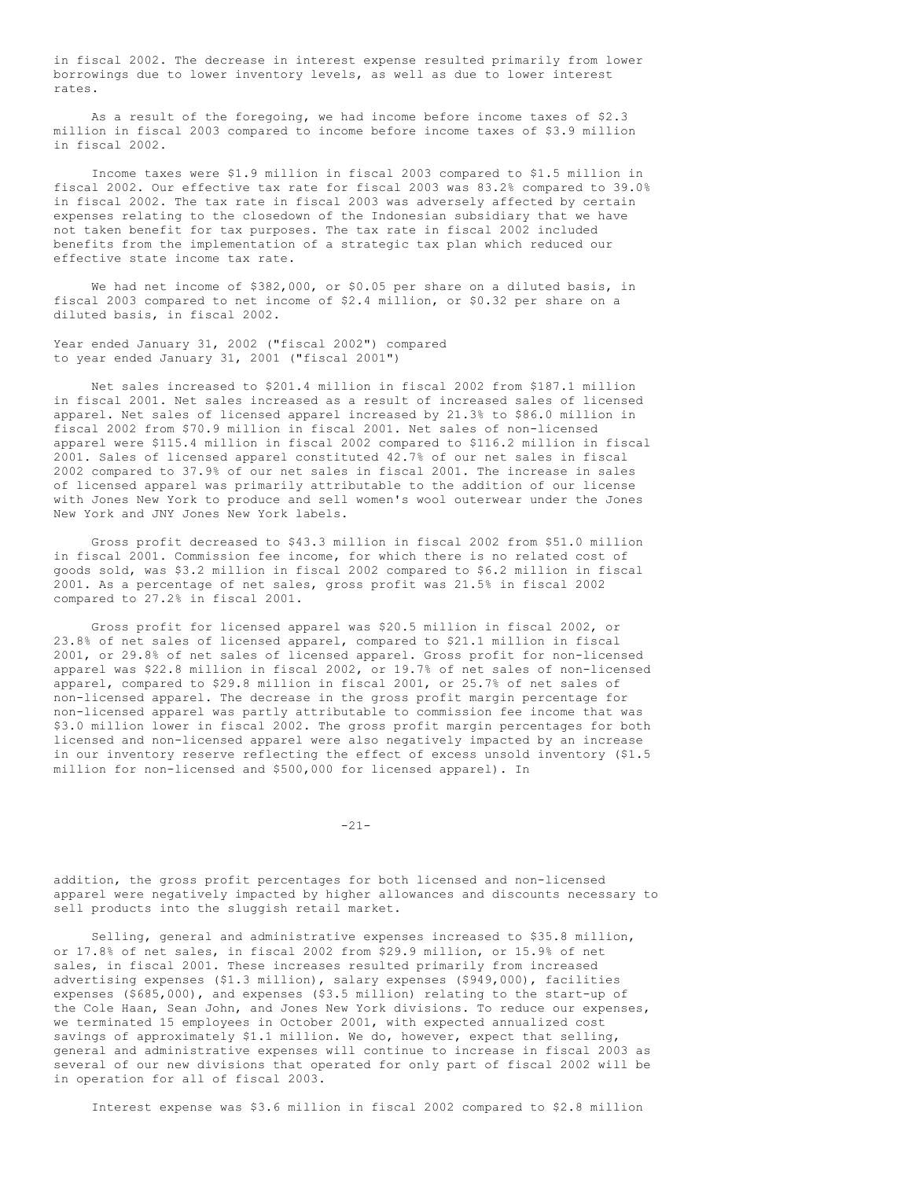in fiscal 2002. The decrease in interest expense resulted primarily from lower borrowings due to lower inventory levels, as well as due to lower interest rates.

As a result of the foregoing, we had income before income taxes of $2.3 million in fiscal 2003 compared to income before income taxes of $3.9 million in fiscal 2002.

Income taxes were $1.9 million in fiscal 2003 compared to $1.5 million in fiscal 2002. Our effective tax rate for fiscal 2003 was 83.2% compared to 39.0% in fiscal 2002. The tax rate in fiscal 2003 was adversely affected by certain expenses relating to the closedown of the Indonesian subsidiary that we have not taken benefit for tax purposes. The tax rate in fiscal 2002 included benefits from the implementation of a strategic tax plan which reduced our effective state income tax rate.

We had net income of $382,000, or $0.05 per share on a diluted basis, in fiscal 2003 compared to net income of $2.4 million, or $0.32 per share on a diluted basis, in fiscal 2002.

Year ended January 31, 2002 ("fiscal 2002") compared to year ended January 31, 2001 ("fiscal 2001")

Net sales increased to $201.4 million in fiscal 2002 from $187.1 million in fiscal 2001. Net sales increased as a result of increased sales of licensed apparel. Net sales of licensed apparel increased by 21.3% to $86.0 million in fiscal 2002 from $70.9 million in fiscal 2001. Net sales of non-licensed apparel were $115.4 million in fiscal 2002 compared to $116.2 million in fiscal 2001. Sales of licensed apparel constituted 42.7% of our net sales in fiscal 2002 compared to 37.9% of our net sales in fiscal 2001. The increase in sales of licensed apparel was primarily attributable to the addition of our license with Jones New York to produce and sell women's wool outerwear under the Jones New York and JNY Jones New York labels.

Gross profit decreased to $43.3 million in fiscal 2002 from $51.0 million in fiscal 2001. Commission fee income, for which there is no related cost of goods sold, was $3.2 million in fiscal 2002 compared to $6.2 million in fiscal 2001. As a percentage of net sales, gross profit was 21.5% in fiscal 2002 compared to 27.2% in fiscal 2001.

Gross profit for licensed apparel was $20.5 million in fiscal 2002, or 23.8% of net sales of licensed apparel, compared to $21.1 million in fiscal 2001, or 29.8% of net sales of licensed apparel. Gross profit for non-licensed apparel was $22.8 million in fiscal 2002, or 19.7% of net sales of non-licensed apparel, compared to $29.8 million in fiscal 2001, or 25.7% of net sales of non-licensed apparel. The decrease in the gross profit margin percentage for non-licensed apparel was partly attributable to commission fee income that was $3.0 million lower in fiscal 2002. The gross profit margin percentages for both licensed and non-licensed apparel were also negatively impacted by an increase in our inventory reserve reflecting the effect of excess unsold inventory ($1.5 million for non-licensed and $500,000 for licensed apparel). In addition, the gross profit percentages for both licensed and non-licensed apparel were negatively impacted by higher allowances and discounts necessary to sell products into the sluggish retail market.

Selling, general and administrative expenses increased to $35.8 million, or 17.8% of net sales, in fiscal 2002 from $29.9 million, or 15.9% of net sales, in fiscal 2001. These increases resulted primarily from increased advertising expenses ($1.3 million), salary expenses ($949,000), facilities expenses ($685,000), and expenses ($3.5 million) relating to the start-up of the Cole Haan, Sean John, and Jones New York divisions. To reduce our expenses, we terminated 15 employees in October 2001, with expected annualized cost savings of approximately $1.1 million. We do, however, expect that selling, general and administrative expenses will continue to increase in fiscal 2003 as several of our new divisions that operated for only part of fiscal 2002 will be in operation for all of fiscal 2003.

Interest expense was $3.6 million in fiscal 2002 compared to $2.8 million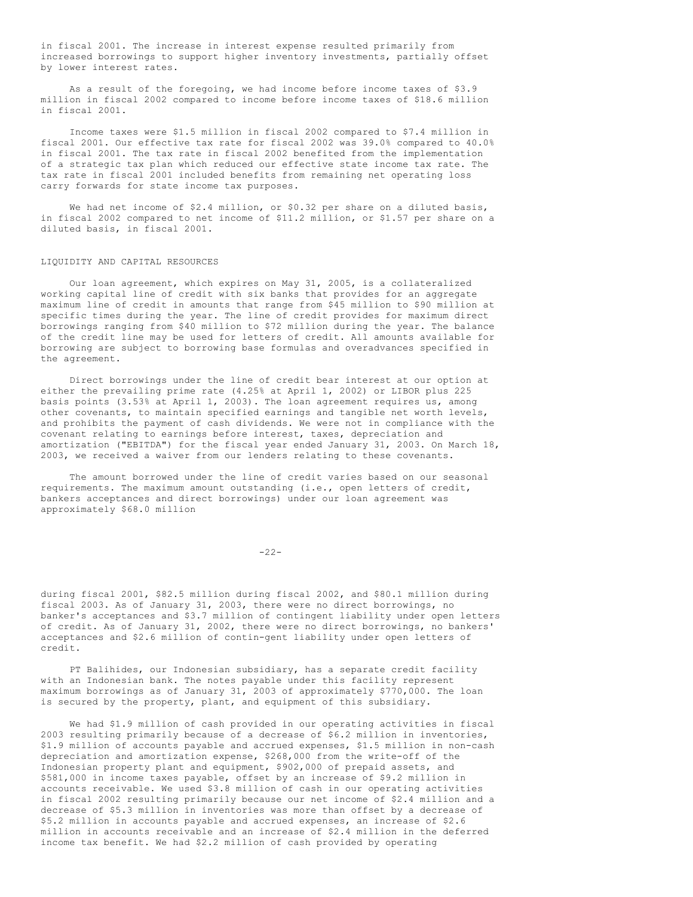in fiscal 2001. The increase in interest expense resulted primarily from increased borrowings to support higher inventory investments, partially offset by lower interest rates.

As a result of the foregoing, we had income before income taxes of $3.9 million in fiscal 2002 compared to income before income taxes of $18.6 million in fiscal 2001.

Income taxes were $1.5 million in fiscal 2002 compared to $7.4 million in fiscal 2001. Our effective tax rate for fiscal 2002 was 39.0% compared to 40.0% in fiscal 2001. The tax rate in fiscal 2002 benefited from the implementation of a strategic tax plan which reduced our effective state income tax rate. The tax rate in fiscal 2001 included benefits from remaining net operating loss carry forwards for state income tax purposes.

We had net income of $2.4 million, or $0.32 per share on a diluted basis, in fiscal 2002 compared to net income of $11.2 million, or $1.57 per share on a diluted basis, in fiscal 2001.

## LIQUIDITY AND CAPITAL RESOURCES

Our loan agreement, which expires on May 31, 2005, is a collateralized working capital line of credit with six banks that provides for an aggregate maximum line of credit in amounts that range from $45 million to $90 million at specific times during the year. The line of credit provides for maximum direct borrowings ranging from $40 million to $72 million during the year. The balance of the credit line may be used for letters of credit. All amounts available for borrowing are subject to borrowing base formulas and overadvances specified in the agreement.

Direct borrowings under the line of credit bear interest at our option at either the prevailing prime rate (4.25% at April 1, 2002) or LIBOR plus 225 basis points (3.53% at April 1, 2003). The loan agreement requires us, among other covenants, to maintain specified earnings and tangible net worth levels, and prohibits the payment of cash dividends. We were not in compliance with the covenant relating to earnings before interest, taxes, depreciation and amortization ("EBITDA") for the fiscal year ended January 31, 2003. On March 18, 2003, we received a waiver from our lenders relating to these covenants.

The amount borrowed under the line of credit varies based on our seasonal requirements. The maximum amount outstanding (i.e., open letters of credit, bankers acceptances and direct borrowings) under our loan agreement was approximately $68.0 million during fiscal 2001, $82.5 million during fiscal 2002, and $80.1 million during fiscal 2003. As of January 31, 2003, there were no direct borrowings, no banker's acceptances and $3.7 million of contingent liability under open letters of credit. As of January 31, 2002, there were no direct borrowings, no bankers' acceptances and $2.6 million of contin-gent liability under open letters of credit.

PT Balihides, our Indonesian subsidiary, has a separate credit facility with an Indonesian bank. The notes payable under this facility represent maximum borrowings as of January 31, 2003 of approximately $770,000. The loan is secured by the property, plant, and equipment of this subsidiary.

We had $1.9 million of cash provided in our operating activities in fiscal 2003 resulting primarily because of a decrease of $6.2 million in inventories, $1.9 million of accounts payable and accrued expenses, $1.5 million in non-cash depreciation and amortization expense, $268,000 from the write-off of the Indonesian property plant and equipment, $902,000 of prepaid assets, and $581,000 in income taxes payable, offset by an increase of $9.2 million in accounts receivable. We used $3.8 million of cash in our operating activities in fiscal 2002 resulting primarily because our net income of $2.4 million and a decrease of $5.3 million in inventories was more than offset by a decrease of $5.2 million in accounts payable and accrued expenses, an increase of $2.6 million in accounts receivable and an increase of $2.4 million in the deferred income tax benefit. We had $2.2 million of cash provided by operating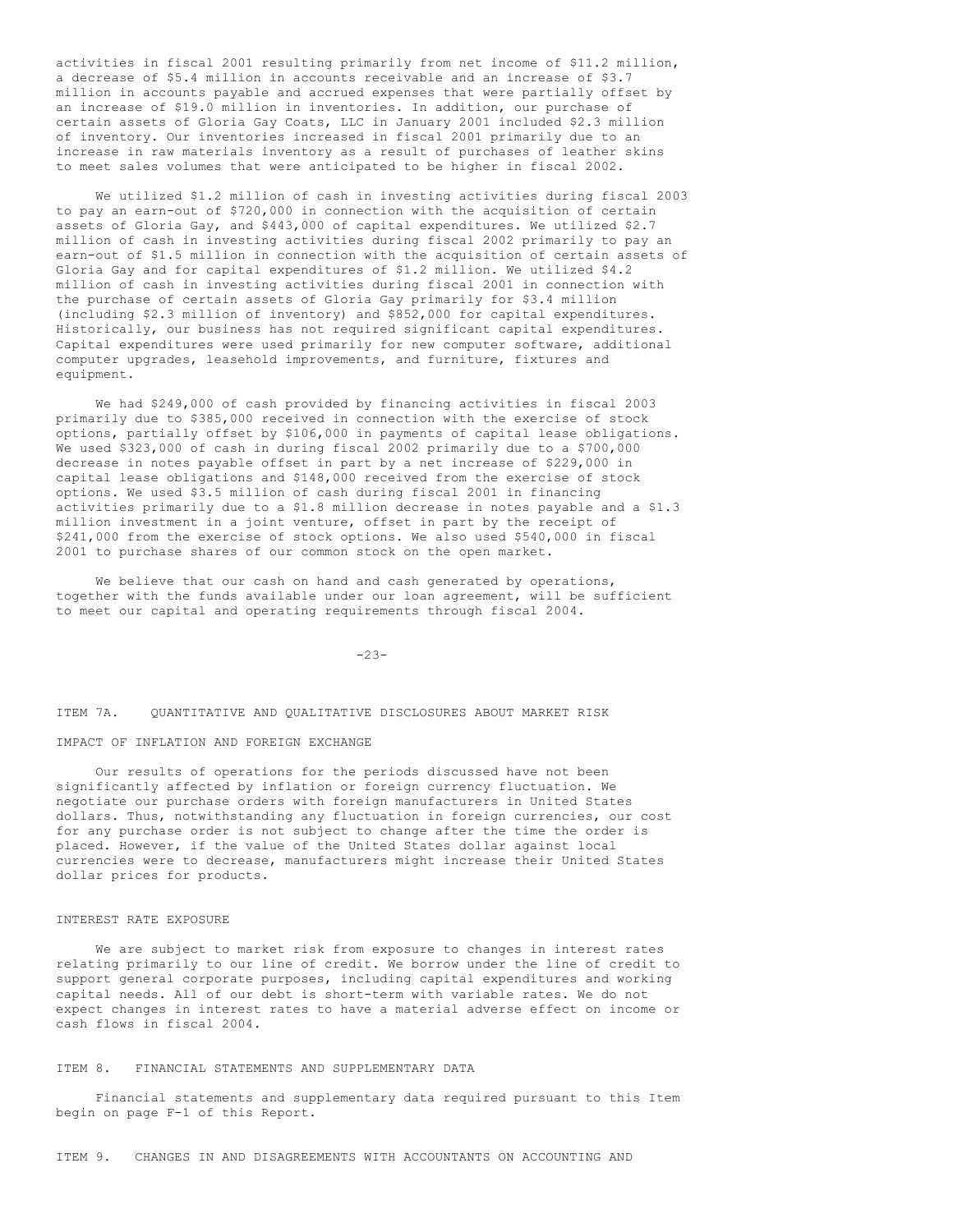activities in fiscal 2001 resulting primarily from net income of $11.2 million, a decrease of $5.4 million in accounts receivable and an increase of $3.7 million in accounts payable and accrued expenses that were partially offset by an increase of $19.0 million in inventories. In addition, our purchase of certain assets of Gloria Gay Coats, LLC in January 2001 included $2.3 million of inventory. Our inventories increased in fiscal 2001 primarily due to an increase in raw materials inventory as a result of purchases of leather skins to meet sales volumes that were anticipated to be higher in fiscal 2002.

We utilized $1.2 million of cash in investing activities during fiscal 2003 to pay an earn-out of $720,000 in connection with the acquisition of certain assets of Gloria Gay, and $443,000 of capital expenditures. We utilized $2.7 million of cash in investing activities during fiscal 2002 primarily to pay an earn-out of $1.5 million in connection with the acquisition of certain assets of Gloria Gay and for capital expenditures of $1.2 million. We utilized $4.2 million of cash in investing activities during fiscal 2001 in connection with the purchase of certain assets of Gloria Gay primarily for $3.4 million (including $2.3 million of inventory) and $852,000 for capital expenditures. Historically, our business has not required significant capital expenditures. Capital expenditures were used primarily for new computer software, additional computer upgrades, leasehold improvements, and furniture, fixtures and equipment.

We had $249,000 of cash provided by financing activities in fiscal 2003 primarily due to $385,000 received in connection with the exercise of stock options, partially offset by $106,000 in payments of capital lease obligations. We used $323,000 of cash in during fiscal 2002 primarily due to a $700,000 decrease in notes payable offset in part by a net increase of $229,000 in capital lease obligations and $148,000 received from the exercise of stock options. We used $3.5 million of cash during fiscal 2001 in financing activities primarily due to a $1.8 million decrease in notes payable and a $1.3 million investment in a joint venture, offset in part by the receipt of $241,000 from the exercise of stock options. We also used $540,000 in fiscal 2001 to purchase shares of our common stock on the open market.

We believe that our cash on hand and cash generated by operations, together with the funds available under our loan agreement, will be sufficient to meet our capital and operating requirements through fiscal 2004.

## ITEM 7A. QUANTITATIVE AND QUALITATIVE DISCLOSURES ABOUT MARKET RISK

### IMPACT OF INFLATION AND FOREIGN EXCHANGE

Our results of operations for the periods discussed have not been significantly affected by inflation or foreign currency fluctuation. We negotiate our purchase orders with foreign manufacturers in United States dollars. Thus, notwithstanding any fluctuation in foreign currencies, our cost for any purchase order is not subject to change after the time the order is placed. However, if the value of the United States dollar against local currencies were to decrease, manufacturers might increase their United States dollar prices for products.

### INTEREST RATE EXPOSURE

We are subject to market risk from exposure to changes in interest rates relating primarily to our line of credit. We borrow under the line of credit to support general corporate purposes, including capital expenditures and working capital needs. All of our debt is short-term with variable rates. We do not expect changes in interest rates to have a material adverse effect on income or cash flows in fiscal 2004.

## ITEM 8. FINANCIAL STATEMENTS AND SUPPLEMENTARY DATA

Financial statements and supplementary data required pursuant to this Item begin on page F-1 of this Report.

## ITEM 9. CHANGES IN AND DISAGREEMENTS WITH ACCOUNTANTS ON ACCOUNTING AND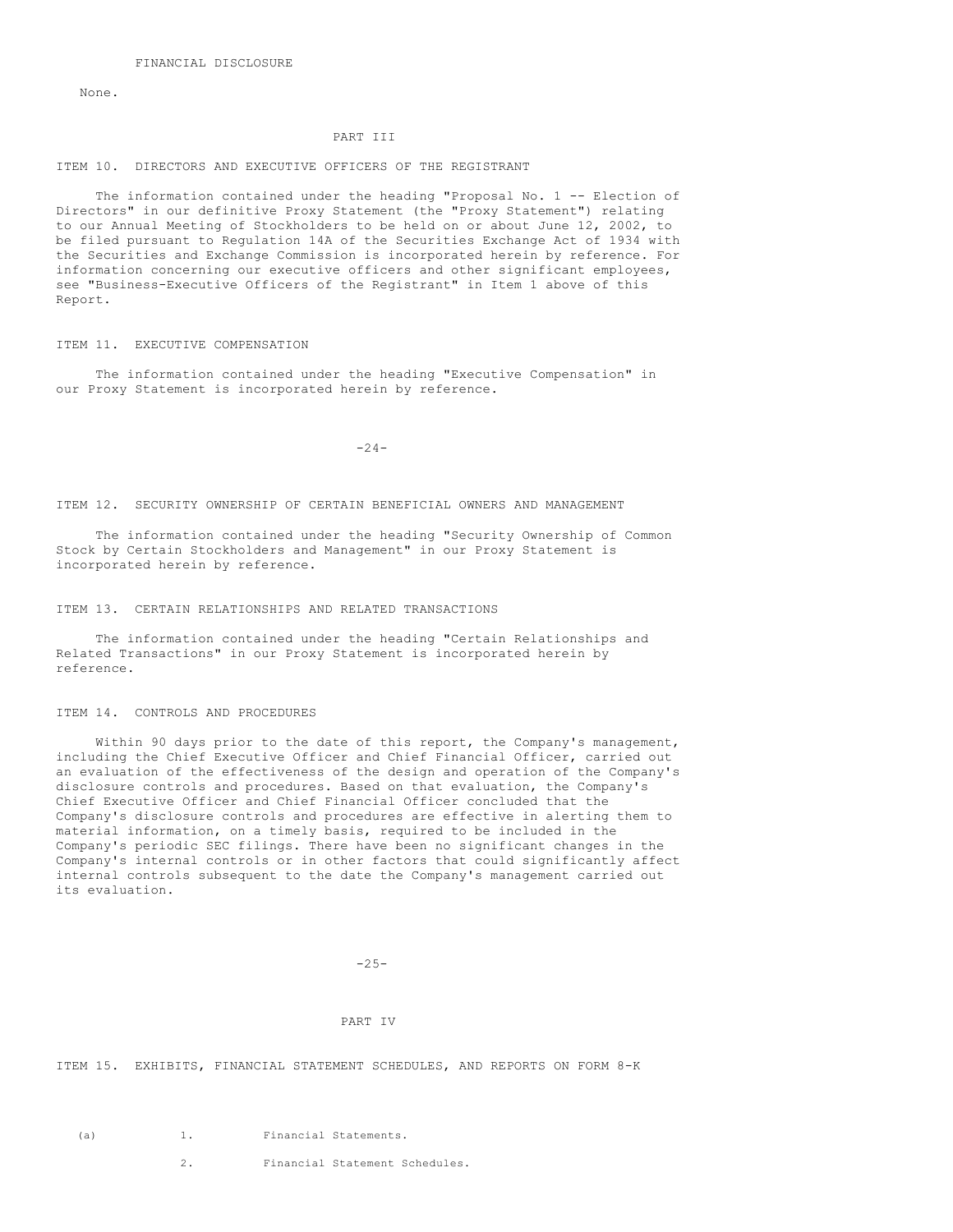FINANCIAL DISCLOSURE

None.

## PART III

### ITEM 10. DIRECTORS AND EXECUTIVE OFFICERS OF THE REGISTRANT

The information contained under the heading "Proposal No. 1 -- Election of Directors" in our definitive Proxy Statement (the "Proxy Statement") relating to our Annual Meeting of Stockholders to be held on or about June 12, 2002, to be filed pursuant to Regulation 14A of the Securities Exchange Act of 1934 with the Securities and Exchange Commission is incorporated herein by reference. For information concerning our executive officers and other significant employees, see "Business-Executive Officers of the Registrant" in Item 1 above of this Report.

### ITEM 11. EXECUTIVE COMPENSATION

The information contained under the heading "Executive Compensation" in our Proxy Statement is incorporated herein by reference.

### ITEM 12. SECURITY OWNERSHIP OF CERTAIN BENEFICIAL OWNERS AND MANAGEMENT

The information contained under the heading "Security Ownership of Common Stock by Certain Stockholders and Management" in our Proxy Statement is incorporated herein by reference.

### ITEM 13. CERTAIN RELATIONSHIPS AND RELATED TRANSACTIONS

The information contained under the heading "Certain Relationships and Related Transactions" in our Proxy Statement is incorporated herein by reference.

### ITEM 14. CONTROLS AND PROCEDURES

Within 90 days prior to the date of this report, the Company's management, including the Chief Executive Officer and Chief Financial Officer, carried out an evaluation of the effectiveness of the design and operation of the Company's disclosure controls and procedures. Based on that evaluation, the Company's Chief Executive Officer and Chief Financial Officer concluded that the Company's disclosure controls and procedures are effective in alerting them to material information, on a timely basis, required to be included in the Company's periodic SEC filings. There have been no significant changes in the Company's internal controls or in other factors that could significantly affect internal controls subsequent to the date the Company's management carried out its evaluation.

## PART IV

### ITEM 15. EXHIBITS, FINANCIAL STATEMENT SCHEDULES, AND REPORTS ON FORM 8-K

(a) 1. Financial Statements.

2. Financial Statement Schedules.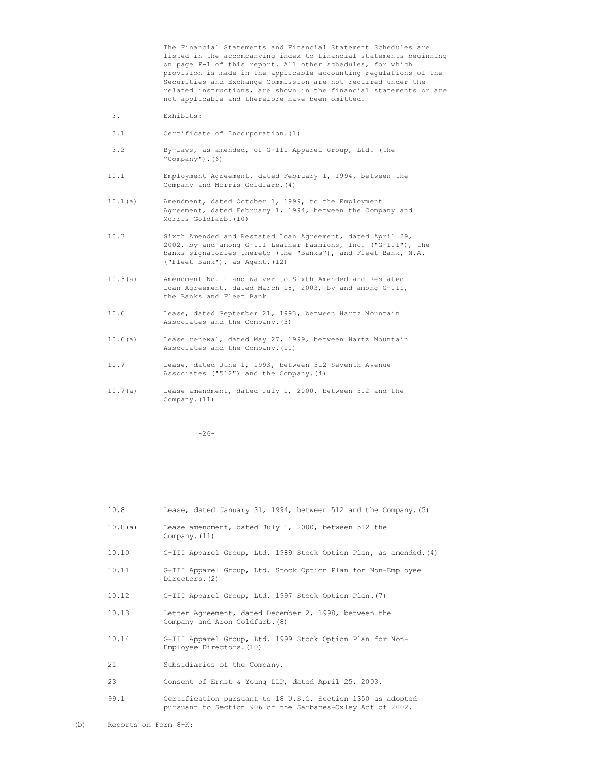The Financial Statements and Financial Statement Schedules are listed in the accompanying index to financial statements beginning on page F-1 of this report. All other schedules, for which provision is made in the applicable accounting regulations of the Securities and Exchange Commission are not required under the related instructions, are shown in the financial statements or are not applicable and therefore have been omitted.

3. Exhibits:

| | |
|---|---|
| 3.1 | Certificate of Incorporation.(1) |
| 3.2 | By-Laws, as amended, of G-III Apparel Group, Ltd. (the "Company").(6) |
| 10.1 | Employment Agreement, dated February 1, 1994, between the Company and Morris Goldfarb.(4) |
| 10.1(a) | Amendment, dated October 1, 1999, to the Employment Agreement, dated February 1, 1994, between the Company and Morris Goldfarb.(10) |
| 10.3 | Sixth Amended and Restated Loan Agreement, dated April 29, 2002, by and among G-III Leather Fashions, Inc. ("G-III"), the banks signatories thereto (the "Banks"), and Fleet Bank, N.A. ("Fleet Bank"), as Agent.(12) |
| 10.3(a) | Amendment No. 1 and Waiver to Sixth Amended and Restated Loan Agreement, dated March 18, 2003, by and among G-III, the Banks and Fleet Bank |
| 10.6 | Lease, dated September 21, 1993, between Hartz Mountain Associates and the Company.(3) |
| 10.6(a) | Lease renewal, dated May 27, 1999, between Hartz Mountain Associates and the Company.(11) |
| 10.7 | Lease, dated June 1, 1993, between 512 Seventh Avenue Associates ("512") and the Company.(4) |
| 10.7(a) | Lease amendment, dated July 1, 2000, between 512 and the Company.(11) |
| 10.8 | Lease, dated January 31, 1994, between 512 and the Company.(5) |
| 10.8(a) | Lease amendment, dated July 1, 2000, between 512 the Company.(11) |
| 10.10 | G-III Apparel Group, Ltd. 1989 Stock Option Plan, as amended.(4) |
| 10.11 | G-III Apparel Group, Ltd. Stock Option Plan for Non-Employee Directors.(2) |
| 10.12 | G-III Apparel Group, Ltd. 1997 Stock Option Plan.(7) |
| 10.13 | Letter Agreement, dated December 2, 1998, between the Company and Aron Goldfarb.(8) |
| 10.14 | G-III Apparel Group, Ltd. 1999 Stock Option Plan for Non-Employee Directors.(10) |
| 21 | Subsidiaries of the Company. |
| 23 | Consent of Ernst & Young LLP, dated April 25, 2003. |
| 99.1 | Certification pursuant to 18 U.S.C. Section 1350 as adopted pursuant to Section 906 of the Sarbanes-Oxley Act of 2002. |

(b) Reports on Form 8-K: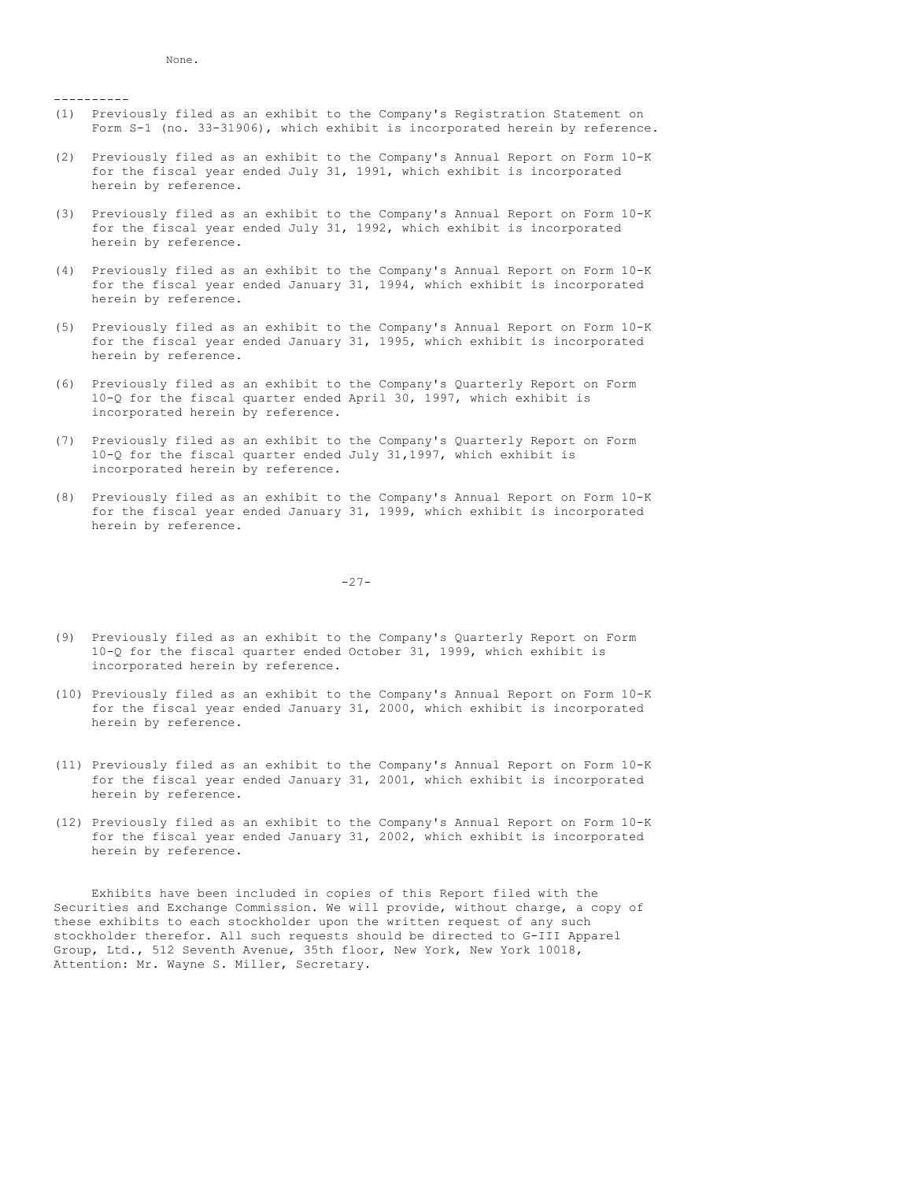None.

----------

(1) Previously filed as an exhibit to the Company's Registration Statement on Form S-1 (no. 33-31906), which exhibit is incorporated herein by reference.

(2) Previously filed as an exhibit to the Company's Annual Report on Form 10-K for the fiscal year ended July 31, 1991, which exhibit is incorporated herein by reference.

(3) Previously filed as an exhibit to the Company's Annual Report on Form 10-K for the fiscal year ended July 31, 1992, which exhibit is incorporated herein by reference.

(4) Previously filed as an exhibit to the Company's Annual Report on Form 10-K for the fiscal year ended January 31, 1994, which exhibit is incorporated herein by reference.

(5) Previously filed as an exhibit to the Company's Annual Report on Form 10-K for the fiscal year ended January 31, 1995, which exhibit is incorporated herein by reference.

(6) Previously filed as an exhibit to the Company's Quarterly Report on Form 10-Q for the fiscal quarter ended April 30, 1997, which exhibit is incorporated herein by reference.

(7) Previously filed as an exhibit to the Company's Quarterly Report on Form 10-Q for the fiscal quarter ended July 31,1997, which exhibit is incorporated herein by reference.

(8) Previously filed as an exhibit to the Company's Annual Report on Form 10-K for the fiscal year ended January 31, 1999, which exhibit is incorporated herein by reference.

(9) Previously filed as an exhibit to the Company's Quarterly Report on Form 10-Q for the fiscal quarter ended October 31, 1999, which exhibit is incorporated herein by reference.

(10) Previously filed as an exhibit to the Company's Annual Report on Form 10-K for the fiscal year ended January 31, 2000, which exhibit is incorporated herein by reference.

(11) Previously filed as an exhibit to the Company's Annual Report on Form 10-K for the fiscal year ended January 31, 2001, which exhibit is incorporated herein by reference.

(12) Previously filed as an exhibit to the Company's Annual Report on Form 10-K for the fiscal year ended January 31, 2002, which exhibit is incorporated herein by reference.

Exhibits have been included in copies of this Report filed with the Securities and Exchange Commission. We will provide, without charge, a copy of these exhibits to each stockholder upon the written request of any such stockholder therefor. All such requests should be directed to G-III Apparel Group, Ltd., 512 Seventh Avenue, 35th floor, New York, New York 10018, Attention: Mr. Wayne S. Miller, Secretary.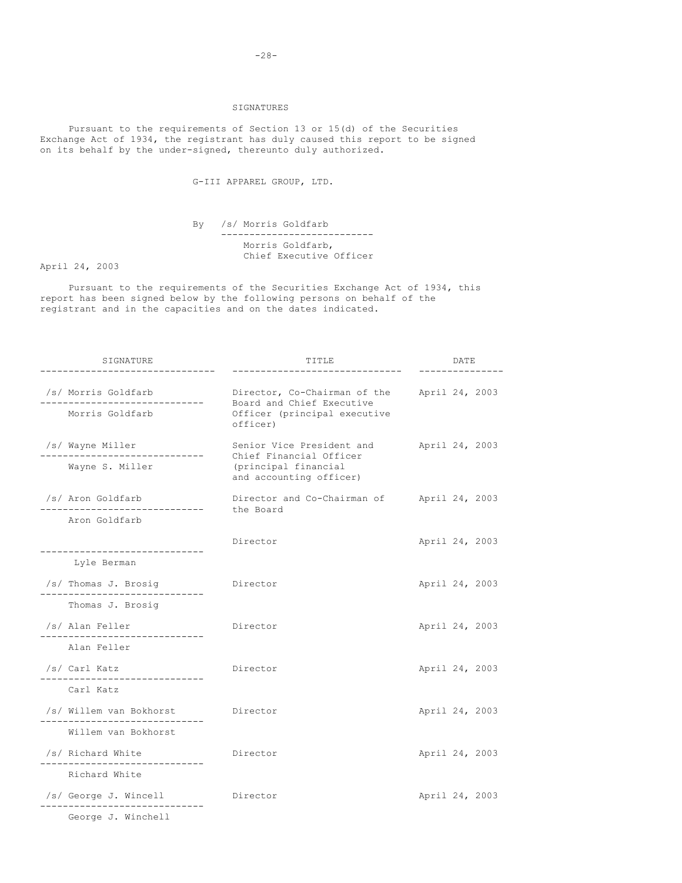## SIGNATURES

Pursuant to the requirements of Section 13 or 15(d) of the Securities Exchange Act of 1934, the registrant has duly caused this report to be signed on its behalf by the under-signed, thereunto duly authorized.

G-III APPAREL GROUP, LTD.

By /s/ Morris Goldfarb
Morris Goldfarb,
Chief Executive Officer

April 24, 2003

Pursuant to the requirements of the Securities Exchange Act of 1934, this report has been signed below by the following persons on behalf of the registrant and in the capacities and on the dates indicated.

| SIGNATURE | TITLE | DATE |
|---|---|---|
| /s/ Morris Goldfarb<br>Morris Goldfarb | Director, Co-Chairman of the Board and Chief Executive Officer (principal executive officer) | April 24, 2003 |
| /s/ Wayne Miller<br>Wayne S. Miller | Senior Vice President and Chief Financial Officer (principal financial and accounting officer) | April 24, 2003 |
| /s/ Aron Goldfarb<br>Aron Goldfarb | Director and Co-Chairman of the Board | April 24, 2003 |
| Lyle Berman | Director | April 24, 2003 |
| /s/ Thomas J. Brosig<br>Thomas J. Brosig | Director | April 24, 2003 |
| /s/ Alan Feller<br>Alan Feller | Director | April 24, 2003 |
| /s/ Carl Katz<br>Carl Katz | Director | April 24, 2003 |
| /s/ Willem van Bokhorst<br>Willem van Bokhorst | Director | April 24, 2003 |
| /s/ Richard White<br>Richard White | Director | April 24, 2003 |
| /s/ George J. Wincell<br>George J. Winchell | Director | April 24, 2003 |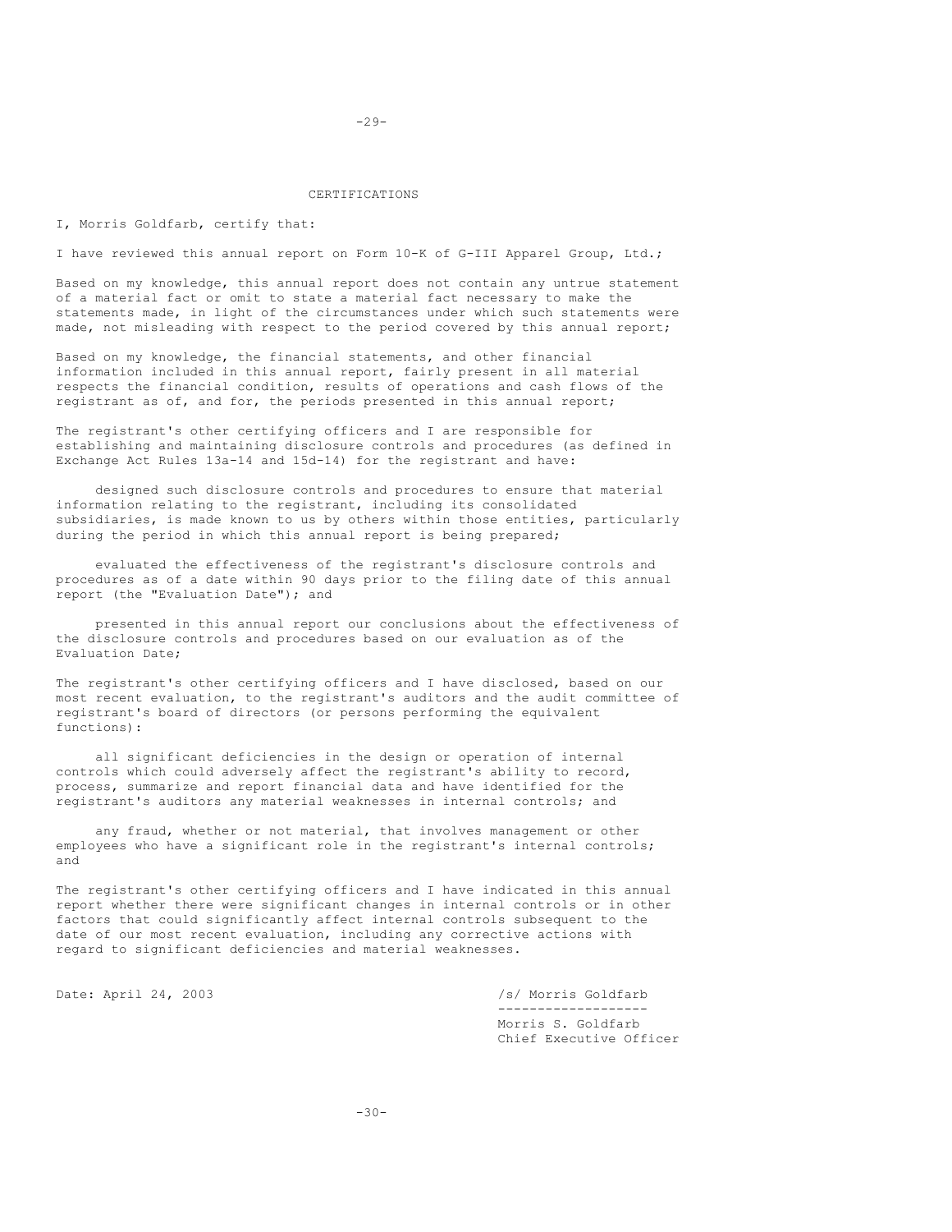# CERTIFICATIONS

I, Morris Goldfarb, certify that:

I have reviewed this annual report on Form 10-K of G-III Apparel Group, Ltd.;

Based on my knowledge, this annual report does not contain any untrue statement of a material fact or omit to state a material fact necessary to make the statements made, in light of the circumstances under which such statements were made, not misleading with respect to the period covered by this annual report;

Based on my knowledge, the financial statements, and other financial information included in this annual report, fairly present in all material respects the financial condition, results of operations and cash flows of the registrant as of, and for, the periods presented in this annual report;

The registrant's other certifying officers and I are responsible for establishing and maintaining disclosure controls and procedures (as defined in Exchange Act Rules 13a-14 and 15d-14) for the registrant and have:

designed such disclosure controls and procedures to ensure that material information relating to the registrant, including its consolidated subsidiaries, is made known to us by others within those entities, particularly during the period in which this annual report is being prepared;

evaluated the effectiveness of the registrant's disclosure controls and procedures as of a date within 90 days prior to the filing date of this annual report (the "Evaluation Date"); and

presented in this annual report our conclusions about the effectiveness of the disclosure controls and procedures based on our evaluation as of the Evaluation Date;

The registrant's other certifying officers and I have disclosed, based on our most recent evaluation, to the registrant's auditors and the audit committee of registrant's board of directors (or persons performing the equivalent functions):

all significant deficiencies in the design or operation of internal controls which could adversely affect the registrant's ability to record, process, summarize and report financial data and have identified for the registrant's auditors any material weaknesses in internal controls; and

any fraud, whether or not material, that involves management or other employees who have a significant role in the registrant's internal controls; and

The registrant's other certifying officers and I have indicated in this annual report whether there were significant changes in internal controls or in other factors that could significantly affect internal controls subsequent to the date of our most recent evaluation, including any corrective actions with regard to significant deficiencies and material weaknesses.

Date: April 24, 2003

/s/ Morris Goldfarb

Morris S. Goldfarb
Chief Executive Officer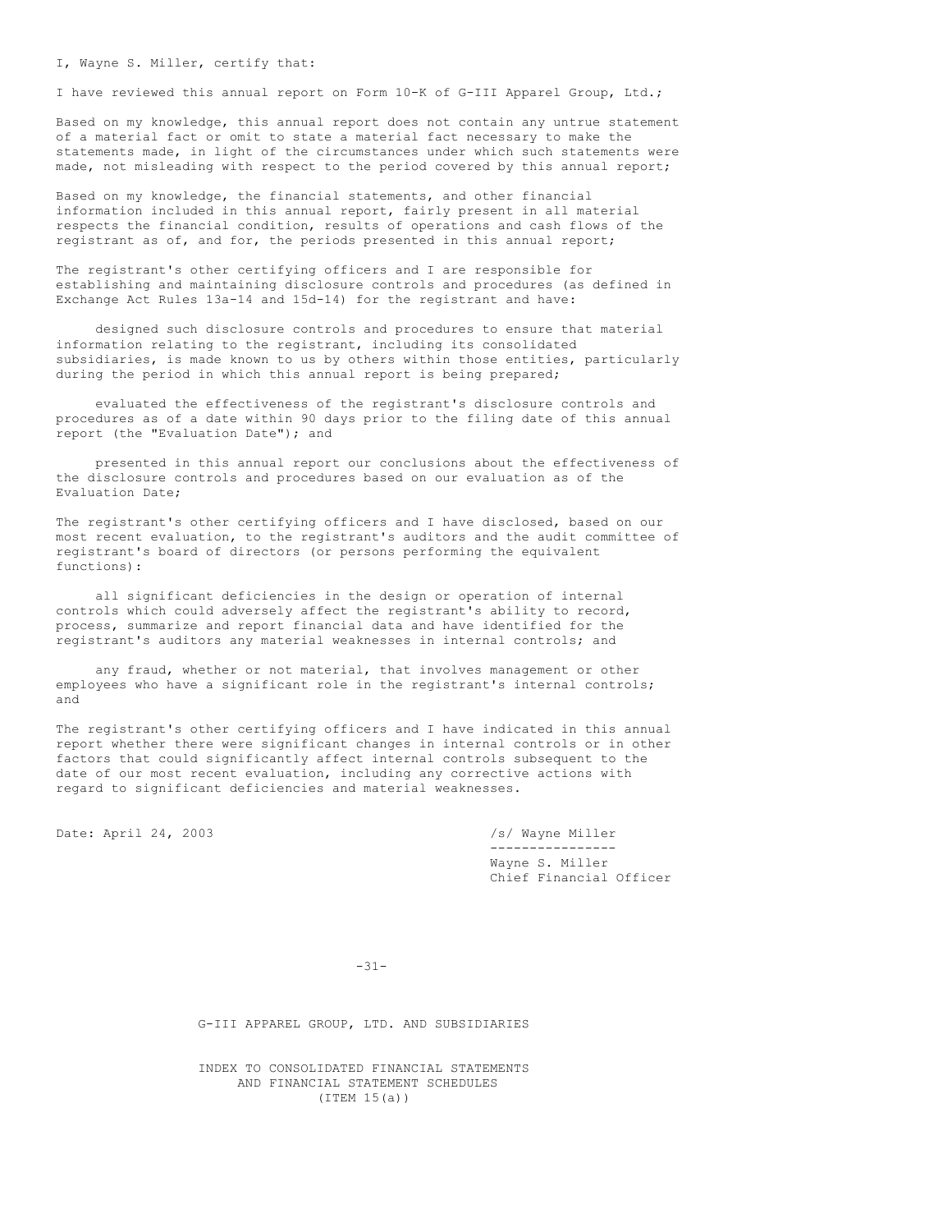I, Wayne S. Miller, certify that:

I have reviewed this annual report on Form 10-K of G-III Apparel Group, Ltd.;

Based on my knowledge, this annual report does not contain any untrue statement of a material fact or omit to state a material fact necessary to make the statements made, in light of the circumstances under which such statements were made, not misleading with respect to the period covered by this annual report;

Based on my knowledge, the financial statements, and other financial information included in this annual report, fairly present in all material respects the financial condition, results of operations and cash flows of the registrant as of, and for, the periods presented in this annual report;

The registrant's other certifying officers and I are responsible for establishing and maintaining disclosure controls and procedures (as defined in Exchange Act Rules 13a-14 and 15d-14) for the registrant and have:

designed such disclosure controls and procedures to ensure that material information relating to the registrant, including its consolidated subsidiaries, is made known to us by others within those entities, particularly during the period in which this annual report is being prepared;

evaluated the effectiveness of the registrant's disclosure controls and procedures as of a date within 90 days prior to the filing date of this annual report (the "Evaluation Date"); and

presented in this annual report our conclusions about the effectiveness of the disclosure controls and procedures based on our evaluation as of the Evaluation Date;

The registrant's other certifying officers and I have disclosed, based on our most recent evaluation, to the registrant's auditors and the audit committee of registrant's board of directors (or persons performing the equivalent functions):

all significant deficiencies in the design or operation of internal controls which could adversely affect the registrant's ability to record, process, summarize and report financial data and have identified for the registrant's auditors any material weaknesses in internal controls; and

any fraud, whether or not material, that involves management or other employees who have a significant role in the registrant's internal controls; and

The registrant's other certifying officers and I have indicated in this annual report whether there were significant changes in internal controls or in other factors that could significantly affect internal controls subsequent to the date of our most recent evaluation, including any corrective actions with regard to significant deficiencies and material weaknesses.

Date: April 24, 2003

/s/ Wayne Miller

Wayne S. Miller
Chief Financial Officer

G-III APPAREL GROUP, LTD. AND SUBSIDIARIES

INDEX TO CONSOLIDATED FINANCIAL STATEMENTS
AND FINANCIAL STATEMENT SCHEDULES
(ITEM 15(a))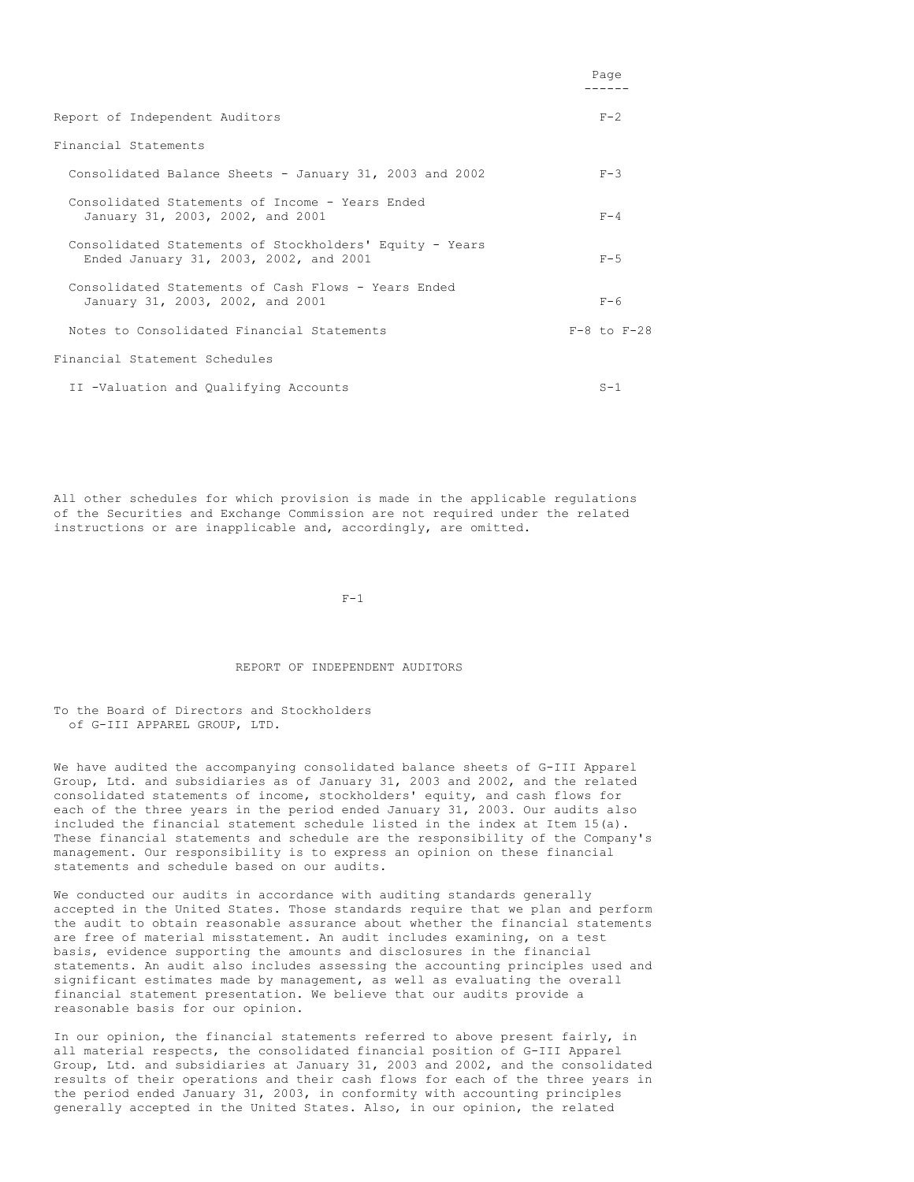| | Page |
|---|---|
| Report of Independent Auditors | F-2 |
| Financial Statements | |
| Consolidated Balance Sheets - January 31, 2003 and 2002 | F-3 |
| Consolidated Statements of Income - Years Ended January 31, 2003, 2002, and 2001 | F-4 |
| Consolidated Statements of Stockholders' Equity - Years Ended January 31, 2003, 2002, and 2001 | F-5 |
| Consolidated Statements of Cash Flows - Years Ended January 31, 2003, 2002, and 2001 | F-6 |
| Notes to Consolidated Financial Statements | F-8 to F-28 |
| Financial Statement Schedules | |
| II -Valuation and Qualifying Accounts | S-1 |

All other schedules for which provision is made in the applicable regulations of the Securities and Exchange Commission are not required under the related instructions or are inapplicable and, accordingly, are omitted.

## REPORT OF INDEPENDENT AUDITORS

To the Board of Directors and Stockholders
of G-III APPAREL GROUP, LTD.

We have audited the accompanying consolidated balance sheets of G-III Apparel Group, Ltd. and subsidiaries as of January 31, 2003 and 2002, and the related consolidated statements of income, stockholders' equity, and cash flows for each of the three years in the period ended January 31, 2003. Our audits also included the financial statement schedule listed in the index at Item 15(a). These financial statements and schedule are the responsibility of the Company's management. Our responsibility is to express an opinion on these financial statements and schedule based on our audits.

We conducted our audits in accordance with auditing standards generally accepted in the United States. Those standards require that we plan and perform the audit to obtain reasonable assurance about whether the financial statements are free of material misstatement. An audit includes examining, on a test basis, evidence supporting the amounts and disclosures in the financial statements. An audit also includes assessing the accounting principles used and significant estimates made by management, as well as evaluating the overall financial statement presentation. We believe that our audits provide a reasonable basis for our opinion.

In our opinion, the financial statements referred to above present fairly, in all material respects, the consolidated financial position of G-III Apparel Group, Ltd. and subsidiaries at January 31, 2003 and 2002, and the consolidated results of their operations and their cash flows for each of the three years in the period ended January 31, 2003, in conformity with accounting principles generally accepted in the United States. Also, in our opinion, the related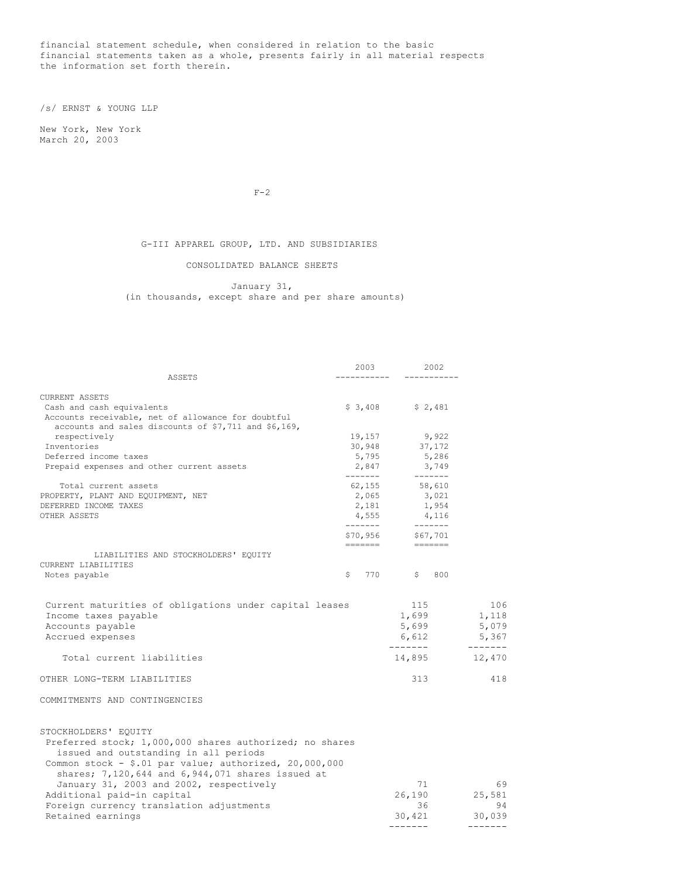financial statement schedule, when considered in relation to the basic financial statements taken as a whole, presents fairly in all material respects the information set forth therein.

/s/ ERNST & YOUNG LLP

New York, New York
March 20, 2003

G-III APPAREL GROUP, LTD. AND SUBSIDIARIES

CONSOLIDATED BALANCE SHEETS

January 31,
(in thousands, except share and per share amounts)

| ASSETS | 2003 | 2002 |
|---|---|---|
| CURRENT ASSETS | | |
| Cash and cash equivalents | $ 3,408 | $ 2,481 |
| Accounts receivable, net of allowance for doubtful accounts and sales discounts of $7,711 and $6,169, respectively | 19,157 | 9,922 |
| Inventories | 30,948 | 37,172 |
| Deferred income taxes | 5,795 | 5,286 |
| Prepaid expenses and other current assets | 2,847 | 3,749 |
| Total current assets | 62,155 | 58,610 |
| PROPERTY, PLANT AND EQUIPMENT, NET | 2,065 | 3,021 |
| DEFERRED INCOME TAXES | 2,181 | 1,954 |
| OTHER ASSETS | 4,555 | 4,116 |
| | $70,956 | $67,701 |
| LIABILITIES AND STOCKHOLDERS' EQUITY | | |
| CURRENT LIABILITIES | | |
| Notes payable | $ 770 | $ 800 |
| Current maturities of obligations under capital leases | 115 | 106 |
| Income taxes payable | 1,699 | 1,118 |
| Accounts payable | 5,699 | 5,079 |
| Accrued expenses | 6,612 | 5,367 |
| Total current liabilities | 14,895 | 12,470 |
| OTHER LONG-TERM LIABILITIES | 313 | 418 |
| COMMITMENTS AND CONTINGENCIES | | |
| STOCKHOLDERS' EQUITY | | |
| Preferred stock; 1,000,000 shares authorized; no shares issued and outstanding in all periods | | |
| Common stock - $.01 par value; authorized, 20,000,000 shares; 7,120,644 and 6,944,071 shares issued at January 31, 2003 and 2002, respectively | 71 | 69 |
| Additional paid-in capital | 26,190 | 25,581 |
| Foreign currency translation adjustments | 36 | 94 |
| Retained earnings | 30,421 | 30,039 |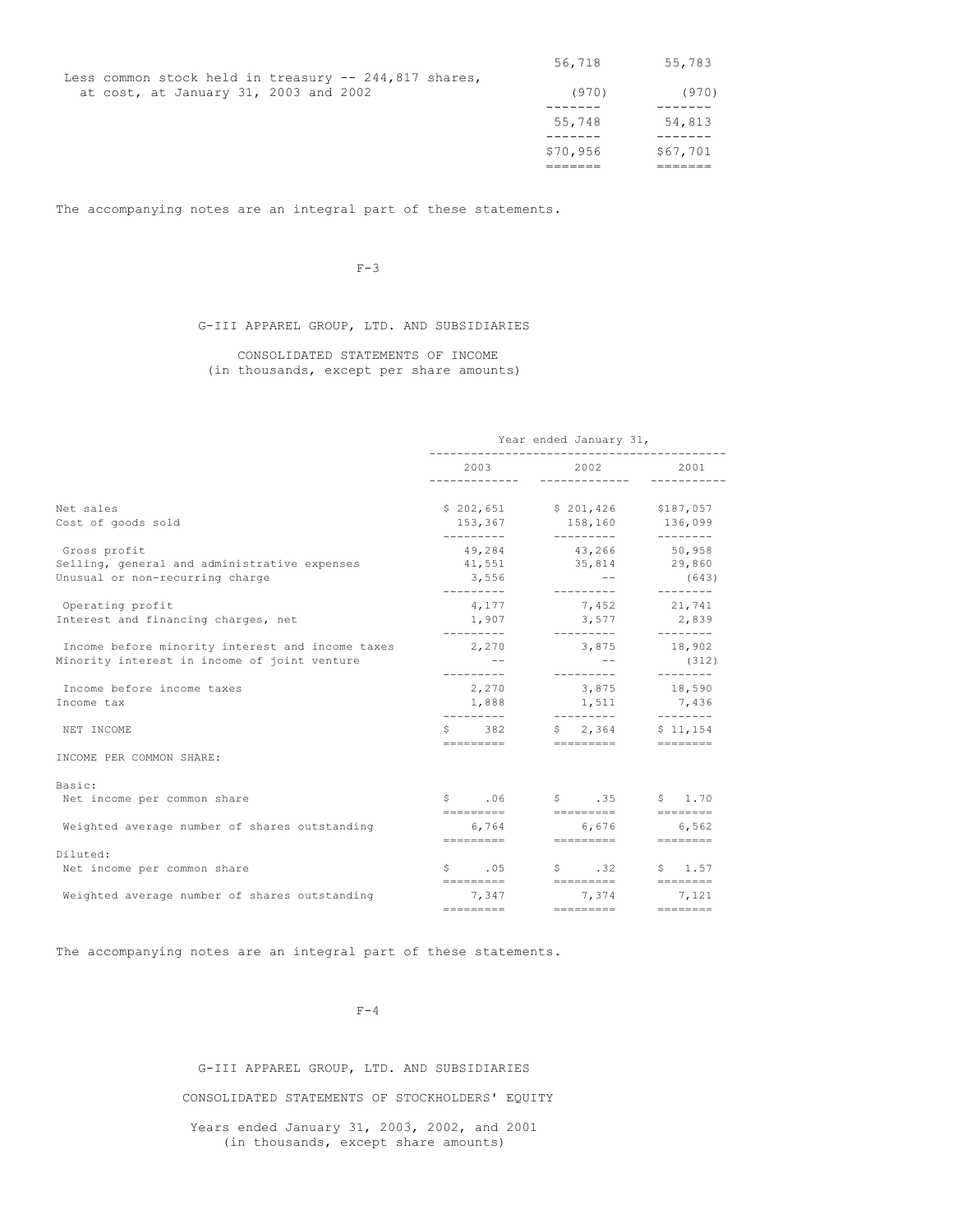| | | |
|---|---|---|
| | 56,718 | 55,783 |
| Less common stock held in treasury -- 244,817 shares, at cost, at January 31, 2003 and 2002 | (970) | (970) |
| | 55,748 | 54,813 |
| | $70,956 | $67,701 |

The accompanying notes are an integral part of these statements.

# G-III APPAREL GROUP, LTD. AND SUBSIDIARIES

## CONSOLIDATED STATEMENTS OF INCOME
(in thousands, except per share amounts)

| | Year ended January 31, | | |
|---|---|---|---|
| | 2003 | 2002 | 2001 |
| Net sales | $ 202,651 | $ 201,426 | $187,057 |
| Cost of goods sold | 153,367 | 158,160 | 136,099 |
| Gross profit | 49,284 | 43,266 | 50,958 |
| Selling, general and administrative expenses | 41,551 | 35,814 | 29,860 |
| Unusual or non-recurring charge | 3,556 | -- | (643) |
| Operating profit | 4,177 | 7,452 | 21,741 |
| Interest and financing charges, net | 1,907 | 3,577 | 2,839 |
| Income before minority interest and income taxes | 2,270 | 3,875 | 18,902 |
| Minority interest in income of joint venture | -- | -- | (312) |
| Income before income taxes | 2,270 | 3,875 | 18,590 |
| Income tax | 1,888 | 1,511 | 7,436 |
| NET INCOME | $ 382 | $ 2,364 | $ 11,154 |
| INCOME PER COMMON SHARE: | | | |
| Basic: | | | |
| Net income per common share | $ .06 | $ .35 | $ 1.70 |
| Weighted average number of shares outstanding | 6,764 | 6,676 | 6,562 |
| Diluted: | | | |
| Net income per common share | $ .05 | $ .32 | $ 1.57 |
| Weighted average number of shares outstanding | 7,347 | 7,374 | 7,121 |

The accompanying notes are an integral part of these statements.

# G-III APPAREL GROUP, LTD. AND SUBSIDIARIES

## CONSOLIDATED STATEMENTS OF STOCKHOLDERS' EQUITY

Years ended January 31, 2003, 2002, and 2001
(in thousands, except share amounts)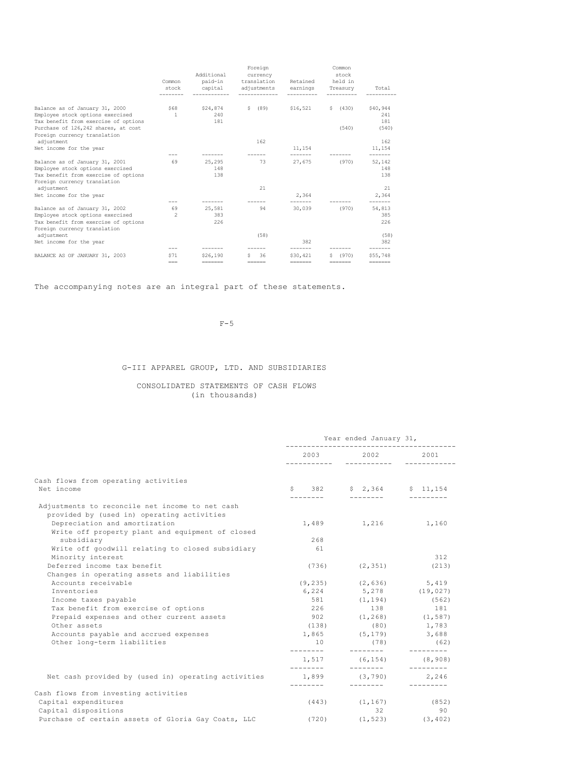|  | Common stock | Additional paid-in capital | Foreign currency translation adjustments | Retained earnings | Common stock held in Treasury | Total |
|---|---|---|---|---|---|---|
| Balance as of January 31, 2000 | $68 | $24,874 | $ (89) | $16,521 | $ (430) | $40,944 |
| Employee stock options exercised | 1 | 240 |  |  |  | 241 |
| Tax benefit from exercise of options |  | 181 |  |  |  | 181 |
| Purchase of 126,242 shares, at cost |  |  |  |  | (540) | (540) |
| Foreign currency translation adjustment |  |  | 162 |  |  | 162 |
| Net income for the year |  |  |  | 11,154 |  | 11,154 |
| Balance as of January 31, 2001 | 69 | 25,295 | 73 | 27,675 | (970) | 52,142 |
| Employee stock options exercised |  | 148 |  |  |  | 148 |
| Tax benefit from exercise of options |  | 138 |  |  |  | 138 |
| Foreign currency translation adjustment |  |  | 21 |  |  | 21 |
| Net income for the year |  |  |  | 2,364 |  | 2,364 |
| Balance as of January 31, 2002 | 69 | 25,581 | 94 | 30,039 | (970) | 54,813 |
| Employee stock options exercised | 2 | 383 |  |  |  | 385 |
| Tax benefit from exercise of options |  | 226 |  |  |  | 226 |
| Foreign currency translation adjustment |  |  | (58) |  |  | (58) |
| Net income for the year |  |  |  | 382 |  | 382 |
| BALANCE AS OF JANUARY 31, 2003 | $71 | $26,190 | $ 36 | $30,421 | $ (970) | $55,748 |

The accompanying notes are an integral part of these statements.

# G-III APPAREL GROUP, LTD. AND SUBSIDIARIES

## CONSOLIDATED STATEMENTS OF CASH FLOWS
(in thousands)

|  | Year ended January 31, |  |  |
|---|---|---|---|
|  | 2003 | 2002 | 2001 |
| Cash flows from operating activities |  |  |  |
| Net income | $ 382 | $ 2,364 | $ 11,154 |
| Adjustments to reconcile net income to net cash provided by (used in) operating activities |  |  |  |
| Depreciation and amortization | 1,489 | 1,216 | 1,160 |
| Write off property plant and equipment of closed subsidiary | 268 |  |  |
| Write off goodwill relating to closed subsidiary | 61 |  |  |
| Minority interest |  |  | 312 |
| Deferred income tax benefit | (736) | (2,351) | (213) |
| Changes in operating assets and liabilities |  |  |  |
| Accounts receivable | (9,235) | (2,636) | 5,419 |
| Inventories | 6,224 | 5,278 | (19,027) |
| Income taxes payable | 581 | (1,194) | (562) |
| Tax benefit from exercise of options | 226 | 138 | 181 |
| Prepaid expenses and other current assets | 902 | (1,268) | (1,587) |
| Other assets | (138) | (80) | 1,783 |
| Accounts payable and accrued expenses | 1,865 | (5,179) | 3,688 |
| Other long-term liabilities | 10 | (78) | (62) |
|  | 1,517 | (6,154) | (8,908) |
| Net cash provided by (used in) operating activities | 1,899 | (3,790) | 2,246 |
| Cash flows from investing activities |  |  |  |
| Capital expenditures | (443) | (1,167) | (852) |
| Capital dispositions |  | 32 | 90 |
| Purchase of certain assets of Gloria Gay Coats, LLC | (720) | (1,523) | (3,402) |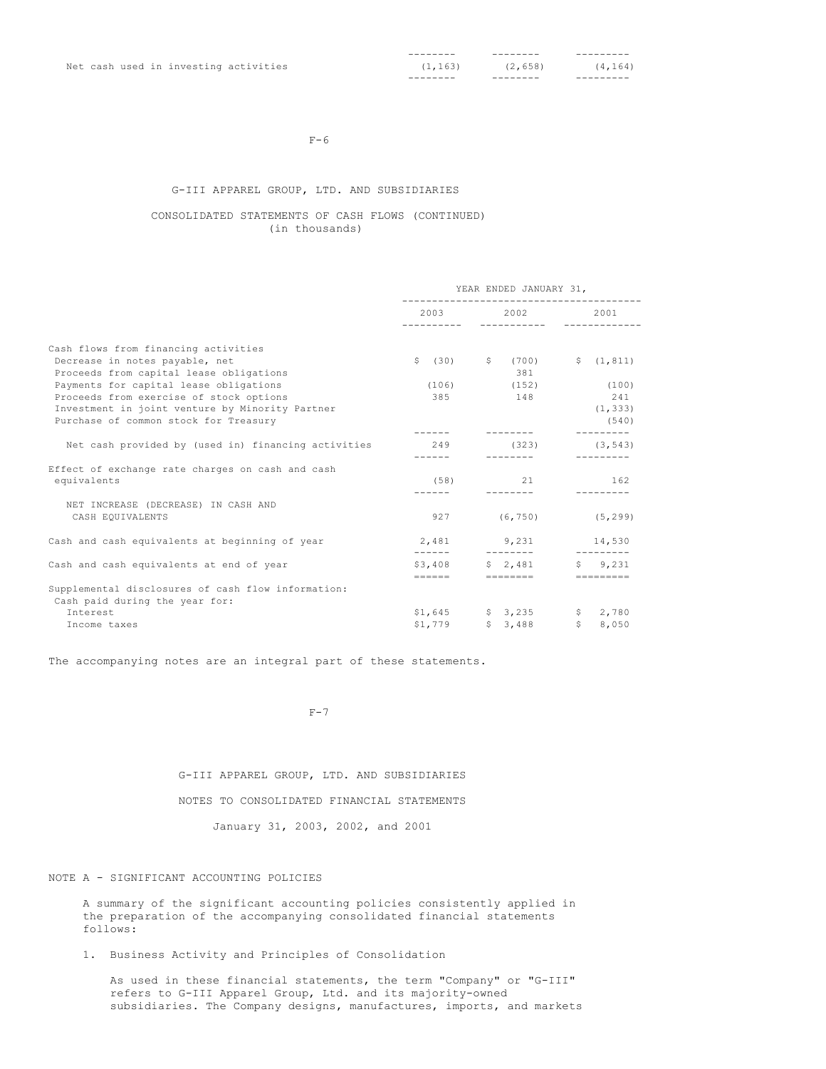| | | | |
|---|---|---|---|
| Net cash used in investing activities | (1,163) | (2,658) | (4,164) |

G-III APPAREL GROUP, LTD. AND SUBSIDIARIES

CONSOLIDATED STATEMENTS OF CASH FLOWS (CONTINUED)
(in thousands)

| | YEAR ENDED JANUARY 31, | | |
|---|---|---|---|
| | 2003 | 2002 | 2001 |
| Cash flows from financing activities | | | |
| Decrease in notes payable, net | $ (30) | $ (700) | $ (1,811) |
| Proceeds from capital lease obligations | | 381 | |
| Payments for capital lease obligations | (106) | (152) | (100) |
| Proceeds from exercise of stock options | 385 | 148 | 241 |
| Investment in joint venture by Minority Partner | | | (1,333) |
| Purchase of common stock for Treasury | | | (540) |
| Net cash provided by (used in) financing activities | 249 | (323) | (3,543) |
| Effect of exchange rate charges on cash and cash equivalents | (58) | 21 | 162 |
| NET INCREASE (DECREASE) IN CASH AND CASH EQUIVALENTS | 927 | (6,750) | (5,299) |
| Cash and cash equivalents at beginning of year | 2,481 | 9,231 | 14,530 |
| Cash and cash equivalents at end of year | $3,408 | $ 2,481 | $ 9,231 |
| Supplemental disclosures of cash flow information: | | | |
| Cash paid during the year for: | | | |
| Interest | $1,645 | $ 3,235 | $ 2,780 |
| Income taxes | $1,779 | $ 3,488 | $ 8,050 |

The accompanying notes are an integral part of these statements.

G-III APPAREL GROUP, LTD. AND SUBSIDIARIES

NOTES TO CONSOLIDATED FINANCIAL STATEMENTS

January 31, 2003, 2002, and 2001

## NOTE A - SIGNIFICANT ACCOUNTING POLICIES

A summary of the significant accounting policies consistently applied in the preparation of the accompanying consolidated financial statements follows:

1. Business Activity and Principles of Consolidation

   As used in these financial statements, the term "Company" or "G-III" refers to G-III Apparel Group, Ltd. and its majority-owned subsidiaries. The Company designs, manufactures, imports, and markets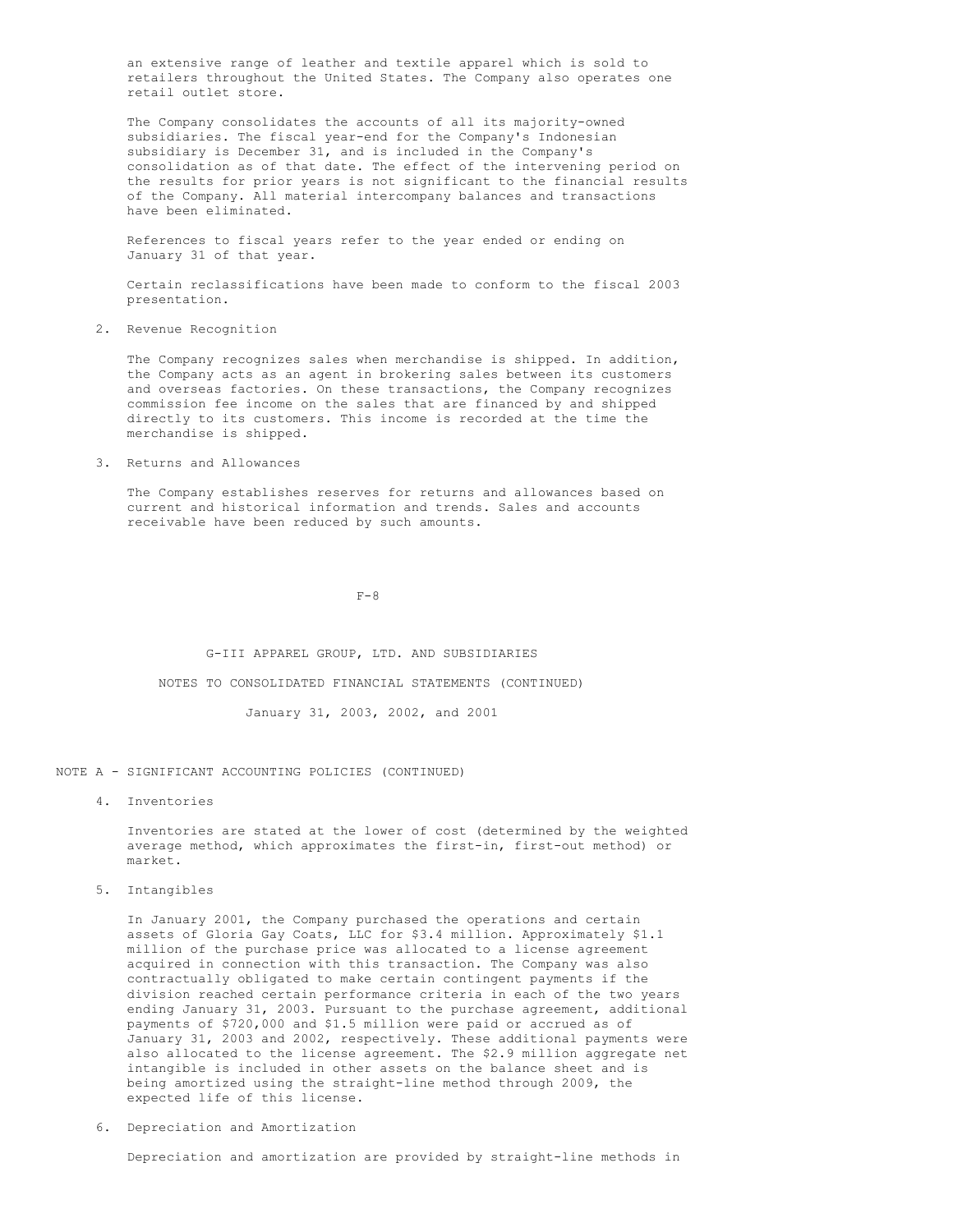an extensive range of leather and textile apparel which is sold to retailers throughout the United States. The Company also operates one retail outlet store.

The Company consolidates the accounts of all its majority-owned subsidiaries. The fiscal year-end for the Company's Indonesian subsidiary is December 31, and is included in the Company's consolidation as of that date. The effect of the intervening period on the results for prior years is not significant to the financial results of the Company. All material intercompany balances and transactions have been eliminated.

References to fiscal years refer to the year ended or ending on January 31 of that year.

Certain reclassifications have been made to conform to the fiscal 2003 presentation.

2. Revenue Recognition

The Company recognizes sales when merchandise is shipped. In addition, the Company acts as an agent in brokering sales between its customers and overseas factories. On these transactions, the Company recognizes commission fee income on the sales that are financed by and shipped directly to its customers. This income is recorded at the time the merchandise is shipped.

3. Returns and Allowances

The Company establishes reserves for returns and allowances based on current and historical information and trends. Sales and accounts receivable have been reduced by such amounts.

G-III APPAREL GROUP, LTD. AND SUBSIDIARIES

NOTES TO CONSOLIDATED FINANCIAL STATEMENTS (CONTINUED)

January 31, 2003, 2002, and 2001

NOTE A - SIGNIFICANT ACCOUNTING POLICIES (CONTINUED)

4. Inventories

Inventories are stated at the lower of cost (determined by the weighted average method, which approximates the first-in, first-out method) or market.

5. Intangibles

In January 2001, the Company purchased the operations and certain assets of Gloria Gay Coats, LLC for $3.4 million. Approximately $1.1 million of the purchase price was allocated to a license agreement acquired in connection with this transaction. The Company was also contractually obligated to make certain contingent payments if the division reached certain performance criteria in each of the two years ending January 31, 2003. Pursuant to the purchase agreement, additional payments of $720,000 and $1.5 million were paid or accrued as of January 31, 2003 and 2002, respectively. These additional payments were also allocated to the license agreement. The $2.9 million aggregate net intangible is included in other assets on the balance sheet and is being amortized using the straight-line method through 2009, the expected life of this license.

6. Depreciation and Amortization

Depreciation and amortization are provided by straight-line methods in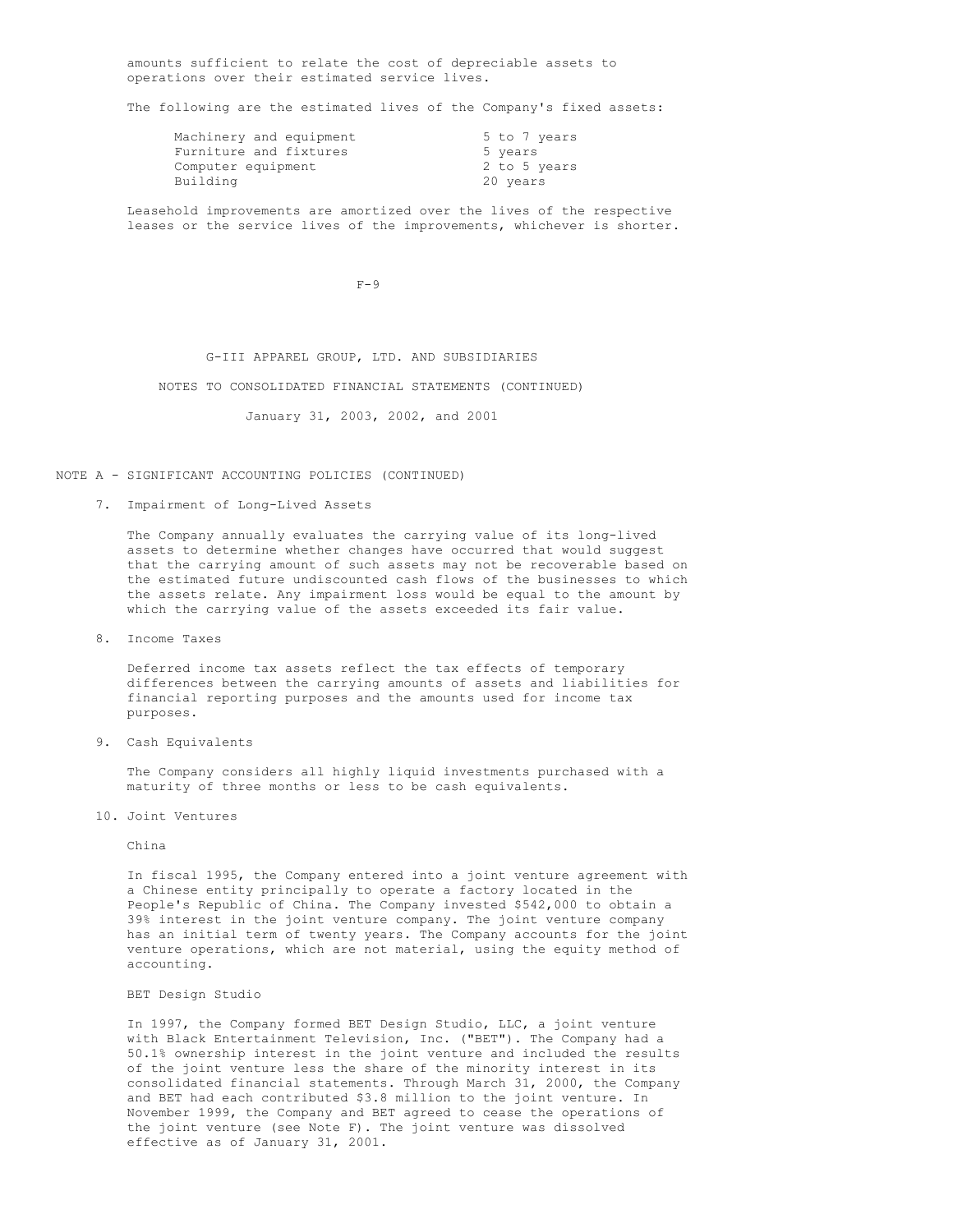amounts sufficient to relate the cost of depreciable assets to operations over their estimated service lives.

The following are the estimated lives of the Company's fixed assets:

| | |
|---|---|
| Machinery and equipment | 5 to 7 years |
| Furniture and fixtures | 5 years |
| Computer equipment | 2 to 5 years |
| Building | 20 years |

Leasehold improvements are amortized over the lives of the respective leases or the service lives of the improvements, whichever is shorter.

G-III APPAREL GROUP, LTD. AND SUBSIDIARIES

NOTES TO CONSOLIDATED FINANCIAL STATEMENTS (CONTINUED)

January 31, 2003, 2002, and 2001

## NOTE A - SIGNIFICANT ACCOUNTING POLICIES (CONTINUED)

### 7. Impairment of Long-Lived Assets

The Company annually evaluates the carrying value of its long-lived assets to determine whether changes have occurred that would suggest that the carrying amount of such assets may not be recoverable based on the estimated future undiscounted cash flows of the businesses to which the assets relate. Any impairment loss would be equal to the amount by which the carrying value of the assets exceeded its fair value.

### 8. Income Taxes

Deferred income tax assets reflect the tax effects of temporary differences between the carrying amounts of assets and liabilities for financial reporting purposes and the amounts used for income tax purposes.

### 9. Cash Equivalents

The Company considers all highly liquid investments purchased with a maturity of three months or less to be cash equivalents.

### 10. Joint Ventures

China

In fiscal 1995, the Company entered into a joint venture agreement with a Chinese entity principally to operate a factory located in the People's Republic of China. The Company invested $542,000 to obtain a 39% interest in the joint venture company. The joint venture company has an initial term of twenty years. The Company accounts for the joint venture operations, which are not material, using the equity method of accounting.

BET Design Studio

In 1997, the Company formed BET Design Studio, LLC, a joint venture with Black Entertainment Television, Inc. ("BET"). The Company had a 50.1% ownership interest in the joint venture and included the results of the joint venture less the share of the minority interest in its consolidated financial statements. Through March 31, 2000, the Company and BET had each contributed $3.8 million to the joint venture. In November 1999, the Company and BET agreed to cease the operations of the joint venture (see Note F). The joint venture was dissolved effective as of January 31, 2001.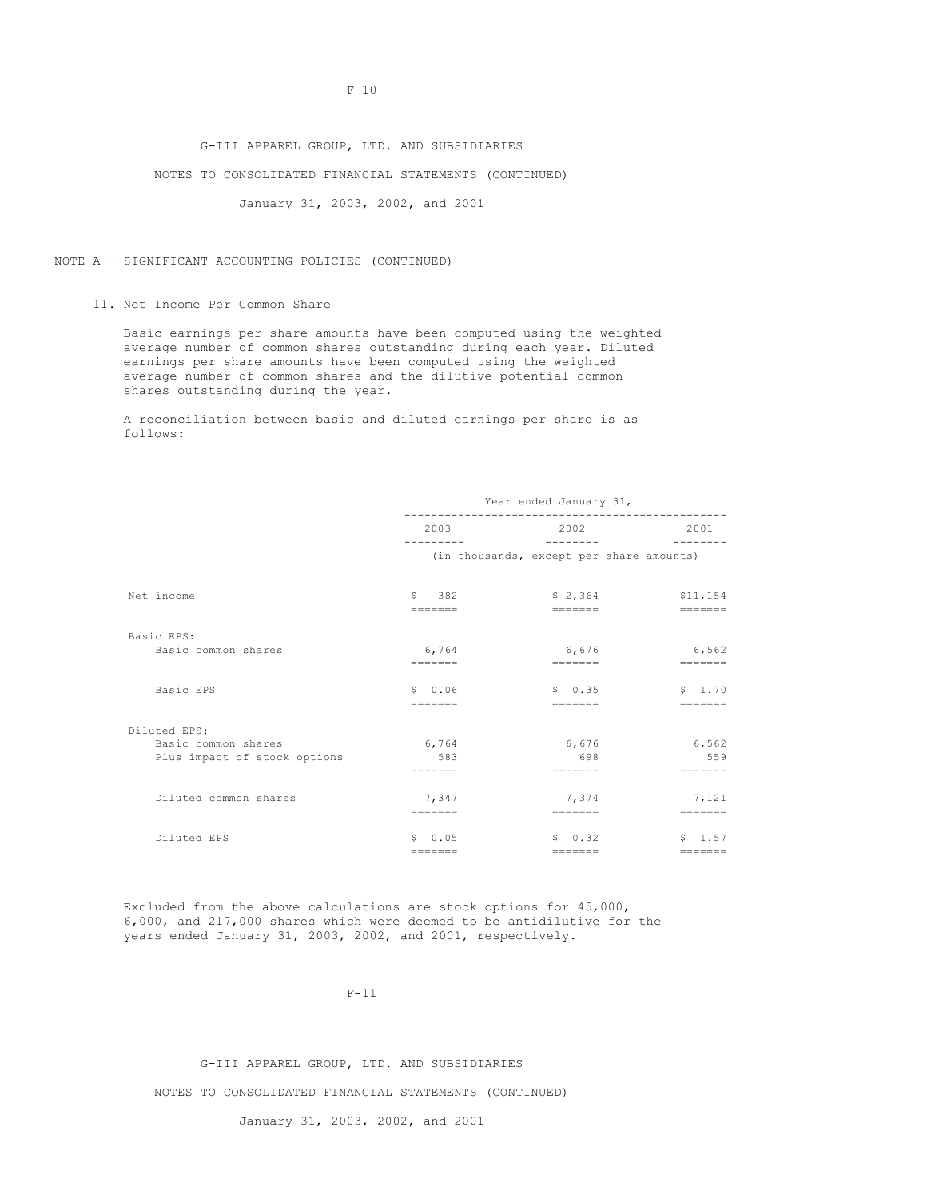G-III APPAREL GROUP, LTD. AND SUBSIDIARIES

NOTES TO CONSOLIDATED FINANCIAL STATEMENTS (CONTINUED)

January 31, 2003, 2002, and 2001

## NOTE A - SIGNIFICANT ACCOUNTING POLICIES (CONTINUED)

### 11. Net Income Per Common Share

Basic earnings per share amounts have been computed using the weighted average number of common shares outstanding during each year. Diluted earnings per share amounts have been computed using the weighted average number of common shares and the dilutive potential common shares outstanding during the year.

A reconciliation between basic and diluted earnings per share is as follows:

| | Year ended January 31, | | |
|---|---|---|---|
| | 2003 | 2002 | 2001 |
| | (in thousands, except per share amounts) | | |
| Net income | $ 382 | $ 2,364 | $11,154 |
| Basic EPS: | | | |
| Basic common shares | 6,764 | 6,676 | 6,562 |
| Basic EPS | $ 0.06 | $ 0.35 | $ 1.70 |
| Diluted EPS: | | | |
| Basic common shares | 6,764 | 6,676 | 6,562 |
| Plus impact of stock options | 583 | 698 | 559 |
| Diluted common shares | 7,347 | 7,374 | 7,121 |
| Diluted EPS | $ 0.05 | $ 0.32 | $ 1.57 |

Excluded from the above calculations are stock options for 45,000, 6,000, and 217,000 shares which were deemed to be antidilutive for the years ended January 31, 2003, 2002, and 2001, respectively.

G-III APPAREL GROUP, LTD. AND SUBSIDIARIES

NOTES TO CONSOLIDATED FINANCIAL STATEMENTS (CONTINUED)

January 31, 2003, 2002, and 2001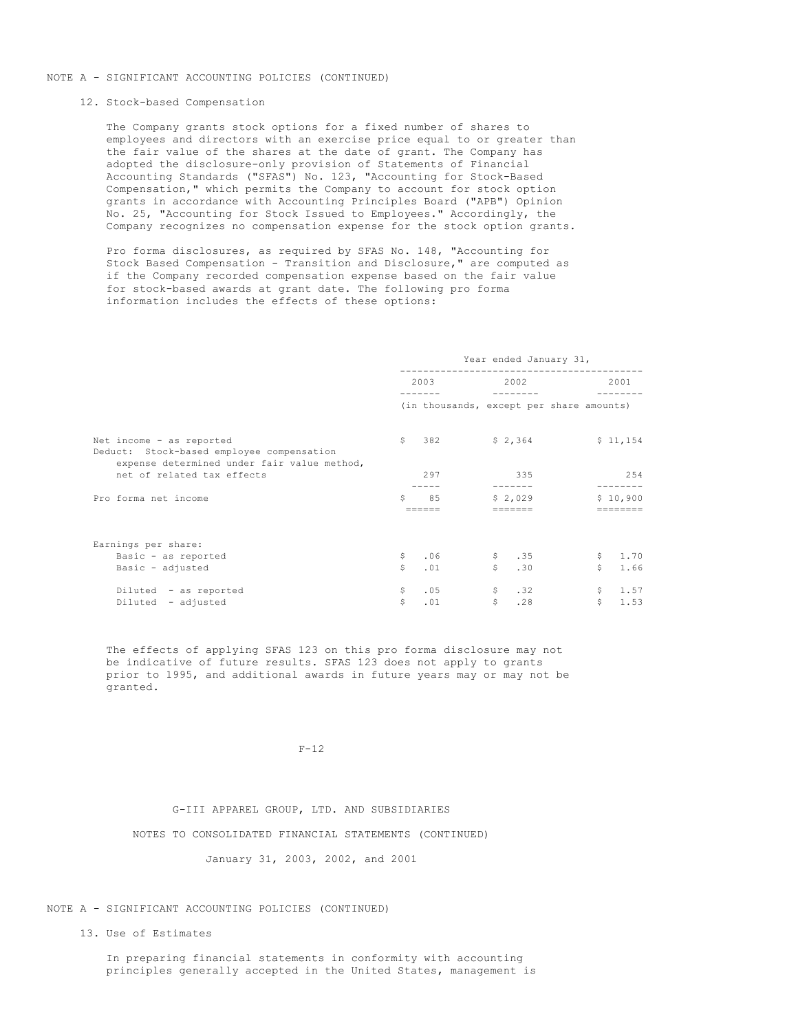NOTE A - SIGNIFICANT ACCOUNTING POLICIES (CONTINUED)

12. Stock-based Compensation

The Company grants stock options for a fixed number of shares to employees and directors with an exercise price equal to or greater than the fair value of the shares at the date of grant. The Company has adopted the disclosure-only provision of Statements of Financial Accounting Standards ("SFAS") No. 123, "Accounting for Stock-Based Compensation," which permits the Company to account for stock option grants in accordance with Accounting Principles Board ("APB") Opinion No. 25, "Accounting for Stock Issued to Employees." Accordingly, the Company recognizes no compensation expense for the stock option grants.

Pro forma disclosures, as required by SFAS No. 148, "Accounting for Stock Based Compensation - Transition and Disclosure," are computed as if the Company recorded compensation expense based on the fair value for stock-based awards at grant date. The following pro forma information includes the effects of these options:

| | Year ended January 31, | | |
|---|---|---|---|
| | 2003 | 2002 | 2001 |
| | (in thousands, except per share amounts) | | |
| Net income - as reported | $ 382 | $ 2,364 | $ 11,154 |
| Deduct: Stock-based employee compensation expense determined under fair value method, net of related tax effects | 297 | 335 | 254 |
| Pro forma net income | $ 85 | $ 2,029 | $ 10,900 |
| Earnings per share: | | | |
| Basic - as reported | $ .06 | $ .35 | $ 1.70 |
| Basic - adjusted | $ .01 | $ .30 | $ 1.66 |
| Diluted - as reported | $ .05 | $ .32 | $ 1.57 |
| Diluted - adjusted | $ .01 | $ .28 | $ 1.53 |

The effects of applying SFAS 123 on this pro forma disclosure may not be indicative of future results. SFAS 123 does not apply to grants prior to 1995, and additional awards in future years may or may not be granted.

G-III APPAREL GROUP, LTD. AND SUBSIDIARIES

NOTES TO CONSOLIDATED FINANCIAL STATEMENTS (CONTINUED)

January 31, 2003, 2002, and 2001

NOTE A - SIGNIFICANT ACCOUNTING POLICIES (CONTINUED)

13. Use of Estimates

In preparing financial statements in conformity with accounting principles generally accepted in the United States, management is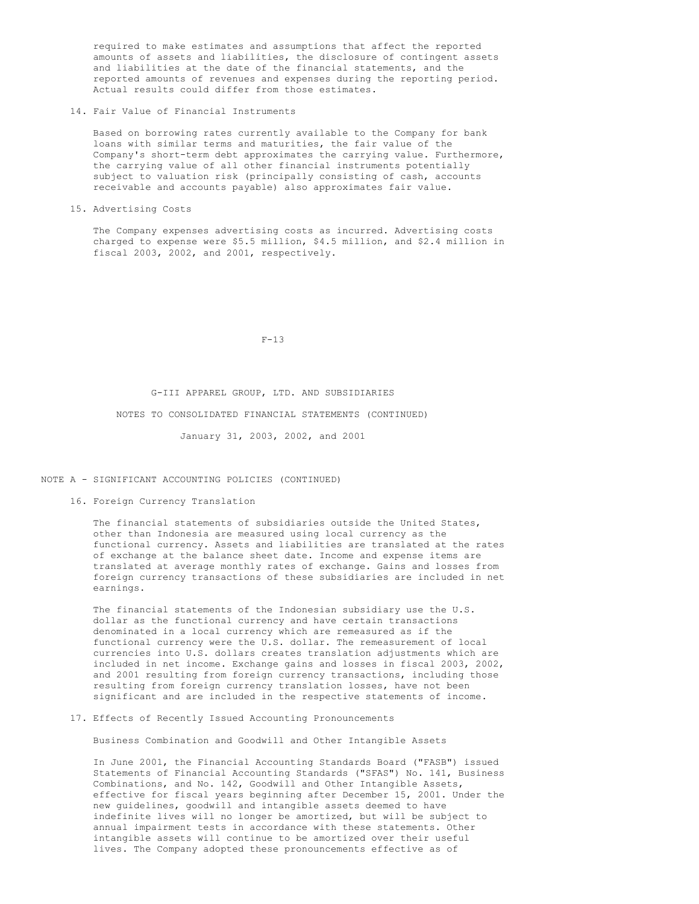required to make estimates and assumptions that affect the reported amounts of assets and liabilities, the disclosure of contingent assets and liabilities at the date of the financial statements, and the reported amounts of revenues and expenses during the reporting period. Actual results could differ from those estimates.

14. Fair Value of Financial Instruments

Based on borrowing rates currently available to the Company for bank loans with similar terms and maturities, the fair value of the Company's short-term debt approximates the carrying value. Furthermore, the carrying value of all other financial instruments potentially subject to valuation risk (principally consisting of cash, accounts receivable and accounts payable) also approximates fair value.

15. Advertising Costs

The Company expenses advertising costs as incurred. Advertising costs charged to expense were \$5.5 million, \$4.5 million, and \$2.4 million in fiscal 2003, 2002, and 2001, respectively.

NOTE A - SIGNIFICANT ACCOUNTING POLICIES (CONTINUED)

16. Foreign Currency Translation

The financial statements of subsidiaries outside the United States, other than Indonesia are measured using local currency as the functional currency. Assets and liabilities are translated at the rates of exchange at the balance sheet date. Income and expense items are translated at average monthly rates of exchange. Gains and losses from foreign currency transactions of these subsidiaries are included in net earnings.

The financial statements of the Indonesian subsidiary use the U.S. dollar as the functional currency and have certain transactions denominated in a local currency which are remeasured as if the functional currency were the U.S. dollar. The remeasurement of local currencies into U.S. dollars creates translation adjustments which are included in net income. Exchange gains and losses in fiscal 2003, 2002, and 2001 resulting from foreign currency transactions, including those resulting from foreign currency translation losses, have not been significant and are included in the respective statements of income.

17. Effects of Recently Issued Accounting Pronouncements

Business Combination and Goodwill and Other Intangible Assets

In June 2001, the Financial Accounting Standards Board ("FASB") issued Statements of Financial Accounting Standards ("SFAS") No. 141, Business Combinations, and No. 142, Goodwill and Other Intangible Assets, effective for fiscal years beginning after December 15, 2001. Under the new guidelines, goodwill and intangible assets deemed to have indefinite lives will no longer be amortized, but will be subject to annual impairment tests in accordance with these statements. Other intangible assets will continue to be amortized over their useful lives. The Company adopted these pronouncements effective as of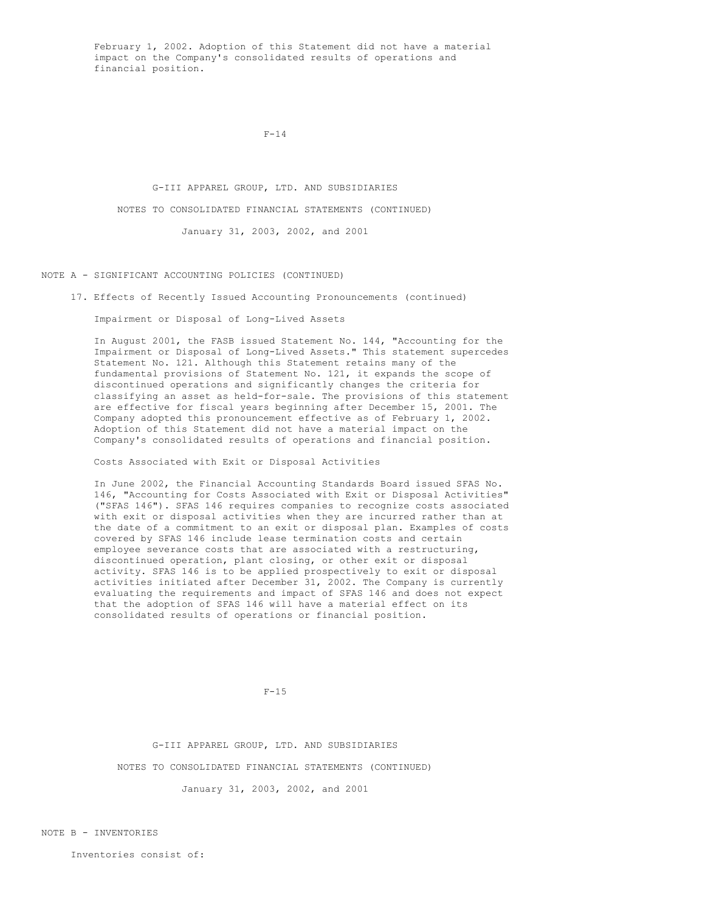February 1, 2002. Adoption of this Statement did not have a material impact on the Company's consolidated results of operations and financial position.

G-III APPAREL GROUP, LTD. AND SUBSIDIARIES

NOTES TO CONSOLIDATED FINANCIAL STATEMENTS (CONTINUED)

January 31, 2003, 2002, and 2001

NOTE A - SIGNIFICANT ACCOUNTING POLICIES (CONTINUED)

17. Effects of Recently Issued Accounting Pronouncements (continued)

Impairment or Disposal of Long-Lived Assets

In August 2001, the FASB issued Statement No. 144, "Accounting for the Impairment or Disposal of Long-Lived Assets." This statement supercedes Statement No. 121. Although this Statement retains many of the fundamental provisions of Statement No. 121, it expands the scope of discontinued operations and significantly changes the criteria for classifying an asset as held-for-sale. The provisions of this statement are effective for fiscal years beginning after December 15, 2001. The Company adopted this pronouncement effective as of February 1, 2002. Adoption of this Statement did not have a material impact on the Company's consolidated results of operations and financial position.

Costs Associated with Exit or Disposal Activities

In June 2002, the Financial Accounting Standards Board issued SFAS No. 146, "Accounting for Costs Associated with Exit or Disposal Activities" ("SFAS 146"). SFAS 146 requires companies to recognize costs associated with exit or disposal activities when they are incurred rather than at the date of a commitment to an exit or disposal plan. Examples of costs covered by SFAS 146 include lease termination costs and certain employee severance costs that are associated with a restructuring, discontinued operation, plant closing, or other exit or disposal activity. SFAS 146 is to be applied prospectively to exit or disposal activities initiated after December 31, 2002. The Company is currently evaluating the requirements and impact of SFAS 146 and does not expect that the adoption of SFAS 146 will have a material effect on its consolidated results of operations or financial position.

G-III APPAREL GROUP, LTD. AND SUBSIDIARIES

NOTES TO CONSOLIDATED FINANCIAL STATEMENTS (CONTINUED)

January 31, 2003, 2002, and 2001

NOTE B - INVENTORIES

Inventories consist of: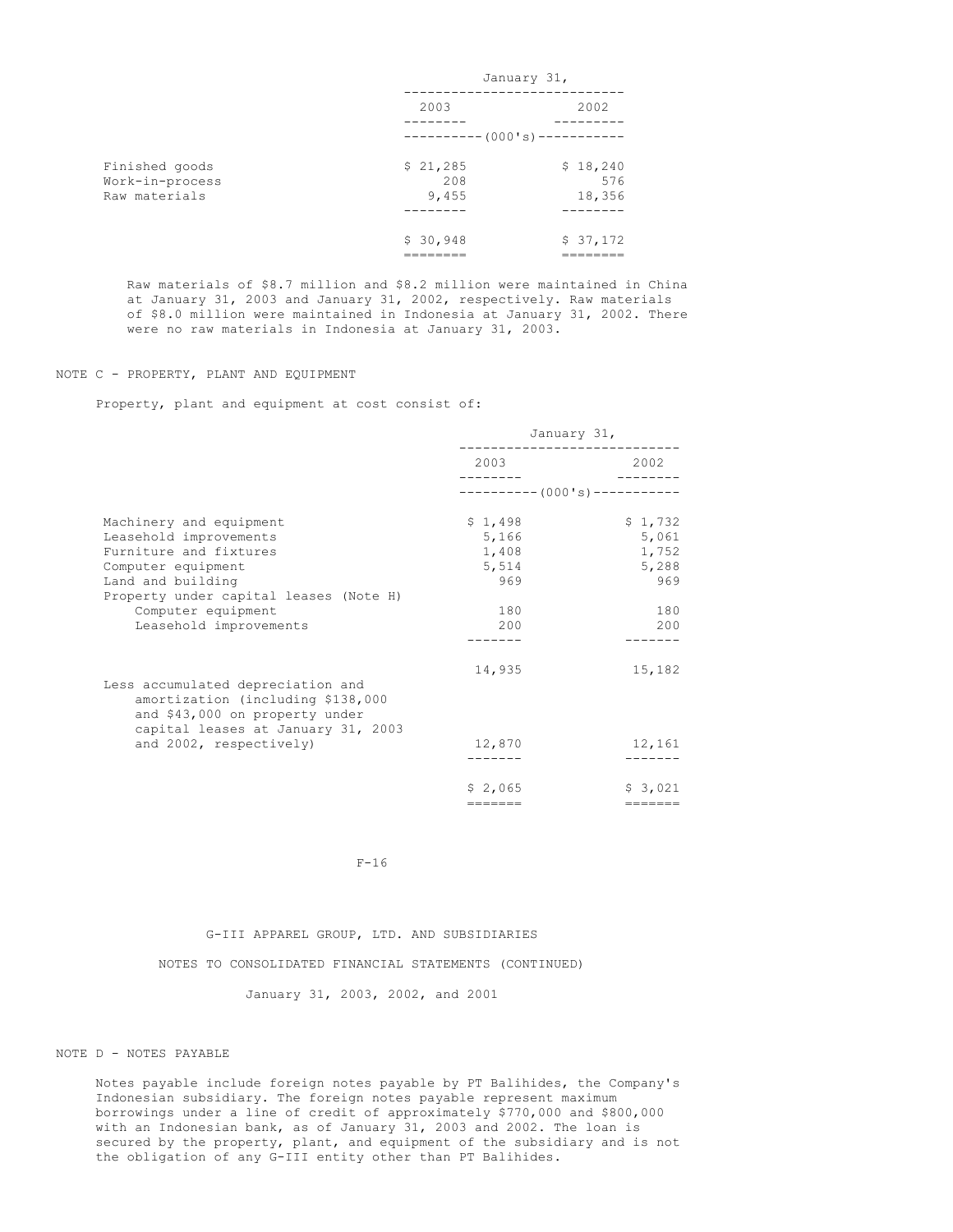| | January 31, | |
|---|---|---|
| | 2003 | 2002 |
| | (000's) | |
| Finished goods | $ 21,285 | $ 18,240 |
| Work-in-process | 208 | 576 |
| Raw materials | 9,455 | 18,356 |
| | $ 30,948 | $ 37,172 |

Raw materials of $8.7 million and $8.2 million were maintained in China at January 31, 2003 and January 31, 2002, respectively. Raw materials of $8.0 million were maintained in Indonesia at January 31, 2002. There were no raw materials in Indonesia at January 31, 2003.

## NOTE C - PROPERTY, PLANT AND EQUIPMENT

Property, plant and equipment at cost consist of:

| | January 31, | |
|---|---|---|
| | 2003 | 2002 |
| | (000's) | |
| Machinery and equipment | $ 1,498 | $ 1,732 |
| Leasehold improvements | 5,166 | 5,061 |
| Furniture and fixtures | 1,408 | 1,752 |
| Computer equipment | 5,514 | 5,288 |
| Land and building | 969 | 969 |
| Property under capital leases (Note H) | | |
| Computer equipment | 180 | 180 |
| Leasehold improvements | 200 | 200 |
| | 14,935 | 15,182 |
| Less accumulated depreciation and amortization (including $138,000 and $43,000 on property under capital leases at January 31, 2003 and 2002, respectively) | 12,870 | 12,161 |
| | $ 2,065 | $ 3,021 |

G-III APPAREL GROUP, LTD. AND SUBSIDIARIES

NOTES TO CONSOLIDATED FINANCIAL STATEMENTS (CONTINUED)

January 31, 2003, 2002, and 2001

## NOTE D - NOTES PAYABLE

Notes payable include foreign notes payable by PT Balihides, the Company's Indonesian subsidiary. The foreign notes payable represent maximum borrowings under a line of credit of approximately $770,000 and $800,000 with an Indonesian bank, as of January 31, 2003 and 2002. The loan is secured by the property, plant, and equipment of the subsidiary and is not the obligation of any G-III entity other than PT Balihides.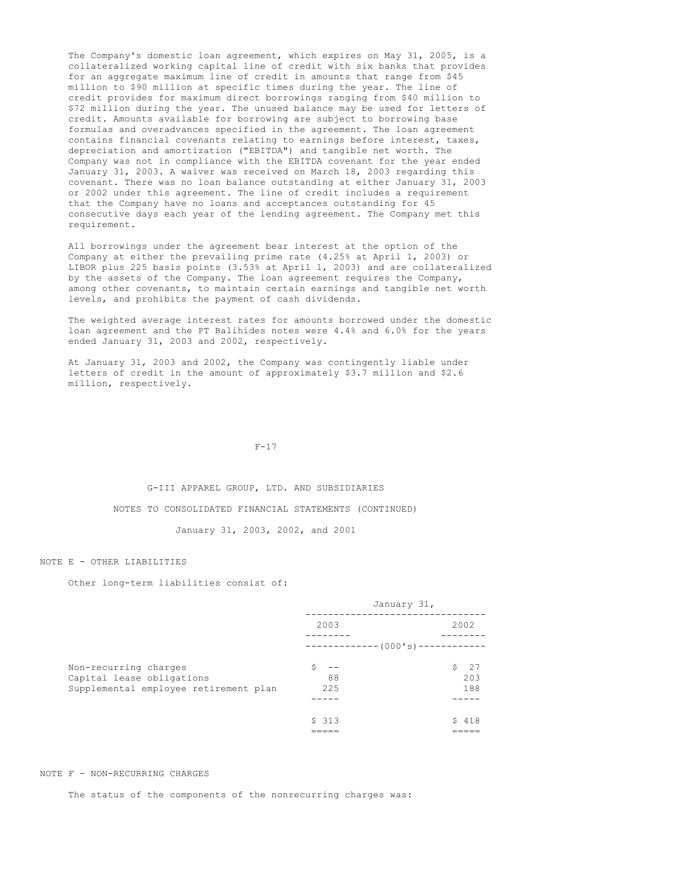The Company's domestic loan agreement, which expires on May 31, 2005, is a collateralized working capital line of credit with six banks that provides for an aggregate maximum line of credit in amounts that range from $45 million to $90 million at specific times during the year. The line of credit provides for maximum direct borrowings ranging from $40 million to $72 million during the year. The unused balance may be used for letters of credit. Amounts available for borrowing are subject to borrowing base formulas and overadvances specified in the agreement. The loan agreement contains financial covenants relating to earnings before interest, taxes, depreciation and amortization ("EBITDA") and tangible net worth. The Company was not in compliance with the EBITDA covenant for the year ended January 31, 2003. A waiver was received on March 18, 2003 regarding this covenant. There was no loan balance outstanding at either January 31, 2003 or 2002 under this agreement. The line of credit includes a requirement that the Company have no loans and acceptances outstanding for 45 consecutive days each year of the lending agreement. The Company met this requirement.

All borrowings under the agreement bear interest at the option of the Company at either the prevailing prime rate (4.25% at April 1, 2003) or LIBOR plus 225 basis points (3.53% at April 1, 2003) and are collateralized by the assets of the Company. The loan agreement requires the Company, among other covenants, to maintain certain earnings and tangible net worth levels, and prohibits the payment of cash dividends.

The weighted average interest rates for amounts borrowed under the domestic loan agreement and the PT Balihides notes were 4.4% and 6.0% for the years ended January 31, 2003 and 2002, respectively.

At January 31, 2003 and 2002, the Company was contingently liable under letters of credit in the amount of approximately $3.7 million and $2.6 million, respectively.

G-III APPAREL GROUP, LTD. AND SUBSIDIARIES

NOTES TO CONSOLIDATED FINANCIAL STATEMENTS (CONTINUED)

January 31, 2003, 2002, and 2001

## NOTE E - OTHER LIABILITIES

Other long-term liabilities consist of:

| | January 31, 2003 | January 31, 2002 |
|---|---|---|
| | (000's) | |
| Non-recurring charges | $ -- | $ 27 |
| Capital lease obligations | 88 | 203 |
| Supplemental employee retirement plan | 225 | 188 |
| | $ 313 | $ 418 |

## NOTE F - NON-RECURRING CHARGES

The status of the components of the nonrecurring charges was: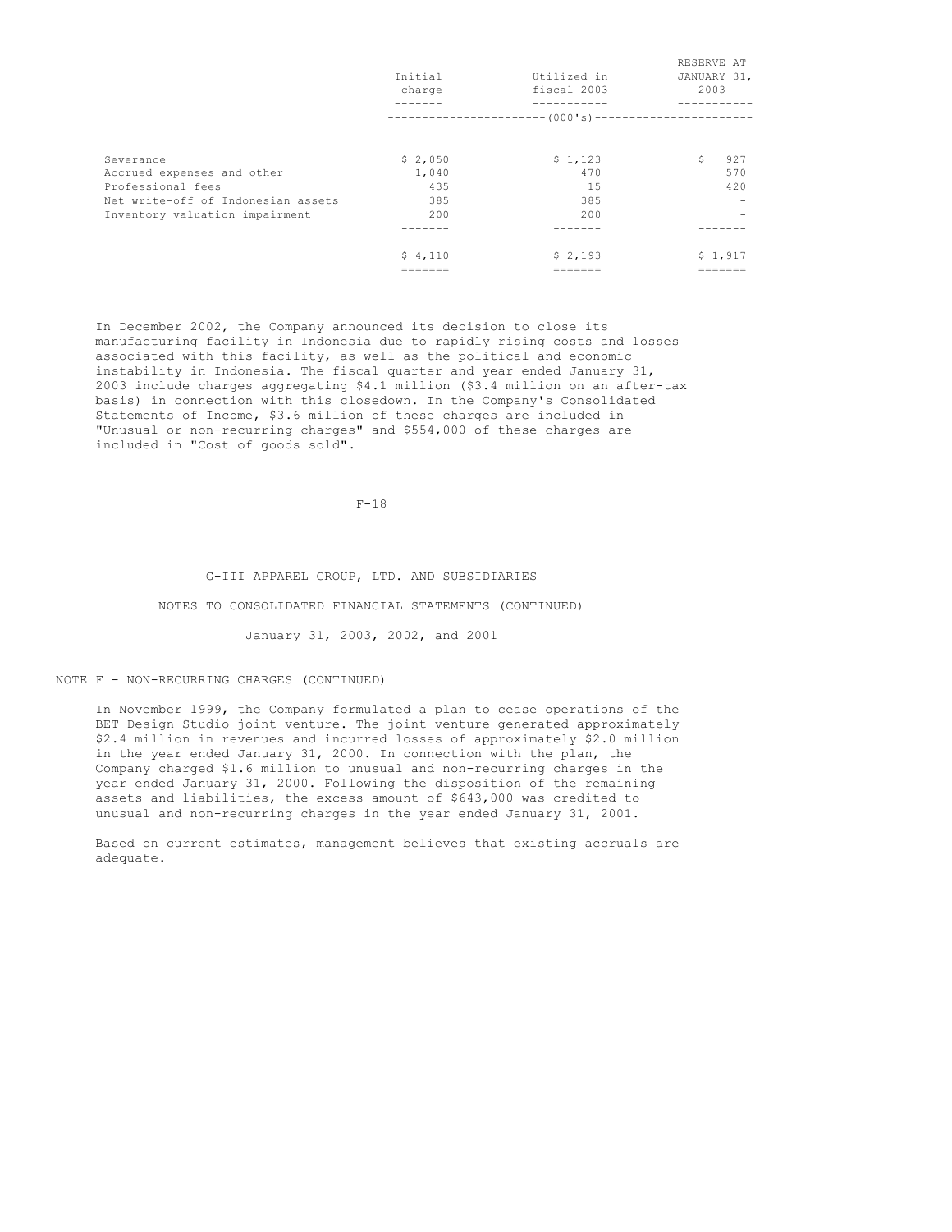| | Initial charge | Utilized in fiscal 2003 | RESERVE AT JANUARY 31, 2003 |
|---|---|---|---|
| | (000's) | | |
| Severance | $ 2,050 | $ 1,123 | $ 927 |
| Accrued expenses and other | 1,040 | 470 | 570 |
| Professional fees | 435 | 15 | 420 |
| Net write-off of Indonesian assets | 385 | 385 | - |
| Inventory valuation impairment | 200 | 200 | - |
| | $ 4,110 | $ 2,193 | $ 1,917 |

In December 2002, the Company announced its decision to close its manufacturing facility in Indonesia due to rapidly rising costs and losses associated with this facility, as well as the political and economic instability in Indonesia. The fiscal quarter and year ended January 31, 2003 include charges aggregating $4.1 million ($3.4 million on an after-tax basis) in connection with this closedown. In the Company's Consolidated Statements of Income, $3.6 million of these charges are included in "Unusual or non-recurring charges" and $554,000 of these charges are included in "Cost of goods sold".

G-III APPAREL GROUP, LTD. AND SUBSIDIARIES

NOTES TO CONSOLIDATED FINANCIAL STATEMENTS (CONTINUED)

January 31, 2003, 2002, and 2001

NOTE F - NON-RECURRING CHARGES (CONTINUED)

In November 1999, the Company formulated a plan to cease operations of the BET Design Studio joint venture. The joint venture generated approximately $2.4 million in revenues and incurred losses of approximately $2.0 million in the year ended January 31, 2000. In connection with the plan, the Company charged $1.6 million to unusual and non-recurring charges in the year ended January 31, 2000. Following the disposition of the remaining assets and liabilities, the excess amount of $643,000 was credited to unusual and non-recurring charges in the year ended January 31, 2001.

Based on current estimates, management believes that existing accruals are adequate.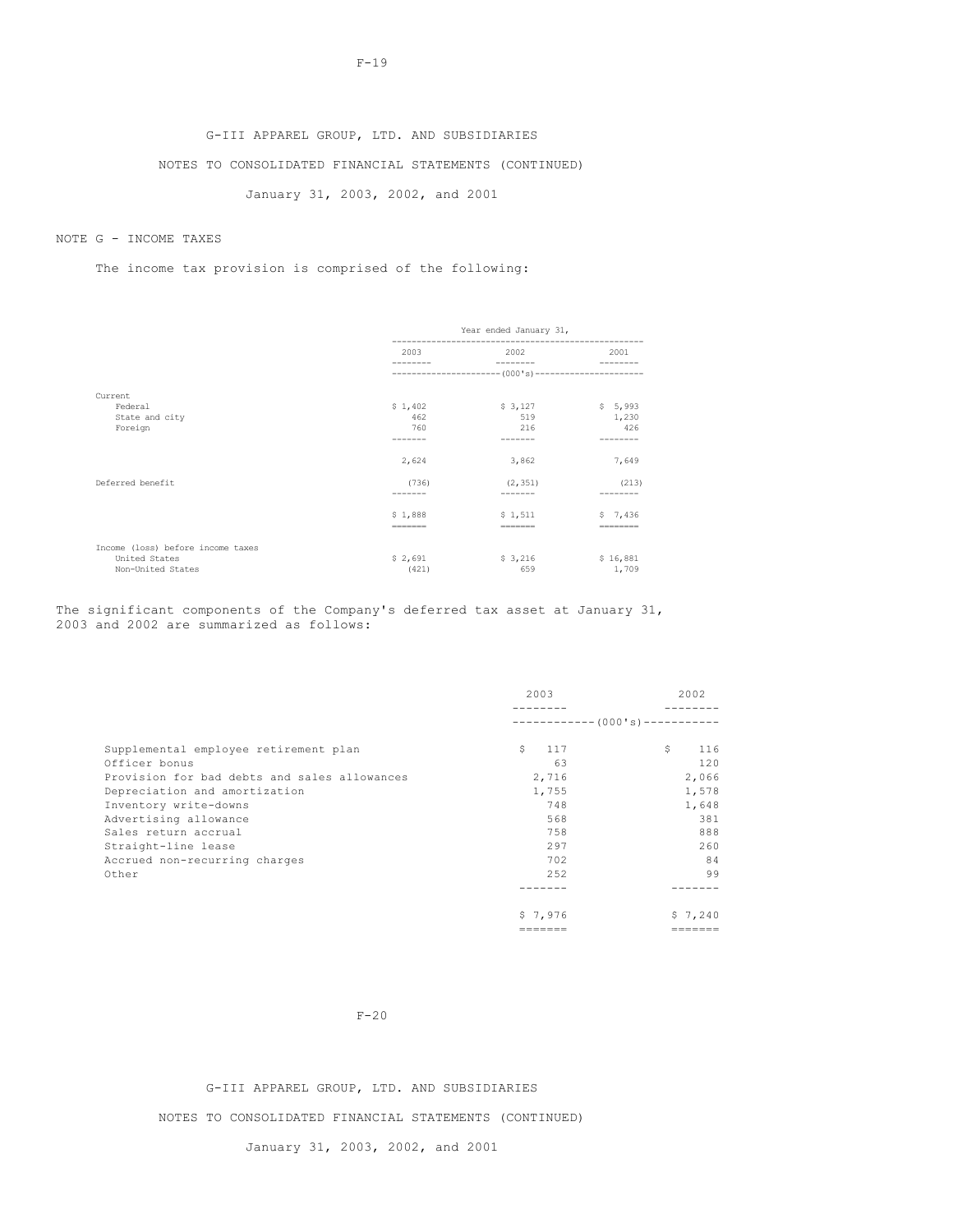G-III APPAREL GROUP, LTD. AND SUBSIDIARIES

NOTES TO CONSOLIDATED FINANCIAL STATEMENTS (CONTINUED)

January 31, 2003, 2002, and 2001

## NOTE G - INCOME TAXES

The income tax provision is comprised of the following:

| | Year ended January 31, | | |
|---|---|---|---|
| | 2003 | 2002 | 2001 |
| | (000's) | | |
| Current | | | |
| Federal | $ 1,402 | $ 3,127 | $ 5,993 |
| State and city | 462 | 519 | 1,230 |
| Foreign | 760 | 216 | 426 |
| | 2,624 | 3,862 | 7,649 |
| Deferred benefit | (736) | (2,351) | (213) |
| | $ 1,888 | $ 1,511 | $ 7,436 |
| Income (loss) before income taxes | | | |
| United States | $ 2,691 | $ 3,216 | $ 16,881 |
| Non-United States | (421) | 659 | 1,709 |

The significant components of the Company's deferred tax asset at January 31, 2003 and 2002 are summarized as follows:

| | 2003 | 2002 |
|---|---|---|
| | (000's) | |
| Supplemental employee retirement plan | $ 117 | $ 116 |
| Officer bonus | 63 | 120 |
| Provision for bad debts and sales allowances | 2,716 | 2,066 |
| Depreciation and amortization | 1,755 | 1,578 |
| Inventory write-downs | 748 | 1,648 |
| Advertising allowance | 568 | 381 |
| Sales return accrual | 758 | 888 |
| Straight-line lease | 297 | 260 |
| Accrued non-recurring charges | 702 | 84 |
| Other | 252 | 99 |
| | $ 7,976 | $ 7,240 |

G-III APPAREL GROUP, LTD. AND SUBSIDIARIES

NOTES TO CONSOLIDATED FINANCIAL STATEMENTS (CONTINUED)

January 31, 2003, 2002, and 2001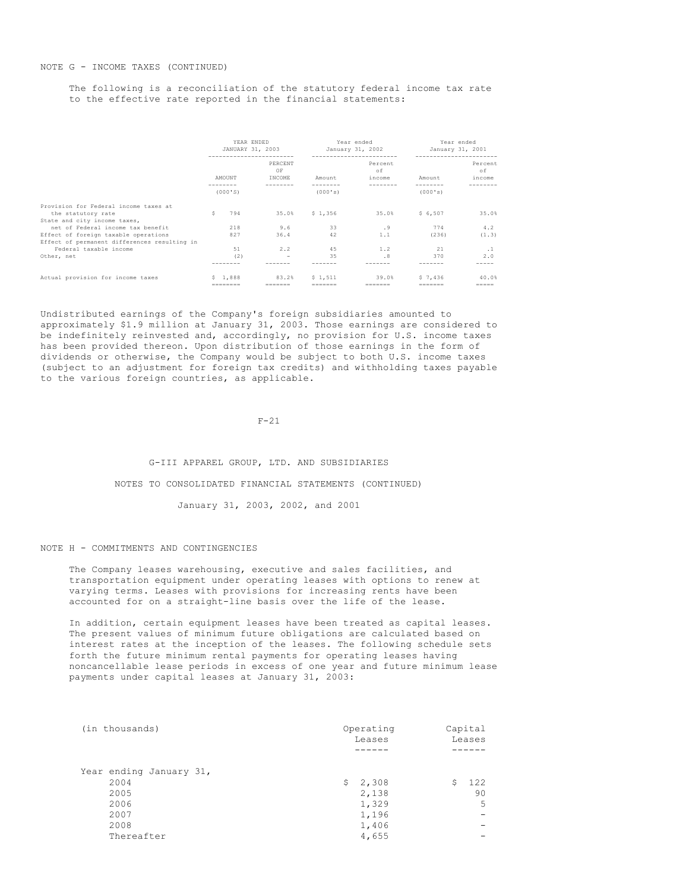NOTE G - INCOME TAXES (CONTINUED)

The following is a reconciliation of the statutory federal income tax rate to the effective rate reported in the financial statements:

| | YEAR ENDED JANUARY 31, 2003 | | Year ended January 31, 2002 | | Year ended January 31, 2001 | |
|---|---|---|---|---|---|---|
| | AMOUNT | PERCENT OF INCOME | Amount | Percent of income | Amount | Percent of income |
| | (000'S) | | (000's) | | (000's) | |
| Provision for Federal income taxes at the statutory rate | $ 794 | 35.0% | $ 1,356 | 35.0% | $ 6,507 | 35.0% |
| State and city income taxes, net of Federal income tax benefit | 218 | 9.6 | 33 | .9 | 774 | 4.2 |
| Effect of foreign taxable operations | 827 | 36.4 | 42 | 1.1 | (236) | (1.3) |
| Effect of permanent differences resulting in Federal taxable income | 51 | 2.2 | 45 | 1.2 | 21 | .1 |
| Other, net | (2) | - | 35 | .8 | 370 | 2.0 |
| Actual provision for income taxes | $ 1,888 | 83.2% | $ 1,511 | 39.0% | $ 7,436 | 40.0% |

Undistributed earnings of the Company's foreign subsidiaries amounted to approximately $1.9 million at January 31, 2003. Those earnings are considered to be indefinitely reinvested and, accordingly, no provision for U.S. income taxes has been provided thereon. Upon distribution of those earnings in the form of dividends or otherwise, the Company would be subject to both U.S. income taxes (subject to an adjustment for foreign tax credits) and withholding taxes payable to the various foreign countries, as applicable.

G-III APPAREL GROUP, LTD. AND SUBSIDIARIES

NOTES TO CONSOLIDATED FINANCIAL STATEMENTS (CONTINUED)

January 31, 2003, 2002, and 2001

NOTE H - COMMITMENTS AND CONTINGENCIES

The Company leases warehousing, executive and sales facilities, and transportation equipment under operating leases with options to renew at varying terms. Leases with provisions for increasing rents have been accounted for on a straight-line basis over the life of the lease.

In addition, certain equipment leases have been treated as capital leases. The present values of minimum future obligations are calculated based on interest rates at the inception of the leases. The following schedule sets forth the future minimum rental payments for operating leases having noncancellable lease periods in excess of one year and future minimum lease payments under capital leases at January 31, 2003:

| (in thousands) | Operating Leases | Capital Leases |
|---|---|---|
| Year ending January 31, | | |
| 2004 | $ 2,308 | $ 122 |
| 2005 | 2,138 | 90 |
| 2006 | 1,329 | 5 |
| 2007 | 1,196 | - |
| 2008 | 1,406 | - |
| Thereafter | 4,655 | - |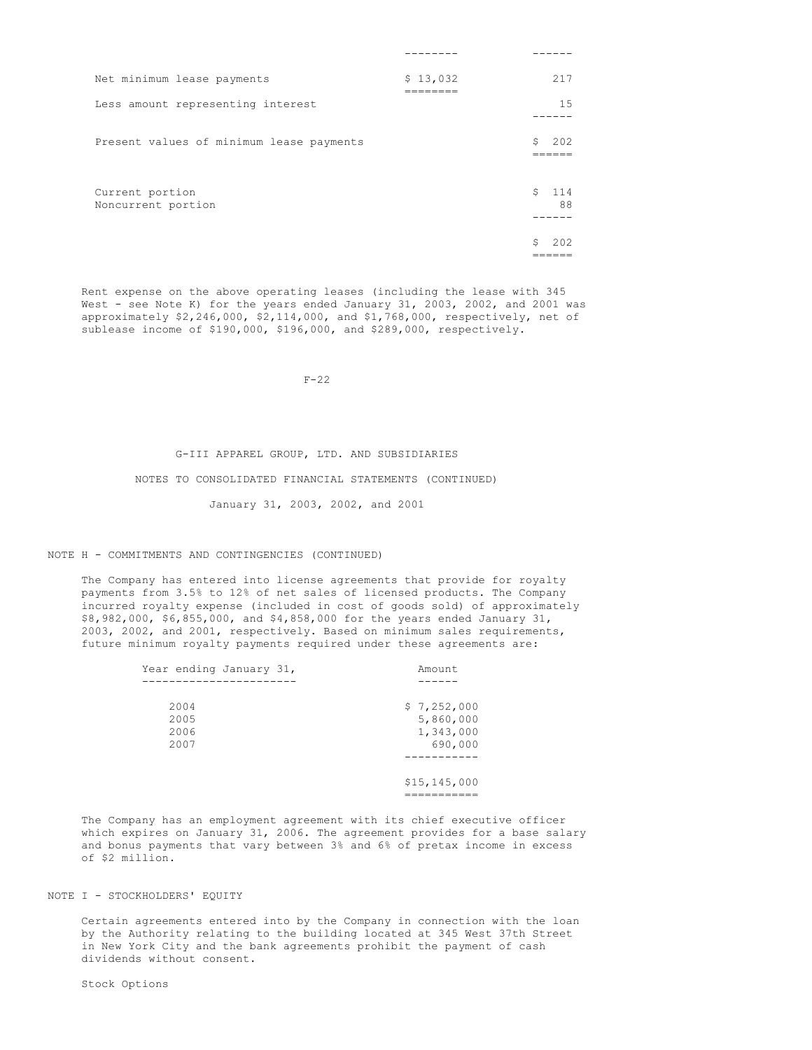| | | |
|---|---|---|
| Net minimum lease payments | $ 13,032 | 217 |
| Less amount representing interest | | 15 |
| Present values of minimum lease payments | | $ 202 |
| Current portion | | $ 114 |
| Noncurrent portion | | 88 |
| | | $ 202 |

Rent expense on the above operating leases (including the lease with 345 West - see Note K) for the years ended January 31, 2003, 2002, and 2001 was approximately $2,246,000, $2,114,000, and $1,768,000, respectively, net of sublease income of $190,000, $196,000, and $289,000, respectively.

G-III APPAREL GROUP, LTD. AND SUBSIDIARIES

NOTES TO CONSOLIDATED FINANCIAL STATEMENTS (CONTINUED)

January 31, 2003, 2002, and 2001

## NOTE H - COMMITMENTS AND CONTINGENCIES (CONTINUED)

The Company has entered into license agreements that provide for royalty payments from 3.5% to 12% of net sales of licensed products. The Company incurred royalty expense (included in cost of goods sold) of approximately $8,982,000, $6,855,000, and $4,858,000 for the years ended January 31, 2003, 2002, and 2001, respectively. Based on minimum sales requirements, future minimum royalty payments required under these agreements are:

| Year ending January 31, | Amount |
|---|---|
| 2004 | $ 7,252,000 |
| 2005 | 5,860,000 |
| 2006 | 1,343,000 |
| 2007 | 690,000 |
| | $15,145,000 |

The Company has an employment agreement with its chief executive officer which expires on January 31, 2006. The agreement provides for a base salary and bonus payments that vary between 3% and 6% of pretax income in excess of $2 million.

## NOTE I - STOCKHOLDERS' EQUITY

Certain agreements entered into by the Company in connection with the loan by the Authority relating to the building located at 345 West 37th Street in New York City and the bank agreements prohibit the payment of cash dividends without consent.

Stock Options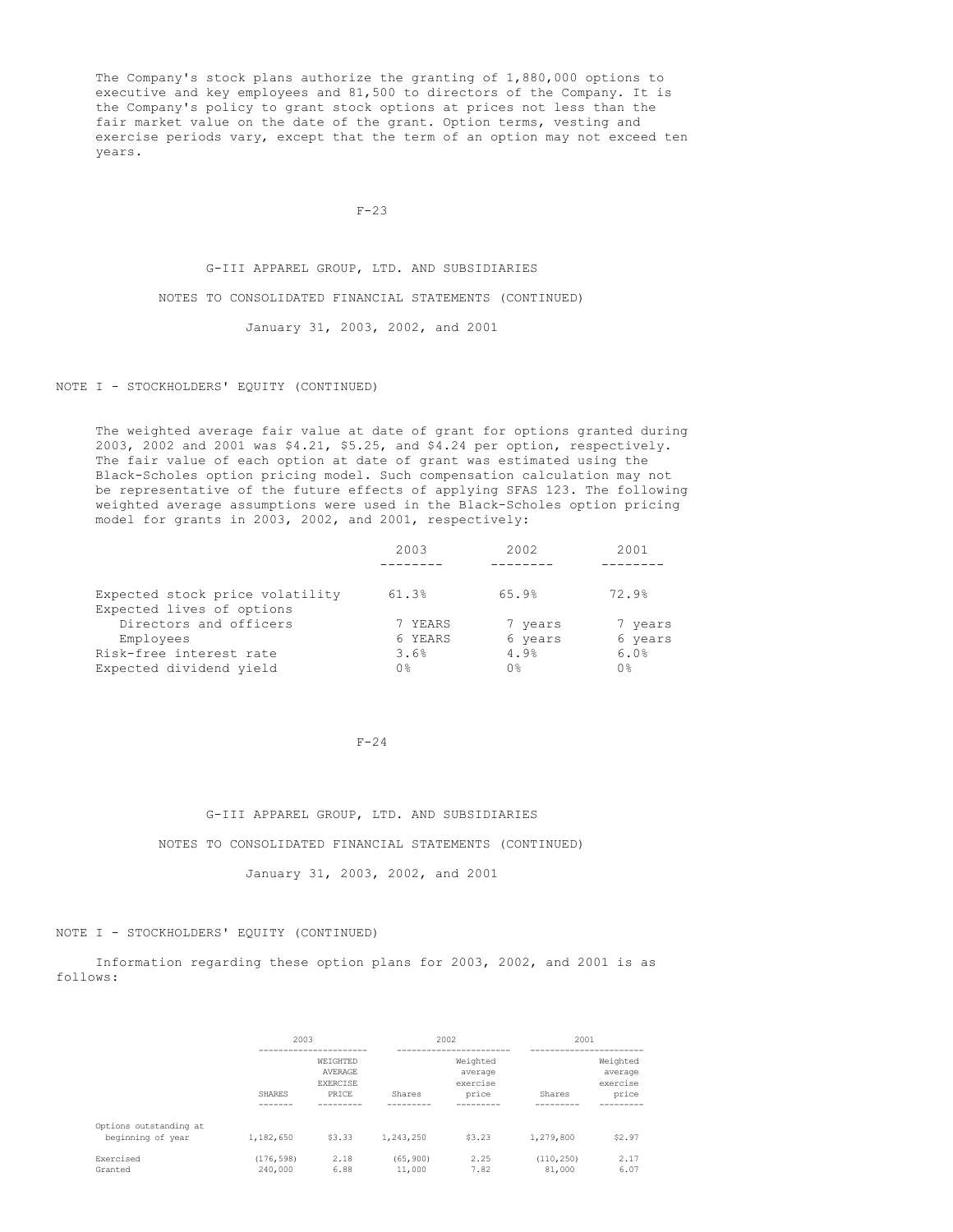The Company's stock plans authorize the granting of 1,880,000 options to executive and key employees and 81,500 to directors of the Company. It is the Company's policy to grant stock options at prices not less than the fair market value on the date of the grant. Option terms, vesting and exercise periods vary, except that the term of an option may not exceed ten years.

G-III APPAREL GROUP, LTD. AND SUBSIDIARIES

NOTES TO CONSOLIDATED FINANCIAL STATEMENTS (CONTINUED)

January 31, 2003, 2002, and 2001

NOTE I - STOCKHOLDERS' EQUITY (CONTINUED)

The weighted average fair value at date of grant for options granted during 2003, 2002 and 2001 was $4.21, $5.25, and $4.24 per option, respectively. The fair value of each option at date of grant was estimated using the Black-Scholes option pricing model. Such compensation calculation may not be representative of the future effects of applying SFAS 123. The following weighted average assumptions were used in the Black-Scholes option pricing model for grants in 2003, 2002, and 2001, respectively:

| | 2003 | 2002 | 2001 |
|---|---|---|---|
| Expected stock price volatility | 61.3% | 65.9% | 72.9% |
| Expected lives of options | | | |
| Directors and officers | 7 YEARS | 7 years | 7 years |
| Employees | 6 YEARS | 6 years | 6 years |
| Risk-free interest rate | 3.6% | 4.9% | 6.0% |
| Expected dividend yield | 0% | 0% | 0% |

G-III APPAREL GROUP, LTD. AND SUBSIDIARIES

NOTES TO CONSOLIDATED FINANCIAL STATEMENTS (CONTINUED)

January 31, 2003, 2002, and 2001

NOTE I - STOCKHOLDERS' EQUITY (CONTINUED)

Information regarding these option plans for 2003, 2002, and 2001 is as follows:

| | 2003 | | 2002 | | 2001 | |
|---|---|---|---|---|---|---|
| | SHARES | WEIGHTED AVERAGE EXERCISE PRICE | Shares | Weighted average exercise price | Shares | Weighted average exercise price |
| Options outstanding at beginning of year | 1,182,650 | $3.33 | 1,243,250 | $3.23 | 1,279,800 | $2.97 |
| Exercised | (176,598) | 2.18 | (65,900) | 2.25 | (110,250) | 2.17 |
| Granted | 240,000 | 6.88 | 11,000 | 7.82 | 81,000 | 6.07 |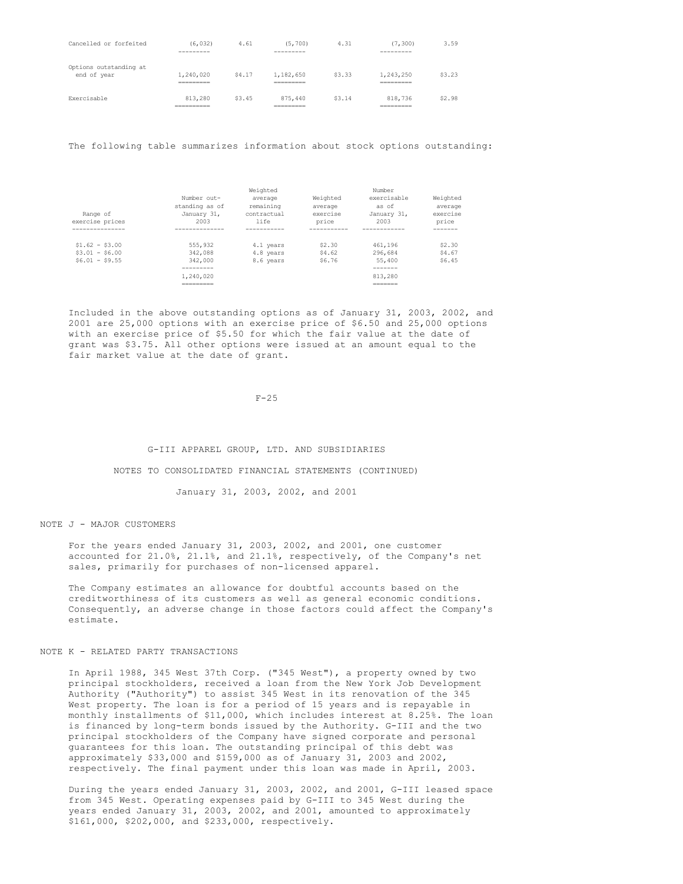| | | | | | | |
|---|---|---|---|---|---|---|
| Cancelled or forfeited | (6,032) | 4.61 | (5,700) | 4.31 | (7,300) | 3.59 |
| Options outstanding at end of year | 1,240,020 | $4.17 | 1,182,650 | $3.33 | 1,243,250 | $3.23 |
| Exercisable | 813,280 | $3.45 | 875,440 | $3.14 | 818,736 | $2.98 |

The following table summarizes information about stock options outstanding:

| Range of exercise prices | Number outstanding as of January 31, 2003 | Weighted average remaining contractual life | Weighted average exercise price | Number exercisable as of January 31, 2003 | Weighted average exercise price |
|---|---|---|---|---|---|
| $1.62 - $3.00 | 555,932 | 4.1 years | $2.30 | 461,196 | $2.30 |
| $3.01 - $6.00 | 342,088 | 4.8 years | $4.62 | 296,684 | $4.67 |
| $6.01 - $9.55 | 342,000 | 8.6 years | $6.76 | 55,400 | $6.45 |
| | 1,240,020 | | | 813,280 | |

Included in the above outstanding options as of January 31, 2003, 2002, and 2001 are 25,000 options with an exercise price of $6.50 and 25,000 options with an exercise price of $5.50 for which the fair value at the date of grant was $3.75. All other options were issued at an amount equal to the fair market value at the date of grant.

G-III APPAREL GROUP, LTD. AND SUBSIDIARIES

NOTES TO CONSOLIDATED FINANCIAL STATEMENTS (CONTINUED)

January 31, 2003, 2002, and 2001

## NOTE J - MAJOR CUSTOMERS

For the years ended January 31, 2003, 2002, and 2001, one customer accounted for 21.0%, 21.1%, and 21.1%, respectively, of the Company's net sales, primarily for purchases of non-licensed apparel.

The Company estimates an allowance for doubtful accounts based on the creditworthiness of its customers as well as general economic conditions. Consequently, an adverse change in those factors could affect the Company's estimate.

## NOTE K - RELATED PARTY TRANSACTIONS

In April 1988, 345 West 37th Corp. ("345 West"), a property owned by two principal stockholders, received a loan from the New York Job Development Authority ("Authority") to assist 345 West in its renovation of the 345 West property. The loan is for a period of 15 years and is repayable in monthly installments of $11,000, which includes interest at 8.25%. The loan is financed by long-term bonds issued by the Authority. G-III and the two principal stockholders of the Company have signed corporate and personal guarantees for this loan. The outstanding principal of this debt was approximately $33,000 and $159,000 as of January 31, 2003 and 2002, respectively. The final payment under this loan was made in April, 2003.

During the years ended January 31, 2003, 2002, and 2001, G-III leased space from 345 West. Operating expenses paid by G-III to 345 West during the years ended January 31, 2003, 2002, and 2001, amounted to approximately $161,000, $202,000, and $233,000, respectively.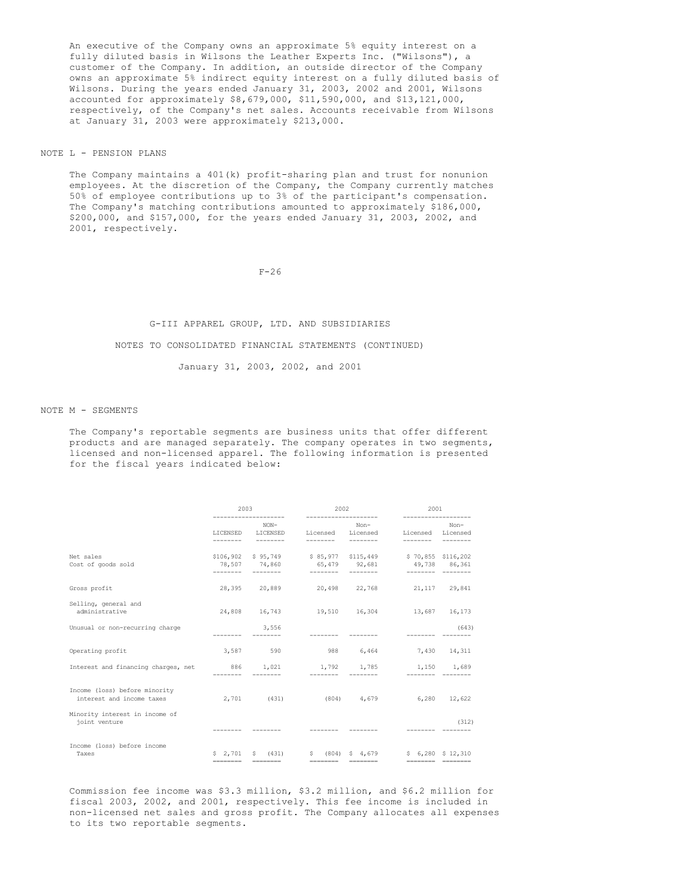An executive of the Company owns an approximate 5% equity interest on a fully diluted basis in Wilsons the Leather Experts Inc. ("Wilsons"), a customer of the Company. In addition, an outside director of the Company owns an approximate 5% indirect equity interest on a fully diluted basis of Wilsons. During the years ended January 31, 2003, 2002 and 2001, Wilsons accounted for approximately $8,679,000, $11,590,000, and $13,121,000, respectively, of the Company's net sales. Accounts receivable from Wilsons at January 31, 2003 were approximately $213,000.

## NOTE L - PENSION PLANS

The Company maintains a 401(k) profit-sharing plan and trust for nonunion employees. At the discretion of the Company, the Company currently matches 50% of employee contributions up to 3% of the participant's compensation. The Company's matching contributions amounted to approximately $186,000, $200,000, and $157,000, for the years ended January 31, 2003, 2002, and 2001, respectively.

G-III APPAREL GROUP, LTD. AND SUBSIDIARIES

NOTES TO CONSOLIDATED FINANCIAL STATEMENTS (CONTINUED)

January 31, 2003, 2002, and 2001

## NOTE M - SEGMENTS

The Company's reportable segments are business units that offer different products and are managed separately. The company operates in two segments, licensed and non-licensed apparel. The following information is presented for the fiscal years indicated below:

| | 2003 | | 2002 | | 2001 | |
|---|---|---|---|---|---|---|
| | LICENSED | NON-LICENSED | Licensed | Non-Licensed | Licensed | Non-Licensed |
| Net sales | $106,902 | $ 95,749 | $ 85,977 | $115,449 | $ 70,855 | $116,202 |
| Cost of goods sold | 78,507 | 74,860 | 65,479 | 92,681 | 49,738 | 86,361 |
| Gross profit | 28,395 | 20,889 | 20,498 | 22,768 | 21,117 | 29,841 |
| Selling, general and administrative | 24,808 | 16,743 | 19,510 | 16,304 | 13,687 | 16,173 |
| Unusual or non-recurring charge | | 3,556 | | | | (643) |
| Operating profit | 3,587 | 590 | 988 | 6,464 | 7,430 | 14,311 |
| Interest and financing charges, net | 886 | 1,021 | 1,792 | 1,785 | 1,150 | 1,689 |
| Income (loss) before minority interest and income taxes | 2,701 | (431) | (804) | 4,679 | 6,280 | 12,622 |
| Minority interest in income of joint venture | | | | | | (312) |
| Income (loss) before income Taxes | $ 2,701 | $ (431) | $ (804) | $ 4,679 | $ 6,280 | $ 12,310 |

Commission fee income was $3.3 million, $3.2 million, and $6.2 million for fiscal 2003, 2002, and 2001, respectively. This fee income is included in non-licensed net sales and gross profit. The Company allocates all expenses to its two reportable segments.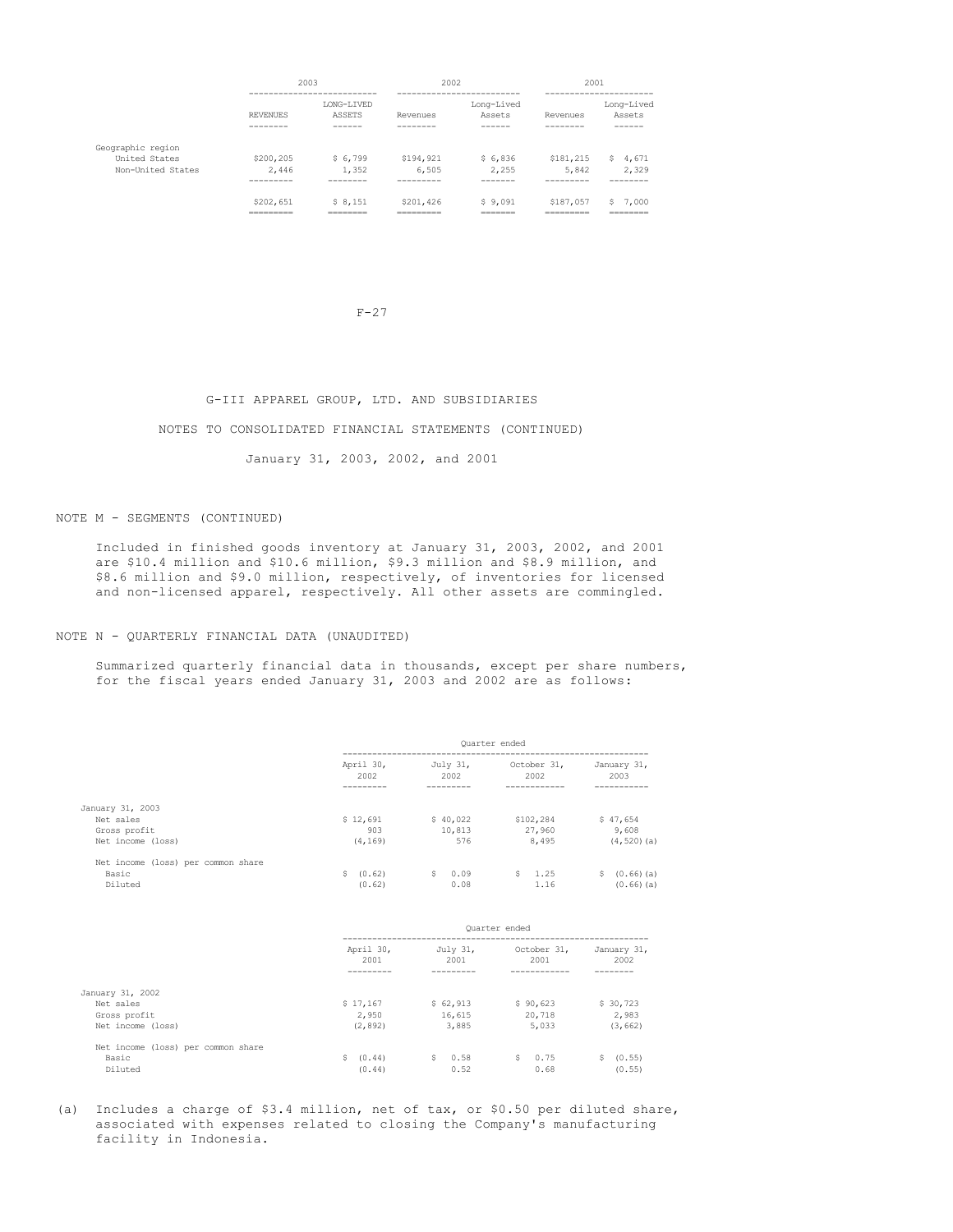| | 2003 | | 2002 | | 2001 | |
|---|---|---|---|---|---|---|
| | REVENUES | LONG-LIVED ASSETS | Revenues | Long-Lived Assets | Revenues | Long-Lived Assets |
| Geographic region | | | | | | |
| United States | $200,205 | $ 6,799 | $194,921 | $ 6,836 | $181,215 | $ 4,671 |
| Non-United States | 2,446 | 1,352 | 6,505 | 2,255 | 5,842 | 2,329 |
| | $202,651 | $ 8,151 | $201,426 | $ 9,091 | $187,057 | $ 7,000 |

G-III APPAREL GROUP, LTD. AND SUBSIDIARIES

NOTES TO CONSOLIDATED FINANCIAL STATEMENTS (CONTINUED)

January 31, 2003, 2002, and 2001

## NOTE M - SEGMENTS (CONTINUED)

Included in finished goods inventory at January 31, 2003, 2002, and 2001 are $10.4 million and $10.6 million, $9.3 million and $8.9 million, and $8.6 million and $9.0 million, respectively, of inventories for licensed and non-licensed apparel, respectively. All other assets are commingled.

## NOTE N - QUARTERLY FINANCIAL DATA (UNAUDITED)

Summarized quarterly financial data in thousands, except per share numbers, for the fiscal years ended January 31, 2003 and 2002 are as follows:

| | Quarter ended | | | |
|---|---|---|---|---|
| | April 30, 2002 | July 31, 2002 | October 31, 2002 | January 31, 2003 |
| January 31, 2003 | | | | |
| Net sales | $ 12,691 | $ 40,022 | $102,284 | $ 47,654 |
| Gross profit | 903 | 10,813 | 27,960 | 9,608 |
| Net income (loss) | (4,169) | 576 | 8,495 | (4,520)(a) |
| Net income (loss) per common share | | | | |
| Basic | $ (0.62) | $ 0.09 | $ 1.25 | $ (0.66)(a) |
| Diluted | (0.62) | 0.08 | 1.16 | (0.66)(a) |

| | Quarter ended | | | |
|---|---|---|---|---|
| | April 30, 2001 | July 31, 2001 | October 31, 2001 | January 31, 2002 |
| January 31, 2002 | | | | |
| Net sales | $ 17,167 | $ 62,913 | $ 90,623 | $ 30,723 |
| Gross profit | 2,950 | 16,615 | 20,718 | 2,983 |
| Net income (loss) | (2,892) | 3,885 | 5,033 | (3,662) |
| Net income (loss) per common share | | | | |
| Basic | $ (0.44) | $ 0.58 | $ 0.75 | $ (0.55) |
| Diluted | (0.44) | 0.52 | 0.68 | (0.55) |

(a) Includes a charge of $3.4 million, net of tax, or $0.50 per diluted share, associated with expenses related to closing the Company's manufacturing facility in Indonesia.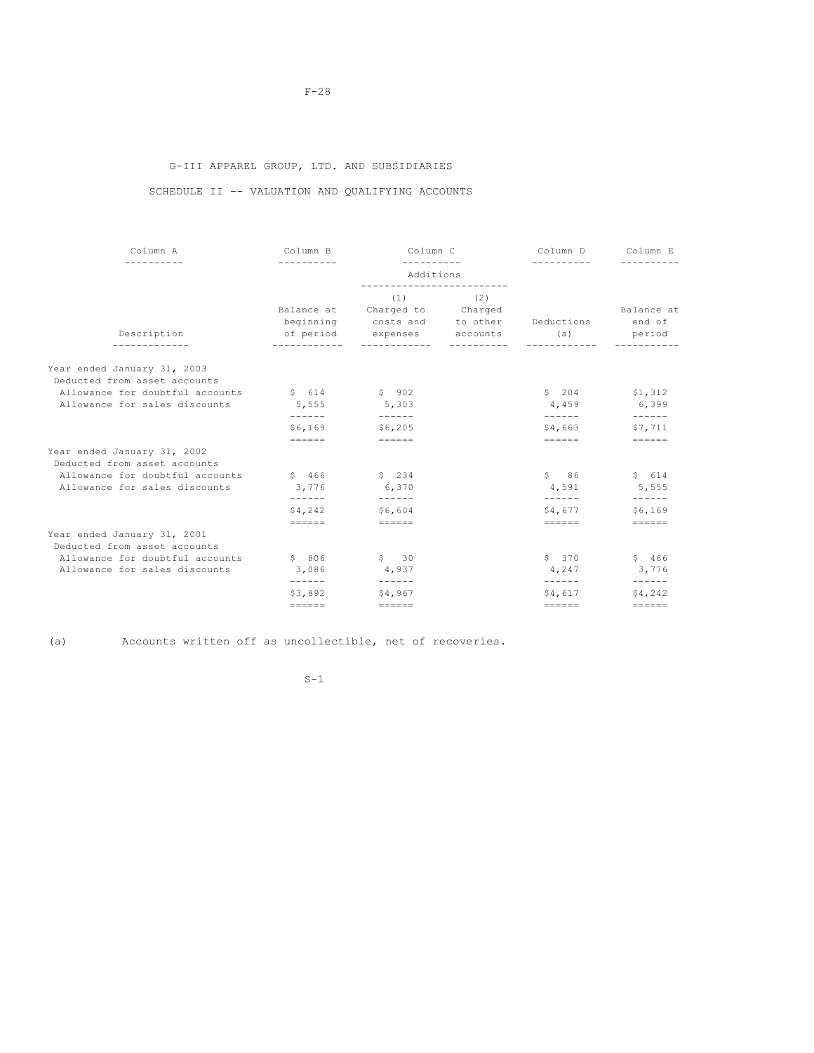G-III APPAREL GROUP, LTD. AND SUBSIDIARIES

SCHEDULE II -- VALUATION AND QUALIFYING ACCOUNTS

| Column A | Column B | Column C | | Column D | Column E |
|---|---|---|---|---|---|
| | | Additions | | | |
| Description | Balance at beginning of period | (1) Charged to costs and expenses | (2) Charged to other accounts | Deductions (a) | Balance at end of period |
| Year ended January 31, 2003 | | | | | |
| Deducted from asset accounts | | | | | |
| Allowance for doubtful accounts | $ 614 | $ 902 | | $ 204 | $1,312 |
| Allowance for sales discounts | 5,555 | 5,303 | | 4,459 | 6,399 |
| | $6,169 | $6,205 | | $4,663 | $7,711 |
| Year ended January 31, 2002 | | | | | |
| Deducted from asset accounts | | | | | |
| Allowance for doubtful accounts | $ 466 | $ 234 | | $ 86 | $ 614 |
| Allowance for sales discounts | 3,776 | 6,370 | | 4,591 | 5,555 |
| | $4,242 | $6,604 | | $4,677 | $6,169 |
| Year ended January 31, 2001 | | | | | |
| Deducted from asset accounts | | | | | |
| Allowance for doubtful accounts | $ 806 | $ 30 | | $ 370 | $ 466 |
| Allowance for sales discounts | 3,086 | 4,937 | | 4,247 | 3,776 |
| | $3,892 | $4,967 | | $4,617 | $4,242 |

(a) Accounts written off as uncollectible, net of recoveries.

S-1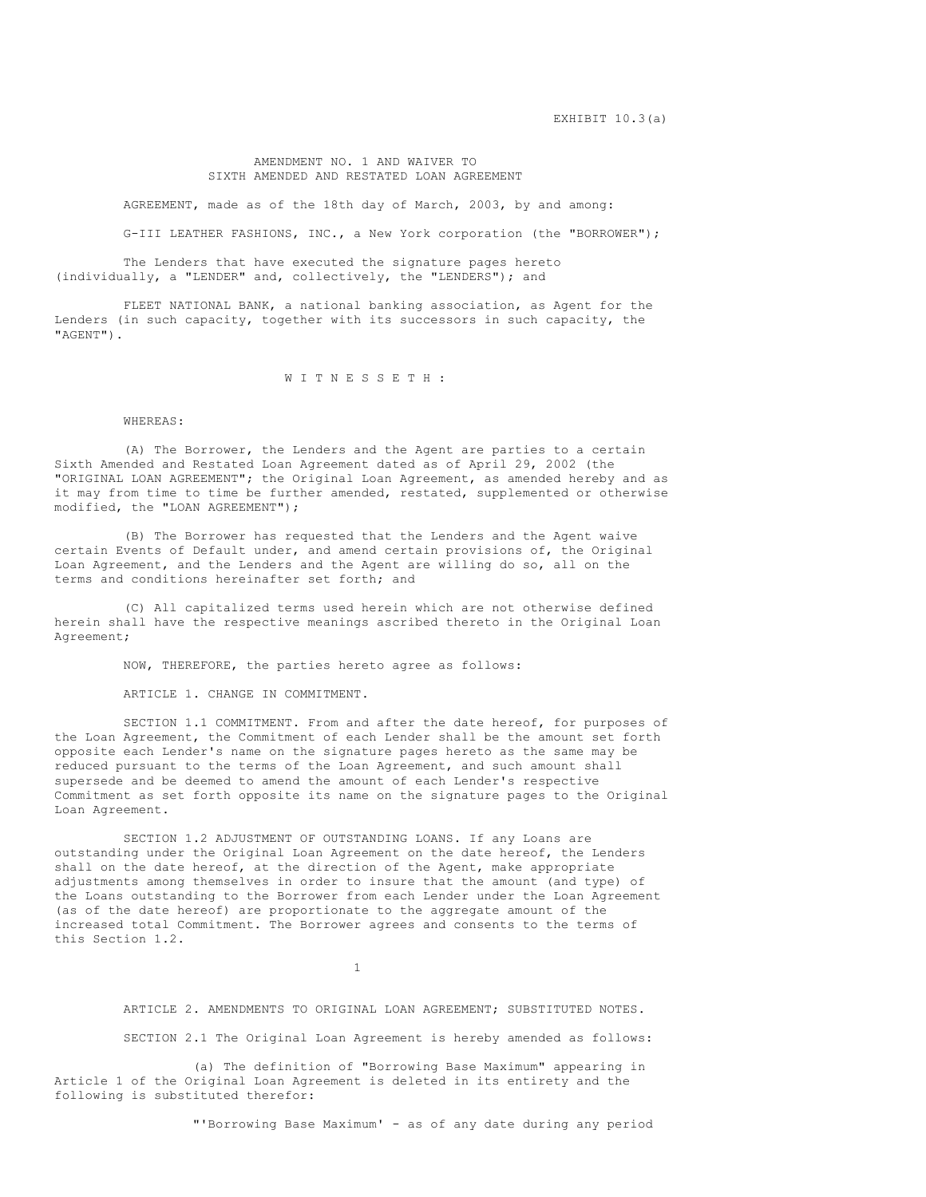EXHIBIT 10.3(a)

# AMENDMENT NO. 1 AND WAIVER TO SIXTH AMENDED AND RESTATED LOAN AGREEMENT

AGREEMENT, made as of the 18th day of March, 2003, by and among:

G-III LEATHER FASHIONS, INC., a New York corporation (the "BORROWER");

The Lenders that have executed the signature pages hereto (individually, a "LENDER" and, collectively, the "LENDERS"); and

FLEET NATIONAL BANK, a national banking association, as Agent for the Lenders (in such capacity, together with its successors in such capacity, the "AGENT").

W I T N E S S E T H :

WHEREAS:

(A) The Borrower, the Lenders and the Agent are parties to a certain Sixth Amended and Restated Loan Agreement dated as of April 29, 2002 (the "ORIGINAL LOAN AGREEMENT"; the Original Loan Agreement, as amended hereby and as it may from time to time be further amended, restated, supplemented or otherwise modified, the "LOAN AGREEMENT");

(B) The Borrower has requested that the Lenders and the Agent waive certain Events of Default under, and amend certain provisions of, the Original Loan Agreement, and the Lenders and the Agent are willing do so, all on the terms and conditions hereinafter set forth; and

(C) All capitalized terms used herein which are not otherwise defined herein shall have the respective meanings ascribed thereto in the Original Loan Agreement;

NOW, THEREFORE, the parties hereto agree as follows:

ARTICLE 1. CHANGE IN COMMITMENT.

SECTION 1.1 COMMITMENT. From and after the date hereof, for purposes of the Loan Agreement, the Commitment of each Lender shall be the amount set forth opposite each Lender's name on the signature pages hereto as the same may be reduced pursuant to the terms of the Loan Agreement, and such amount shall supersede and be deemed to amend the amount of each Lender's respective Commitment as set forth opposite its name on the signature pages to the Original Loan Agreement.

SECTION 1.2 ADJUSTMENT OF OUTSTANDING LOANS. If any Loans are outstanding under the Original Loan Agreement on the date hereof, the Lenders shall on the date hereof, at the direction of the Agent, make appropriate adjustments among themselves in order to insure that the amount (and type) of the Loans outstanding to the Borrower from each Lender under the Loan Agreement (as of the date hereof) are proportionate to the aggregate amount of the increased total Commitment. The Borrower agrees and consents to the terms of this Section 1.2.

ARTICLE 2. AMENDMENTS TO ORIGINAL LOAN AGREEMENT; SUBSTITUTED NOTES.

SECTION 2.1 The Original Loan Agreement is hereby amended as follows:

(a) The definition of "Borrowing Base Maximum" appearing in Article 1 of the Original Loan Agreement is deleted in its entirety and the following is substituted therefor:

"'Borrowing Base Maximum' - as of any date during any period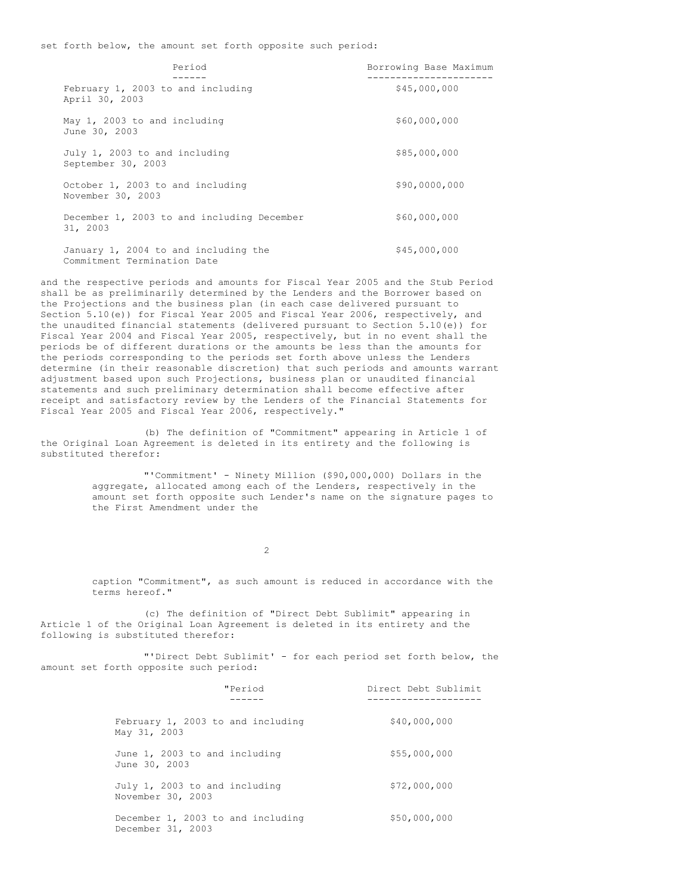set forth below, the amount set forth opposite such period:

| Period | Borrowing Base Maximum |
|---|---|
| February 1, 2003 to and including April 30, 2003 | \$45,000,000 |
| May 1, 2003 to and including June 30, 2003 | \$60,000,000 |
| July 1, 2003 to and including September 30, 2003 | \$85,000,000 |
| October 1, 2003 to and including November 30, 2003 | \$90,0000,000 |
| December 1, 2003 to and including December 31, 2003 | \$60,000,000 |
| January 1, 2004 to and including the Commitment Termination Date | \$45,000,000 |

and the respective periods and amounts for Fiscal Year 2005 and the Stub Period shall be as preliminarily determined by the Lenders and the Borrower based on the Projections and the business plan (in each case delivered pursuant to Section 5.10(e)) for Fiscal Year 2005 and Fiscal Year 2006, respectively, and the unaudited financial statements (delivered pursuant to Section 5.10(e)) for Fiscal Year 2004 and Fiscal Year 2005, respectively, but in no event shall the periods be of different durations or the amounts be less than the amounts for the periods corresponding to the periods set forth above unless the Lenders determine (in their reasonable discretion) that such periods and amounts warrant adjustment based upon such Projections, business plan or unaudited financial statements and such preliminary determination shall become effective after receipt and satisfactory review by the Lenders of the Financial Statements for Fiscal Year 2005 and Fiscal Year 2006, respectively."

(b) The definition of "Commitment" appearing in Article 1 of the Original Loan Agreement is deleted in its entirety and the following is substituted therefor:

"'Commitment' - Ninety Million (\$90,000,000) Dollars in the aggregate, allocated among each of the Lenders, respectively in the amount set forth opposite such Lender's name on the signature pages to the First Amendment under the caption "Commitment", as such amount is reduced in accordance with the terms hereof."

(c) The definition of "Direct Debt Sublimit" appearing in Article 1 of the Original Loan Agreement is deleted in its entirety and the following is substituted therefor:

"'Direct Debt Sublimit' - for each period set forth below, the amount set forth opposite such period:

| "Period | Direct Debt Sublimit |
|---|---|
| February 1, 2003 to and including May 31, 2003 | \$40,000,000 |
| June 1, 2003 to and including June 30, 2003 | \$55,000,000 |
| July 1, 2003 to and including November 30, 2003 | \$72,000,000 |
| December 1, 2003 to and including December 31, 2003 | \$50,000,000 |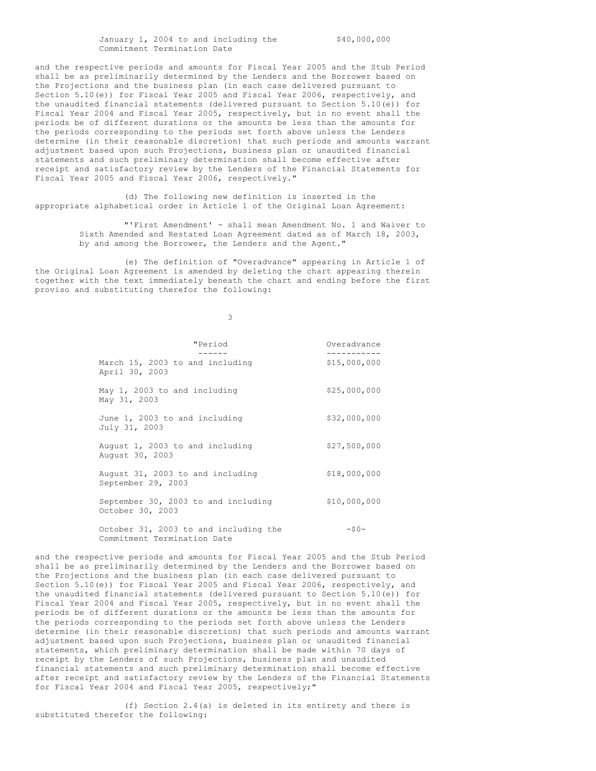| | |
|---|---|
| January 1, 2004 to and including the Commitment Termination Date | $40,000,000 |

and the respective periods and amounts for Fiscal Year 2005 and the Stub Period shall be as preliminarily determined by the Lenders and the Borrower based on the Projections and the business plan (in each case delivered pursuant to Section 5.10(e)) for Fiscal Year 2005 and Fiscal Year 2006, respectively, and the unaudited financial statements (delivered pursuant to Section 5.10(e)) for Fiscal Year 2004 and Fiscal Year 2005, respectively, but in no event shall the periods be of different durations or the amounts be less than the amounts for the periods corresponding to the periods set forth above unless the Lenders determine (in their reasonable discretion) that such periods and amounts warrant adjustment based upon such Projections, business plan or unaudited financial statements and such preliminary determination shall become effective after receipt and satisfactory review by the Lenders of the Financial Statements for Fiscal Year 2005 and Fiscal Year 2006, respectively."

(d) The following new definition is inserted in the appropriate alphabetical order in Article 1 of the Original Loan Agreement:

"'First Amendment' - shall mean Amendment No. 1 and Waiver to Sixth Amended and Restated Loan Agreement dated as of March 18, 2003, by and among the Borrower, the Lenders and the Agent."

(e) The definition of "Overadvance" appearing in Article 1 of the Original Loan Agreement is amended by deleting the chart appearing therein together with the text immediately beneath the chart and ending before the first proviso and substituting therefor the following:

| "Period | Overadvance |
|---|---|
| March 15, 2003 to and including April 30, 2003 | $15,000,000 |
| May 1, 2003 to and including May 31, 2003 | $25,000,000 |
| June 1, 2003 to and including July 31, 2003 | $32,000,000 |
| August 1, 2003 to and including August 30, 2003 | $27,500,000 |
| August 31, 2003 to and including September 29, 2003 | $18,000,000 |
| September 30, 2003 to and including October 30, 2003 | $10,000,000 |
| October 31, 2003 to and including the Commitment Termination Date | -$0- |

and the respective periods and amounts for Fiscal Year 2005 and the Stub Period shall be as preliminarily determined by the Lenders and the Borrower based on the Projections and the business plan (in each case delivered pursuant to Section 5.10(e)) for Fiscal Year 2005 and Fiscal Year 2006, respectively, and the unaudited financial statements (delivered pursuant to Section 5.10(e)) for Fiscal Year 2004 and Fiscal Year 2005, respectively, but in no event shall the periods be of different durations or the amounts be less than the amounts for the periods corresponding to the periods set forth above unless the Lenders determine (in their reasonable discretion) that such periods and amounts warrant adjustment based upon such Projections, business plan or unaudited financial statements, which preliminary determination shall be made within 70 days of receipt by the Lenders of such Projections, business plan and unaudited financial statements and such preliminary determination shall become effective after receipt and satisfactory review by the Lenders of the Financial Statements for Fiscal Year 2004 and Fiscal Year 2005, respectively;"

(f) Section 2.4(a) is deleted in its entirety and there is substituted therefor the following: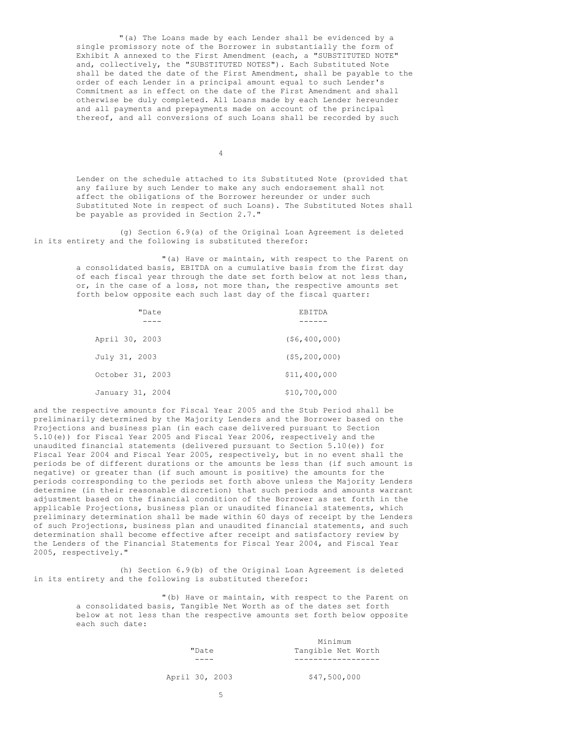"(a) The Loans made by each Lender shall be evidenced by a single promissory note of the Borrower in substantially the form of Exhibit A annexed to the First Amendment (each, a "SUBSTITUTED NOTE" and, collectively, the "SUBSTITUTED NOTES"). Each Substituted Note shall be dated the date of the First Amendment, shall be payable to the order of each Lender in a principal amount equal to such Lender's Commitment as in effect on the date of the First Amendment and shall otherwise be duly completed. All Loans made by each Lender hereunder and all payments and prepayments made on account of the principal thereof, and all conversions of such Loans shall be recorded by such Lender on the schedule attached to its Substituted Note (provided that any failure by such Lender to make any such endorsement shall not affect the obligations of the Borrower hereunder or under such Substituted Note in respect of such Loans). The Substituted Notes shall be payable as provided in Section 2.7."

(g) Section 6.9(a) of the Original Loan Agreement is deleted in its entirety and the following is substituted therefor:

"(a) Have or maintain, with respect to the Parent on a consolidated basis, EBITDA on a cumulative basis from the first day of each fiscal year through the date set forth below at not less than, or, in the case of a loss, not more than, the respective amounts set forth below opposite each such last day of the fiscal quarter:

| "Date | EBITDA |
|---|---|
| April 30, 2003 | ($6,400,000) |
| July 31, 2003 | ($5,200,000) |
| October 31, 2003 | $11,400,000 |
| January 31, 2004 | $10,700,000 |

and the respective amounts for Fiscal Year 2005 and the Stub Period shall be preliminarily determined by the Majority Lenders and the Borrower based on the Projections and business plan (in each case delivered pursuant to Section 5.10(e)) for Fiscal Year 2005 and Fiscal Year 2006, respectively and the unaudited financial statements (delivered pursuant to Section 5.10(e)) for Fiscal Year 2004 and Fiscal Year 2005, respectively, but in no event shall the periods be of different durations or the amounts be less than (if such amount is negative) or greater than (if such amount is positive) the amounts for the periods corresponding to the periods set forth above unless the Majority Lenders determine (in their reasonable discretion) that such periods and amounts warrant adjustment based on the financial condition of the Borrower as set forth in the applicable Projections, business plan or unaudited financial statements, which preliminary determination shall be made within 60 days of receipt by the Lenders of such Projections, business plan and unaudited financial statements, and such determination shall become effective after receipt and satisfactory review by the Lenders of the Financial Statements for Fiscal Year 2004, and Fiscal Year 2005, respectively."

(h) Section 6.9(b) of the Original Loan Agreement is deleted in its entirety and the following is substituted therefor:

"(b) Have or maintain, with respect to the Parent on a consolidated basis, Tangible Net Worth as of the dates set forth below at not less than the respective amounts set forth below opposite each such date:

| "Date | Minimum Tangible Net Worth |
|---|---|
| April 30, 2003 | $47,500,000 |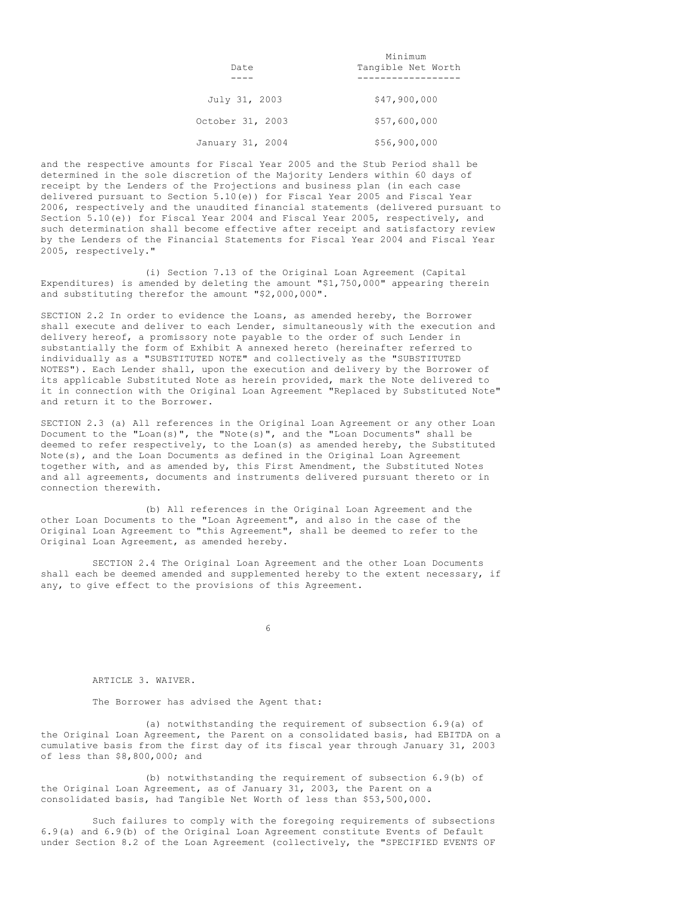| Date | Minimum Tangible Net Worth |
| --- | --- |
| July 31, 2003 | $47,900,000 |
| October 31, 2003 | $57,600,000 |
| January 31, 2004 | $56,900,000 |

and the respective amounts for Fiscal Year 2005 and the Stub Period shall be determined in the sole discretion of the Majority Lenders within 60 days of receipt by the Lenders of the Projections and business plan (in each case delivered pursuant to Section 5.10(e)) for Fiscal Year 2005 and Fiscal Year 2006, respectively and the unaudited financial statements (delivered pursuant to Section 5.10(e)) for Fiscal Year 2004 and Fiscal Year 2005, respectively, and such determination shall become effective after receipt and satisfactory review by the Lenders of the Financial Statements for Fiscal Year 2004 and Fiscal Year 2005, respectively."

(i) Section 7.13 of the Original Loan Agreement (Capital Expenditures) is amended by deleting the amount "$1,750,000" appearing therein and substituting therefor the amount "$2,000,000".

SECTION 2.2 In order to evidence the Loans, as amended hereby, the Borrower shall execute and deliver to each Lender, simultaneously with the execution and delivery hereof, a promissory note payable to the order of such Lender in substantially the form of Exhibit A annexed hereto (hereinafter referred to individually as a "SUBSTITUTED NOTE" and collectively as the "SUBSTITUTED NOTES"). Each Lender shall, upon the execution and delivery by the Borrower of its applicable Substituted Note as herein provided, mark the Note delivered to it in connection with the Original Loan Agreement "Replaced by Substituted Note" and return it to the Borrower.

SECTION 2.3 (a) All references in the Original Loan Agreement or any other Loan Document to the "Loan(s)", the "Note(s)", and the "Loan Documents" shall be deemed to refer respectively, to the Loan(s) as amended hereby, the Substituted Note(s), and the Loan Documents as defined in the Original Loan Agreement together with, and as amended by, this First Amendment, the Substituted Notes and all agreements, documents and instruments delivered pursuant thereto or in connection therewith.

(b) All references in the Original Loan Agreement and the other Loan Documents to the "Loan Agreement", and also in the case of the Original Loan Agreement to "this Agreement", shall be deemed to refer to the Original Loan Agreement, as amended hereby.

SECTION 2.4 The Original Loan Agreement and the other Loan Documents shall each be deemed amended and supplemented hereby to the extent necessary, if any, to give effect to the provisions of this Agreement.

ARTICLE 3. WAIVER.

The Borrower has advised the Agent that:

(a) notwithstanding the requirement of subsection 6.9(a) of the Original Loan Agreement, the Parent on a consolidated basis, had EBITDA on a cumulative basis from the first day of its fiscal year through January 31, 2003 of less than $8,800,000; and

(b) notwithstanding the requirement of subsection 6.9(b) of the Original Loan Agreement, as of January 31, 2003, the Parent on a consolidated basis, had Tangible Net Worth of less than $53,500,000.

Such failures to comply with the foregoing requirements of subsections 6.9(a) and 6.9(b) of the Original Loan Agreement constitute Events of Default under Section 8.2 of the Loan Agreement (collectively, the "SPECIFIED EVENTS OF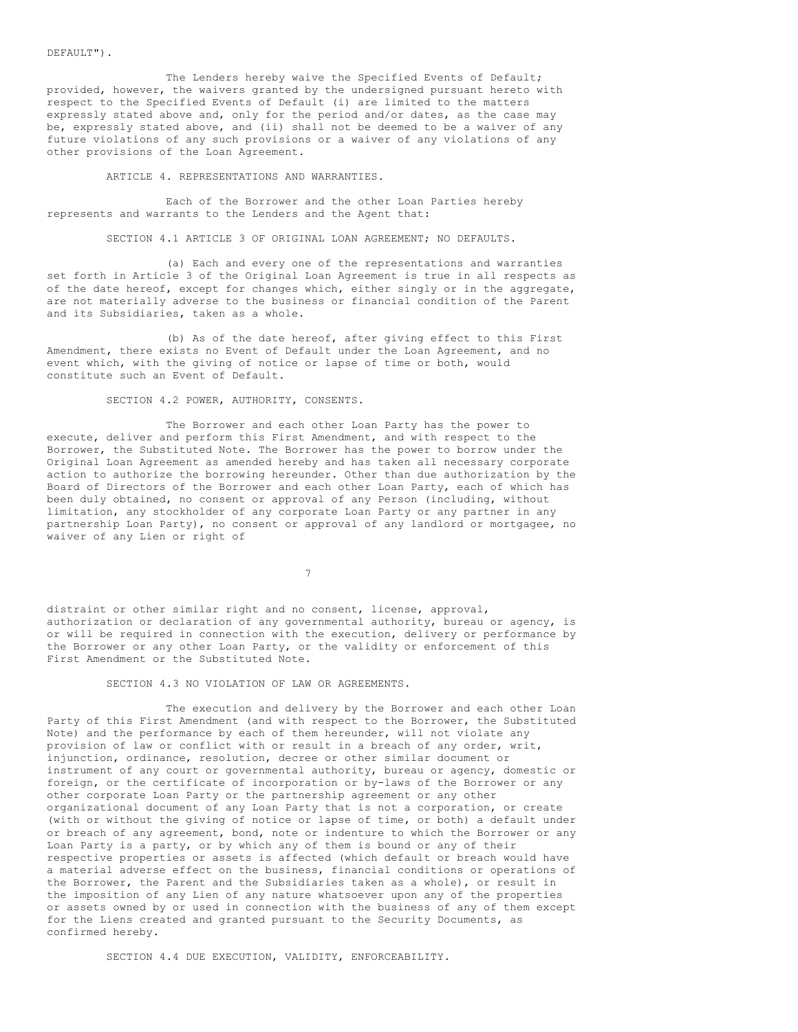DEFAULT").

The Lenders hereby waive the Specified Events of Default; provided, however, the waivers granted by the undersigned pursuant hereto with respect to the Specified Events of Default (i) are limited to the matters expressly stated above and, only for the period and/or dates, as the case may be, expressly stated above, and (ii) shall not be deemed to be a waiver of any future violations of any such provisions or a waiver of any violations of any other provisions of the Loan Agreement.

## ARTICLE 4. REPRESENTATIONS AND WARRANTIES.

Each of the Borrower and the other Loan Parties hereby represents and warrants to the Lenders and the Agent that:

### SECTION 4.1 ARTICLE 3 OF ORIGINAL LOAN AGREEMENT; NO DEFAULTS.

(a) Each and every one of the representations and warranties set forth in Article 3 of the Original Loan Agreement is true in all respects as of the date hereof, except for changes which, either singly or in the aggregate, are not materially adverse to the business or financial condition of the Parent and its Subsidiaries, taken as a whole.

(b) As of the date hereof, after giving effect to this First Amendment, there exists no Event of Default under the Loan Agreement, and no event which, with the giving of notice or lapse of time or both, would constitute such an Event of Default.

### SECTION 4.2 POWER, AUTHORITY, CONSENTS.

The Borrower and each other Loan Party has the power to execute, deliver and perform this First Amendment, and with respect to the Borrower, the Substituted Note. The Borrower has the power to borrow under the Original Loan Agreement as amended hereby and has taken all necessary corporate action to authorize the borrowing hereunder. Other than due authorization by the Board of Directors of the Borrower and each other Loan Party, each of which has been duly obtained, no consent or approval of any Person (including, without limitation, any stockholder of any corporate Loan Party or any partner in any partnership Loan Party), no consent or approval of any landlord or mortgagee, no waiver of any Lien or right of distraint or other similar right and no consent, license, approval, authorization or declaration of any governmental authority, bureau or agency, is or will be required in connection with the execution, delivery or performance by the Borrower or any other Loan Party, or the validity or enforcement of this First Amendment or the Substituted Note.

### SECTION 4.3 NO VIOLATION OF LAW OR AGREEMENTS.

The execution and delivery by the Borrower and each other Loan Party of this First Amendment (and with respect to the Borrower, the Substituted Note) and the performance by each of them hereunder, will not violate any provision of law or conflict with or result in a breach of any order, writ, injunction, ordinance, resolution, decree or other similar document or instrument of any court or governmental authority, bureau or agency, domestic or foreign, or the certificate of incorporation or by-laws of the Borrower or any other corporate Loan Party or the partnership agreement or any other organizational document of any Loan Party that is not a corporation, or create (with or without the giving of notice or lapse of time, or both) a default under or breach of any agreement, bond, note or indenture to which the Borrower or any Loan Party is a party, or by which any of them is bound or any of their respective properties or assets is affected (which default or breach would have a material adverse effect on the business, financial conditions or operations of the Borrower, the Parent and the Subsidiaries taken as a whole), or result in the imposition of any Lien of any nature whatsoever upon any of the properties or assets owned by or used in connection with the business of any of them except for the Liens created and granted pursuant to the Security Documents, as confirmed hereby.

### SECTION 4.4 DUE EXECUTION, VALIDITY, ENFORCEABILITY.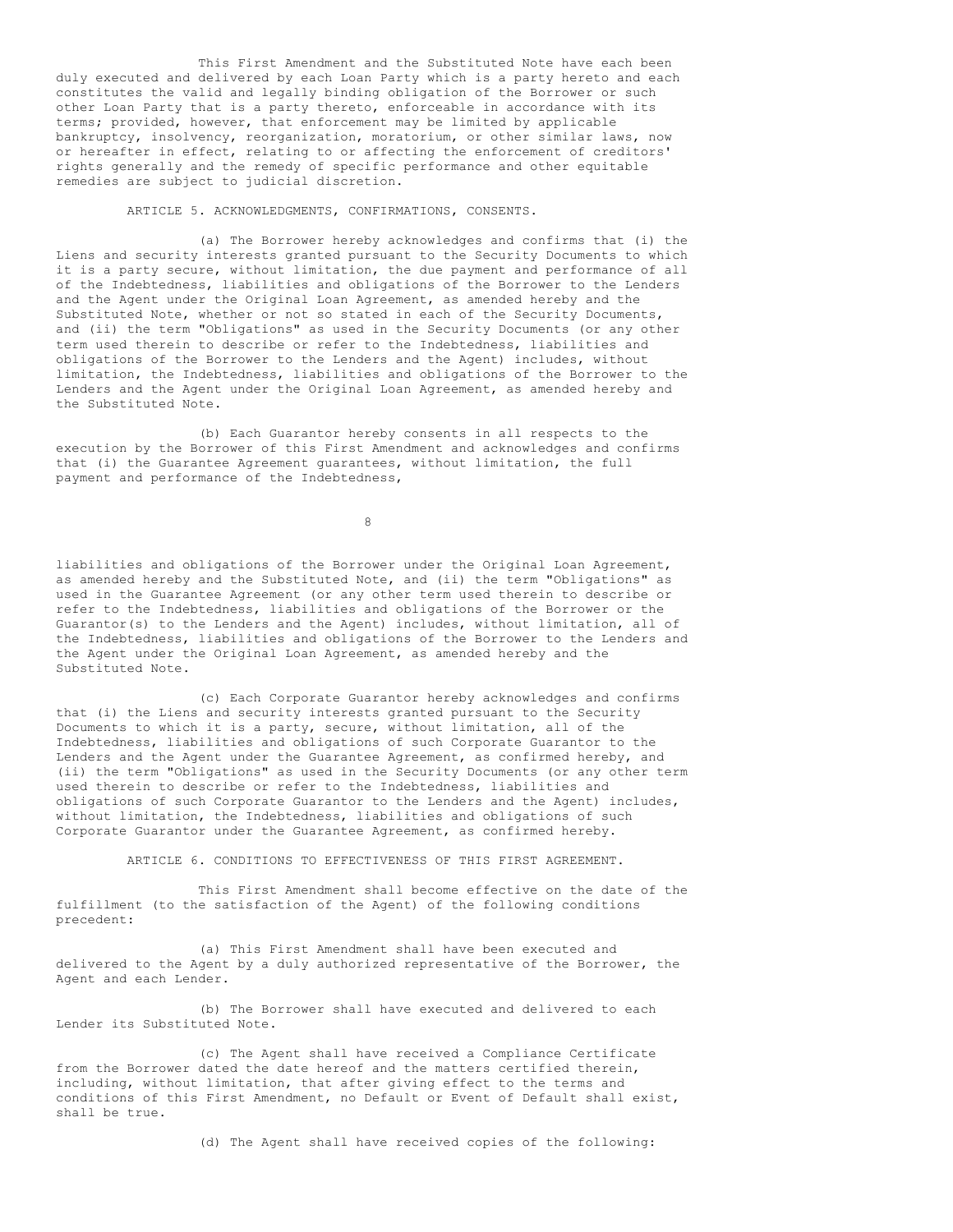This First Amendment and the Substituted Note have each been duly executed and delivered by each Loan Party which is a party hereto and each constitutes the valid and legally binding obligation of the Borrower or such other Loan Party that is a party thereto, enforceable in accordance with its terms; provided, however, that enforcement may be limited by applicable bankruptcy, insolvency, reorganization, moratorium, or other similar laws, now or hereafter in effect, relating to or affecting the enforcement of creditors' rights generally and the remedy of specific performance and other equitable remedies are subject to judicial discretion.

ARTICLE 5. ACKNOWLEDGMENTS, CONFIRMATIONS, CONSENTS.

(a) The Borrower hereby acknowledges and confirms that (i) the Liens and security interests granted pursuant to the Security Documents to which it is a party secure, without limitation, the due payment and performance of all of the Indebtedness, liabilities and obligations of the Borrower to the Lenders and the Agent under the Original Loan Agreement, as amended hereby and the Substituted Note, whether or not so stated in each of the Security Documents, and (ii) the term "Obligations" as used in the Security Documents (or any other term used therein to describe or refer to the Indebtedness, liabilities and obligations of the Borrower to the Lenders and the Agent) includes, without limitation, the Indebtedness, liabilities and obligations of the Borrower to the Lenders and the Agent under the Original Loan Agreement, as amended hereby and the Substituted Note.

(b) Each Guarantor hereby consents in all respects to the execution by the Borrower of this First Amendment and acknowledges and confirms that (i) the Guarantee Agreement guarantees, without limitation, the full payment and performance of the Indebtedness, liabilities and obligations of the Borrower under the Original Loan Agreement, as amended hereby and the Substituted Note, and (ii) the term "Obligations" as used in the Guarantee Agreement (or any other term used therein to describe or refer to the Indebtedness, liabilities and obligations of the Borrower or the Guarantor(s) to the Lenders and the Agent) includes, without limitation, all of the Indebtedness, liabilities and obligations of the Borrower to the Lenders and the Agent under the Original Loan Agreement, as amended hereby and the Substituted Note.

(c) Each Corporate Guarantor hereby acknowledges and confirms that (i) the Liens and security interests granted pursuant to the Security Documents to which it is a party, secure, without limitation, all of the Indebtedness, liabilities and obligations of such Corporate Guarantor to the Lenders and the Agent under the Guarantee Agreement, as confirmed hereby, and (ii) the term "Obligations" as used in the Security Documents (or any other term used therein to describe or refer to the Indebtedness, liabilities and obligations of such Corporate Guarantor to the Lenders and the Agent) includes, without limitation, the Indebtedness, liabilities and obligations of such Corporate Guarantor under the Guarantee Agreement, as confirmed hereby.

ARTICLE 6. CONDITIONS TO EFFECTIVENESS OF THIS FIRST AGREEMENT.

This First Amendment shall become effective on the date of the fulfillment (to the satisfaction of the Agent) of the following conditions precedent:

(a) This First Amendment shall have been executed and delivered to the Agent by a duly authorized representative of the Borrower, the Agent and each Lender.

(b) The Borrower shall have executed and delivered to each Lender its Substituted Note.

(c) The Agent shall have received a Compliance Certificate from the Borrower dated the date hereof and the matters certified therein, including, without limitation, that after giving effect to the terms and conditions of this First Amendment, no Default or Event of Default shall exist, shall be true.

(d) The Agent shall have received copies of the following: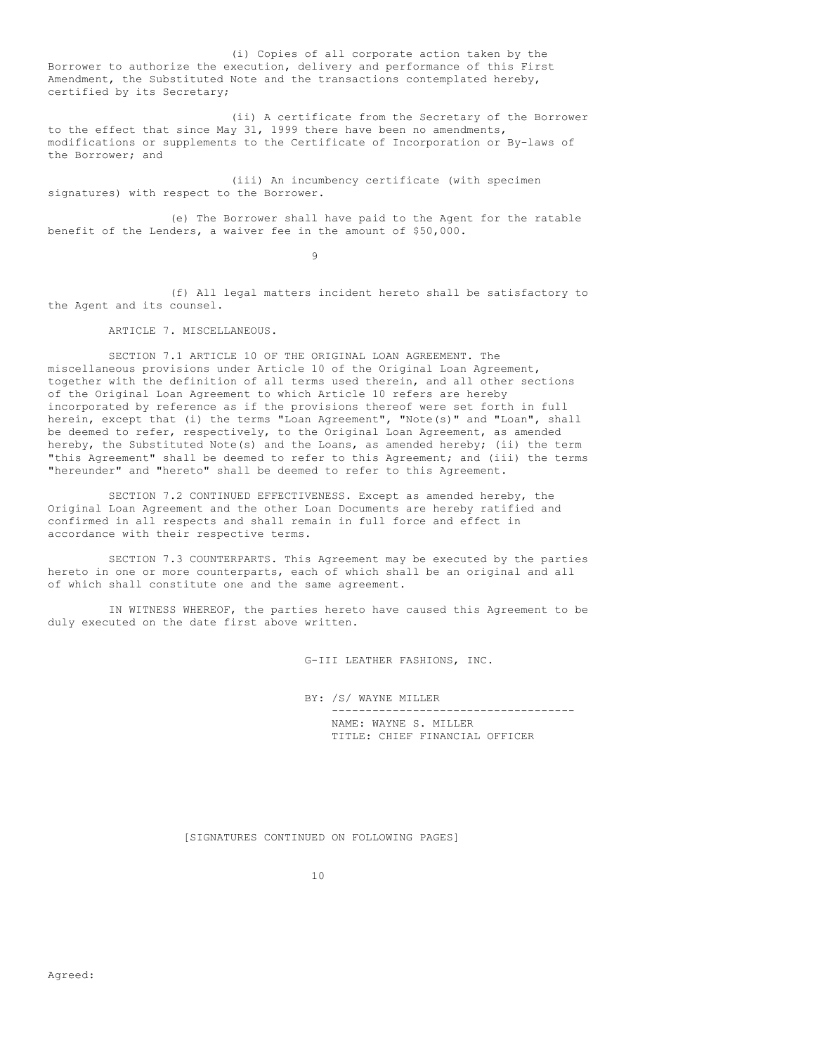(i) Copies of all corporate action taken by the Borrower to authorize the execution, delivery and performance of this First Amendment, the Substituted Note and the transactions contemplated hereby, certified by its Secretary;

(ii) A certificate from the Secretary of the Borrower to the effect that since May 31, 1999 there have been no amendments, modifications or supplements to the Certificate of Incorporation or By-laws of the Borrower; and

(iii) An incumbency certificate (with specimen signatures) with respect to the Borrower.

(e) The Borrower shall have paid to the Agent for the ratable benefit of the Lenders, a waiver fee in the amount of $50,000.

(f) All legal matters incident hereto shall be satisfactory to the Agent and its counsel.

ARTICLE 7. MISCELLANEOUS.

SECTION 7.1 ARTICLE 10 OF THE ORIGINAL LOAN AGREEMENT. The miscellaneous provisions under Article 10 of the Original Loan Agreement, together with the definition of all terms used therein, and all other sections of the Original Loan Agreement to which Article 10 refers are hereby incorporated by reference as if the provisions thereof were set forth in full herein, except that (i) the terms "Loan Agreement", "Note(s)" and "Loan", shall be deemed to refer, respectively, to the Original Loan Agreement, as amended hereby, the Substituted Note(s) and the Loans, as amended hereby; (ii) the term "this Agreement" shall be deemed to refer to this Agreement; and (iii) the terms "hereunder" and "hereto" shall be deemed to refer to this Agreement.

SECTION 7.2 CONTINUED EFFECTIVENESS. Except as amended hereby, the Original Loan Agreement and the other Loan Documents are hereby ratified and confirmed in all respects and shall remain in full force and effect in accordance with their respective terms.

SECTION 7.3 COUNTERPARTS. This Agreement may be executed by the parties hereto in one or more counterparts, each of which shall be an original and all of which shall constitute one and the same agreement.

IN WITNESS WHEREOF, the parties hereto have caused this Agreement to be duly executed on the date first above written.

G-III LEATHER FASHIONS, INC.

BY: /S/ WAYNE MILLER
NAME: WAYNE S. MILLER
TITLE: CHIEF FINANCIAL OFFICER

[SIGNATURES CONTINUED ON FOLLOWING PAGES]

Agreed: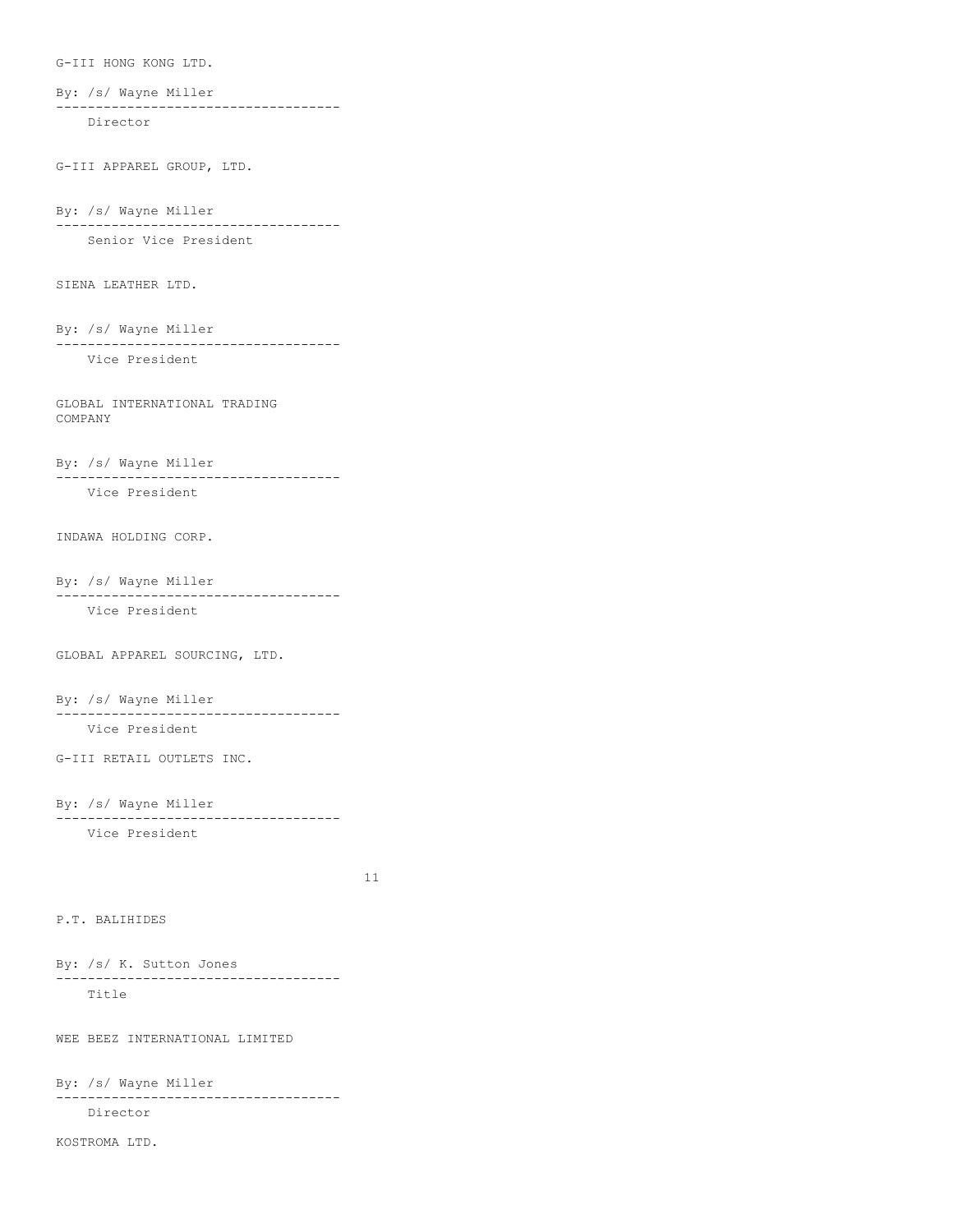G-III HONG KONG LTD.

By: /s/ Wayne Miller

------------------------------------

Director

G-III APPAREL GROUP, LTD.

By: /s/ Wayne Miller

------------------------------------

Senior Vice President

SIENA LEATHER LTD.

By: /s/ Wayne Miller

------------------------------------

Vice President

GLOBAL INTERNATIONAL TRADING COMPANY

By: /s/ Wayne Miller

------------------------------------

Vice President

INDAWA HOLDING CORP.

By: /s/ Wayne Miller

------------------------------------

Vice President

GLOBAL APPAREL SOURCING, LTD.

By: /s/ Wayne Miller

------------------------------------

Vice President

G-III RETAIL OUTLETS INC.

By: /s/ Wayne Miller

------------------------------------

Vice President

P.T. BALIHIDES

By: /s/ K. Sutton Jones

------------------------------------

Title

WEE BEEZ INTERNATIONAL LIMITED

By: /s/ Wayne Miller

------------------------------------

Director

KOSTROMA LTD.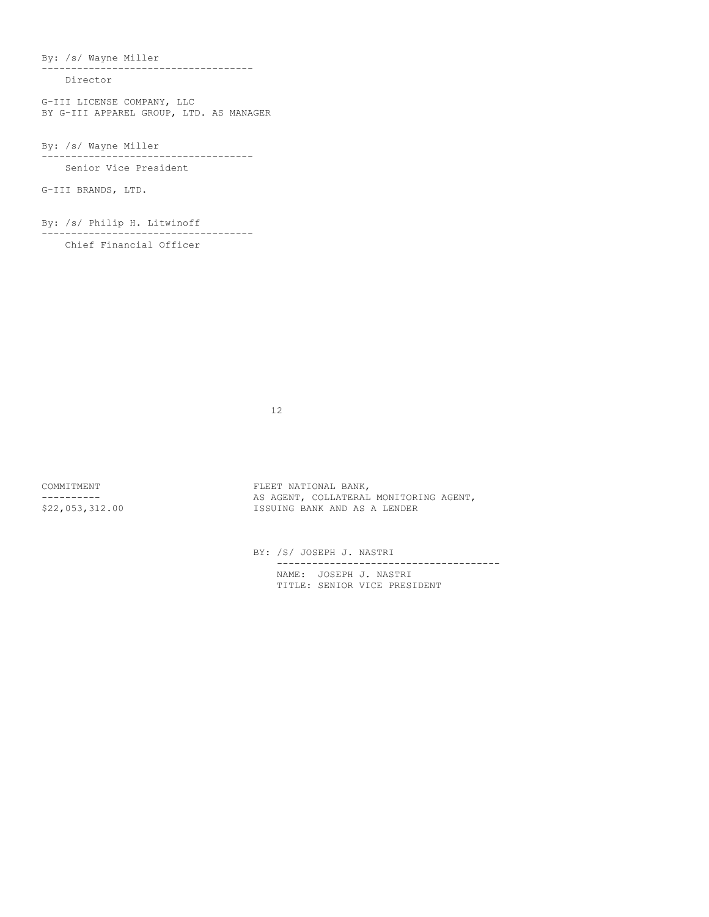By: /s/ Wayne Miller

------------------------------------

Director

G-III LICENSE COMPANY, LLC
BY G-III APPAREL GROUP, LTD. AS MANAGER

By: /s/ Wayne Miller

------------------------------------

Senior Vice President

G-III BRANDS, LTD.

By: /s/ Philip H. Litwinoff

------------------------------------

Chief Financial Officer

| COMMITMENT | FLEET NATIONAL BANK, AS AGENT, COLLATERAL MONITORING AGENT, ISSUING BANK AND AS A LENDER |
| --- | --- |
| $22,053,312.00 | |

BY: /S/ JOSEPH J. NASTRI

------------------------------------

NAME: JOSEPH J. NASTRI
TITLE: SENIOR VICE PRESIDENT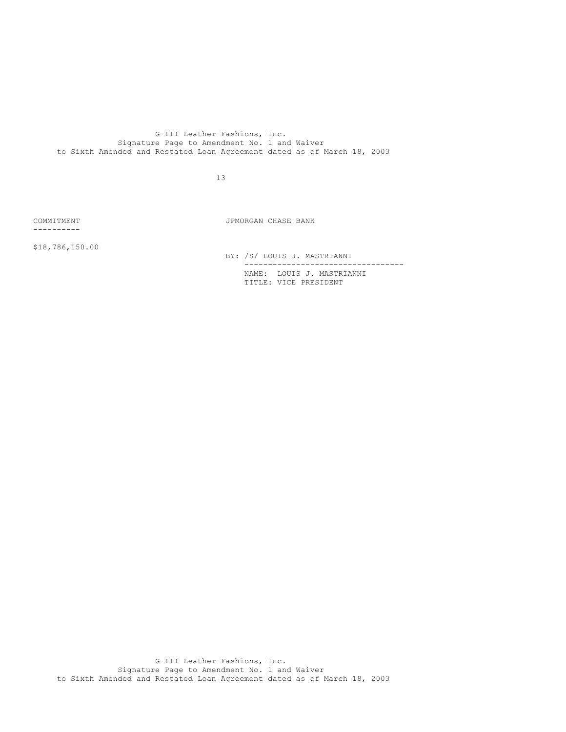G-III Leather Fashions, Inc.
Signature Page to Amendment No. 1 and Waiver
to Sixth Amended and Restated Loan Agreement dated as of March 18, 2003

COMMITMENT

$18,786,150.00

JPMORGAN CHASE BANK

BY: /S/ LOUIS J. MASTRIANNI

NAME: LOUIS J. MASTRIANNI
TITLE: VICE PRESIDENT

G-III Leather Fashions, Inc.
Signature Page to Amendment No. 1 and Waiver
to Sixth Amended and Restated Loan Agreement dated as of March 18, 2003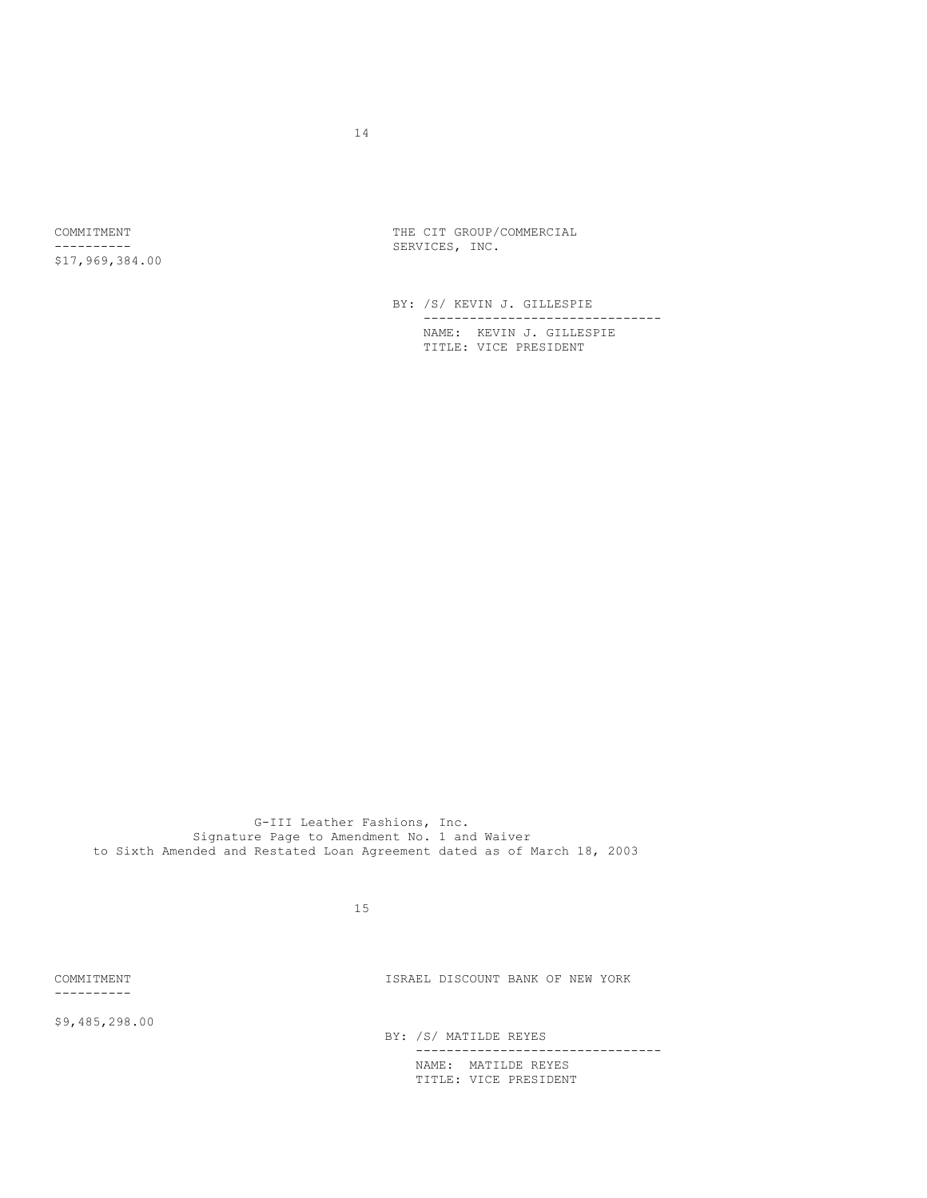COMMITMENT

$17,969,384.00

THE CIT GROUP/COMMERCIAL SERVICES, INC.

BY: /S/ KEVIN J. GILLESPIE
NAME: KEVIN J. GILLESPIE
TITLE: VICE PRESIDENT

G-III Leather Fashions, Inc.
Signature Page to Amendment No. 1 and Waiver
to Sixth Amended and Restated Loan Agreement dated as of March 18, 2003

COMMITMENT

$9,485,298.00

ISRAEL DISCOUNT BANK OF NEW YORK

BY: /S/ MATILDE REYES
NAME: MATILDE REYES
TITLE: VICE PRESIDENT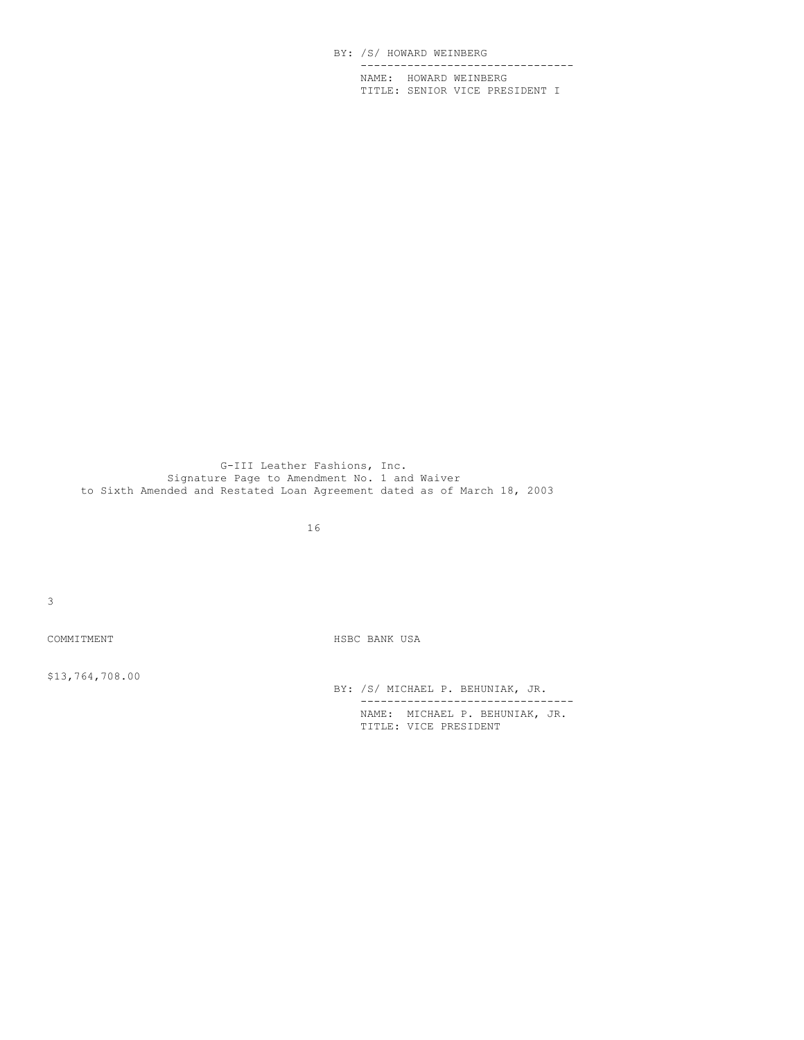BY: /S/ HOWARD WEINBERG
--------------------------------
NAME: HOWARD WEINBERG
TITLE: SENIOR VICE PRESIDENT I

G-III Leather Fashions, Inc.
Signature Page to Amendment No. 1 and Waiver
to Sixth Amended and Restated Loan Agreement dated as of March 18, 2003

COMMITMENT

HSBC BANK USA

$13,764,708.00

BY: /S/ MICHAEL P. BEHUNIAK, JR.
--------------------------------
NAME: MICHAEL P. BEHUNIAK, JR.
TITLE: VICE PRESIDENT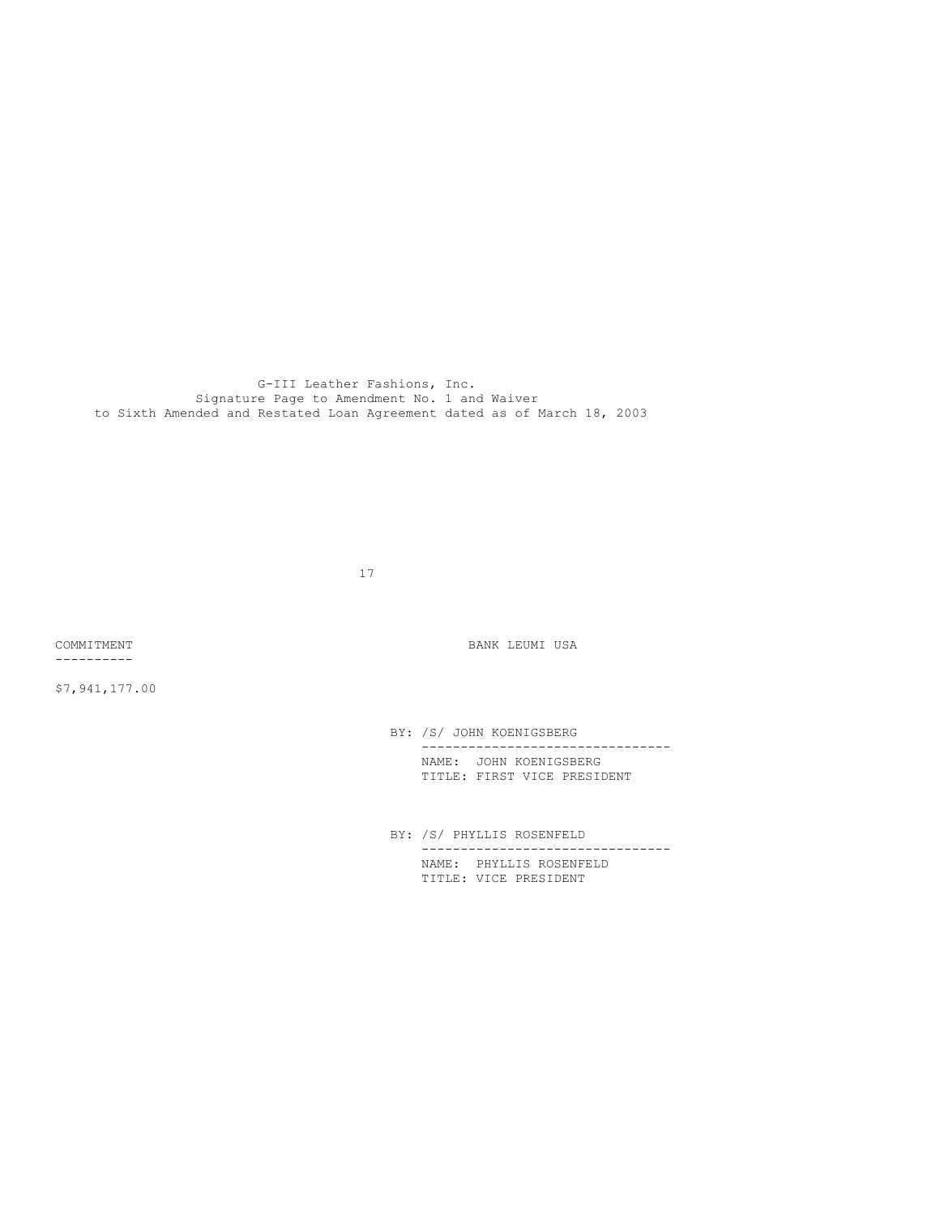G-III Leather Fashions, Inc.
Signature Page to Amendment No. 1 and Waiver
to Sixth Amended and Restated Loan Agreement dated as of March 18, 2003

COMMITMENT

$7,941,177.00

BANK LEUMI USA

BY: /S/ JOHN KOENIGSBERG
NAME: JOHN KOENIGSBERG
TITLE: FIRST VICE PRESIDENT

BY: /S/ PHYLLIS ROSENFELD
NAME: PHYLLIS ROSENFELD
TITLE: VICE PRESIDENT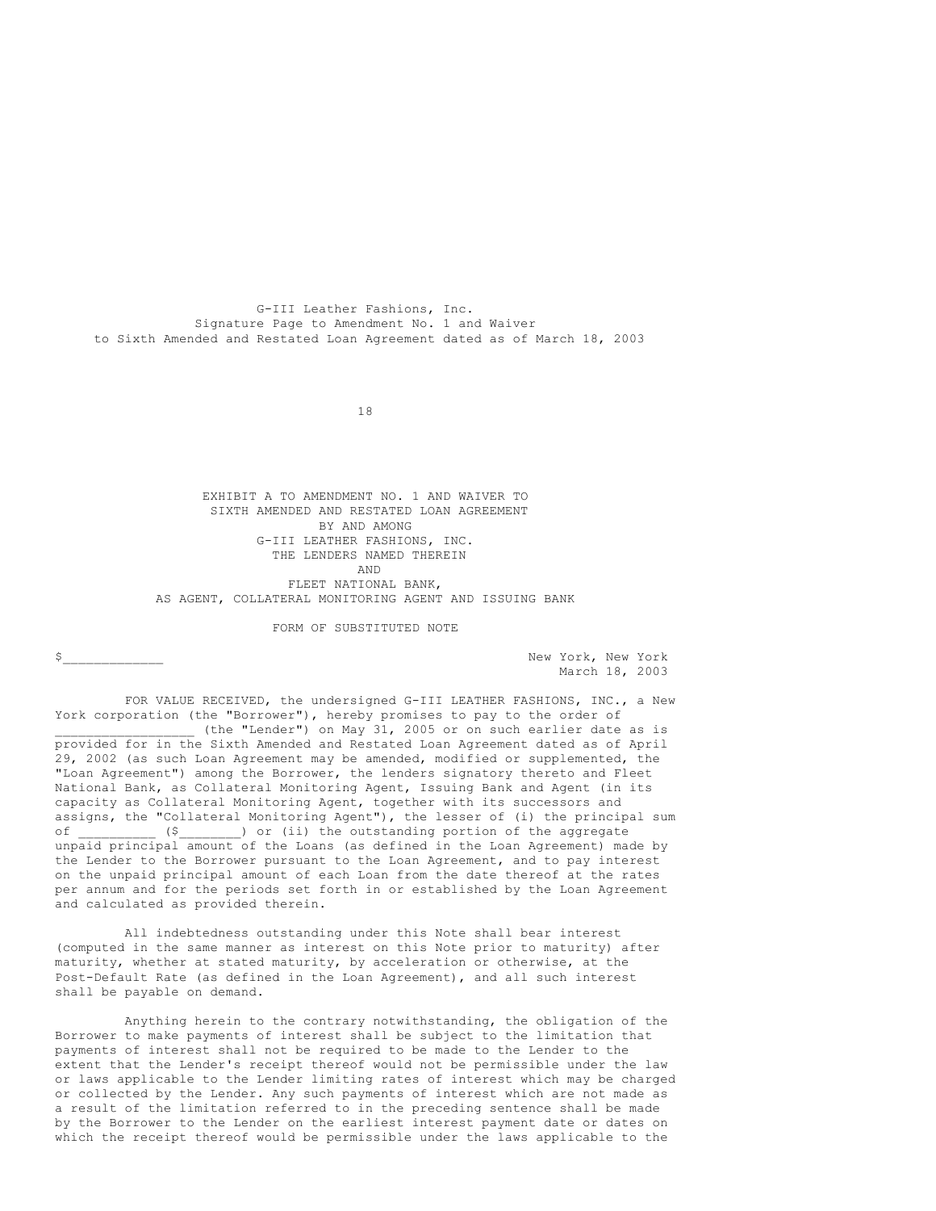G-III Leather Fashions, Inc.
Signature Page to Amendment No. 1 and Waiver
to Sixth Amended and Restated Loan Agreement dated as of March 18, 2003

EXHIBIT A TO AMENDMENT NO. 1 AND WAIVER TO
SIXTH AMENDED AND RESTATED LOAN AGREEMENT
BY AND AMONG
G-III LEATHER FASHIONS, INC.
THE LENDERS NAMED THEREIN
AND
FLEET NATIONAL BANK,
AS AGENT, COLLATERAL MONITORING AGENT AND ISSUING BANK

FORM OF SUBSTITUTED NOTE

$_____________ New York, New York
March 18, 2003

FOR VALUE RECEIVED, the undersigned G-III LEATHER FASHIONS, INC., a New York corporation (the "Borrower"), hereby promises to pay to the order of __________________ (the "Lender") on May 31, 2005 or on such earlier date as is provided for in the Sixth Amended and Restated Loan Agreement dated as of April 29, 2002 (as such Loan Agreement may be amended, modified or supplemented, the "Loan Agreement") among the Borrower, the lenders signatory thereto and Fleet National Bank, as Collateral Monitoring Agent, Issuing Bank and Agent (in its capacity as Collateral Monitoring Agent, together with its successors and assigns, the "Collateral Monitoring Agent"), the lesser of (i) the principal sum of __________ ($________) or (ii) the outstanding portion of the aggregate unpaid principal amount of the Loans (as defined in the Loan Agreement) made by the Lender to the Borrower pursuant to the Loan Agreement, and to pay interest on the unpaid principal amount of each Loan from the date thereof at the rates per annum and for the periods set forth in or established by the Loan Agreement and calculated as provided therein.

All indebtedness outstanding under this Note shall bear interest (computed in the same manner as interest on this Note prior to maturity) after maturity, whether at stated maturity, by acceleration or otherwise, at the Post-Default Rate (as defined in the Loan Agreement), and all such interest shall be payable on demand.

Anything herein to the contrary notwithstanding, the obligation of the Borrower to make payments of interest shall be subject to the limitation that payments of interest shall not be required to be made to the Lender to the extent that the Lender's receipt thereof would not be permissible under the law or laws applicable to the Lender limiting rates of interest which may be charged or collected by the Lender. Any such payments of interest which are not made as a result of the limitation referred to in the preceding sentence shall be made by the Borrower to the Lender on the earliest interest payment date or dates on which the receipt thereof would be permissible under the laws applicable to the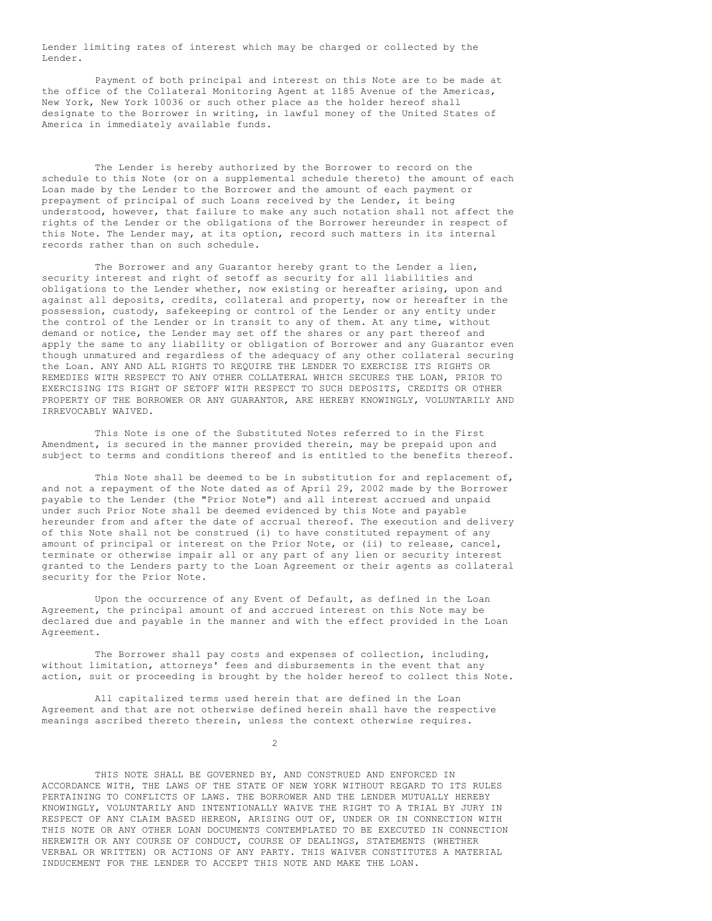Lender limiting rates of interest which may be charged or collected by the Lender.

Payment of both principal and interest on this Note are to be made at the office of the Collateral Monitoring Agent at 1185 Avenue of the Americas, New York, New York 10036 or such other place as the holder hereof shall designate to the Borrower in writing, in lawful money of the United States of America in immediately available funds.

The Lender is hereby authorized by the Borrower to record on the schedule to this Note (or on a supplemental schedule thereto) the amount of each Loan made by the Lender to the Borrower and the amount of each payment or prepayment of principal of such Loans received by the Lender, it being understood, however, that failure to make any such notation shall not affect the rights of the Lender or the obligations of the Borrower hereunder in respect of this Note. The Lender may, at its option, record such matters in its internal records rather than on such schedule.

The Borrower and any Guarantor hereby grant to the Lender a lien, security interest and right of setoff as security for all liabilities and obligations to the Lender whether, now existing or hereafter arising, upon and against all deposits, credits, collateral and property, now or hereafter in the possession, custody, safekeeping or control of the Lender or any entity under the control of the Lender or in transit to any of them. At any time, without demand or notice, the Lender may set off the shares or any part thereof and apply the same to any liability or obligation of Borrower and any Guarantor even though unmatured and regardless of the adequacy of any other collateral securing the Loan. ANY AND ALL RIGHTS TO REQUIRE THE LENDER TO EXERCISE ITS RIGHTS OR REMEDIES WITH RESPECT TO ANY OTHER COLLATERAL WHICH SECURES THE LOAN, PRIOR TO EXERCISING ITS RIGHT OF SETOFF WITH RESPECT TO SUCH DEPOSITS, CREDITS OR OTHER PROPERTY OF THE BORROWER OR ANY GUARANTOR, ARE HEREBY KNOWINGLY, VOLUNTARILY AND IRREVOCABLY WAIVED.

This Note is one of the Substituted Notes referred to in the First Amendment, is secured in the manner provided therein, may be prepaid upon and subject to terms and conditions thereof and is entitled to the benefits thereof.

This Note shall be deemed to be in substitution for and replacement of, and not a repayment of the Note dated as of April 29, 2002 made by the Borrower payable to the Lender (the "Prior Note") and all interest accrued and unpaid under such Prior Note shall be deemed evidenced by this Note and payable hereunder from and after the date of accrual thereof. The execution and delivery of this Note shall not be construed (i) to have constituted repayment of any amount of principal or interest on the Prior Note, or (ii) to release, cancel, terminate or otherwise impair all or any part of any lien or security interest granted to the Lenders party to the Loan Agreement or their agents as collateral security for the Prior Note.

Upon the occurrence of any Event of Default, as defined in the Loan Agreement, the principal amount of and accrued interest on this Note may be declared due and payable in the manner and with the effect provided in the Loan Agreement.

The Borrower shall pay costs and expenses of collection, including, without limitation, attorneys' fees and disbursements in the event that any action, suit or proceeding is brought by the holder hereof to collect this Note.

All capitalized terms used herein that are defined in the Loan Agreement and that are not otherwise defined herein shall have the respective meanings ascribed thereto therein, unless the context otherwise requires.

THIS NOTE SHALL BE GOVERNED BY, AND CONSTRUED AND ENFORCED IN ACCORDANCE WITH, THE LAWS OF THE STATE OF NEW YORK WITHOUT REGARD TO ITS RULES PERTAINING TO CONFLICTS OF LAWS. THE BORROWER AND THE LENDER MUTUALLY HEREBY KNOWINGLY, VOLUNTARILY AND INTENTIONALLY WAIVE THE RIGHT TO A TRIAL BY JURY IN RESPECT OF ANY CLAIM BASED HEREON, ARISING OUT OF, UNDER OR IN CONNECTION WITH THIS NOTE OR ANY OTHER LOAN DOCUMENTS CONTEMPLATED TO BE EXECUTED IN CONNECTION HEREWITH OR ANY COURSE OF CONDUCT, COURSE OF DEALINGS, STATEMENTS (WHETHER VERBAL OR WRITTEN) OR ACTIONS OF ANY PARTY. THIS WAIVER CONSTITUTES A MATERIAL INDUCEMENT FOR THE LENDER TO ACCEPT THIS NOTE AND MAKE THE LOAN.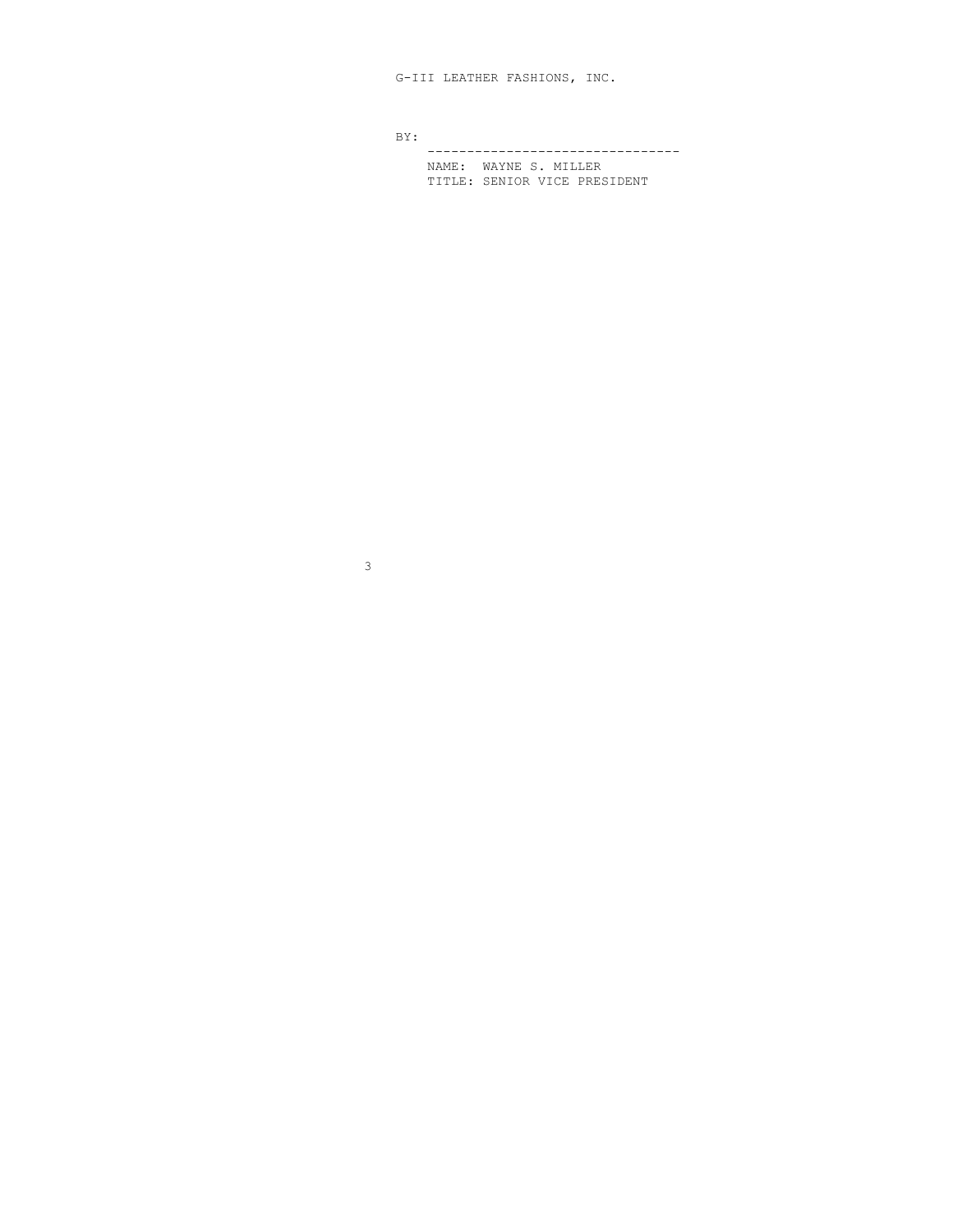G-III LEATHER FASHIONS, INC.

BY:

--------------------------------

NAME: WAYNE S. MILLER

TITLE: SENIOR VICE PRESIDENT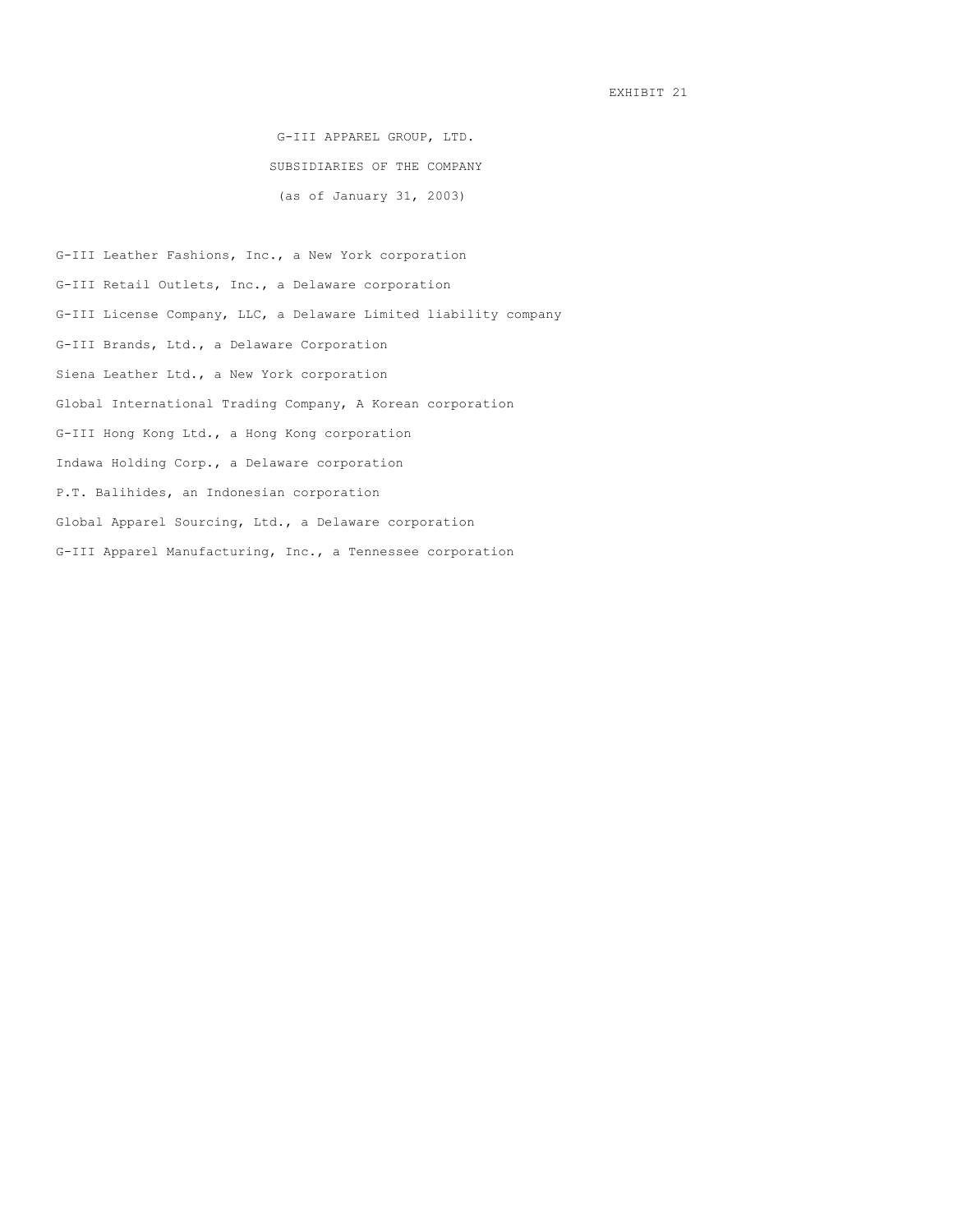EXHIBIT 21

# G-III APPAREL GROUP, LTD.

## SUBSIDIARIES OF THE COMPANY

(as of January 31, 2003)

G-III Leather Fashions, Inc., a New York corporation

G-III Retail Outlets, Inc., a Delaware corporation

G-III License Company, LLC, a Delaware Limited liability company

G-III Brands, Ltd., a Delaware Corporation

Siena Leather Ltd., a New York corporation

Global International Trading Company, A Korean corporation

G-III Hong Kong Ltd., a Hong Kong corporation

Indawa Holding Corp., a Delaware corporation

P.T. Balihides, an Indonesian corporation

Global Apparel Sourcing, Ltd., a Delaware corporation

G-III Apparel Manufacturing, Inc., a Tennessee corporation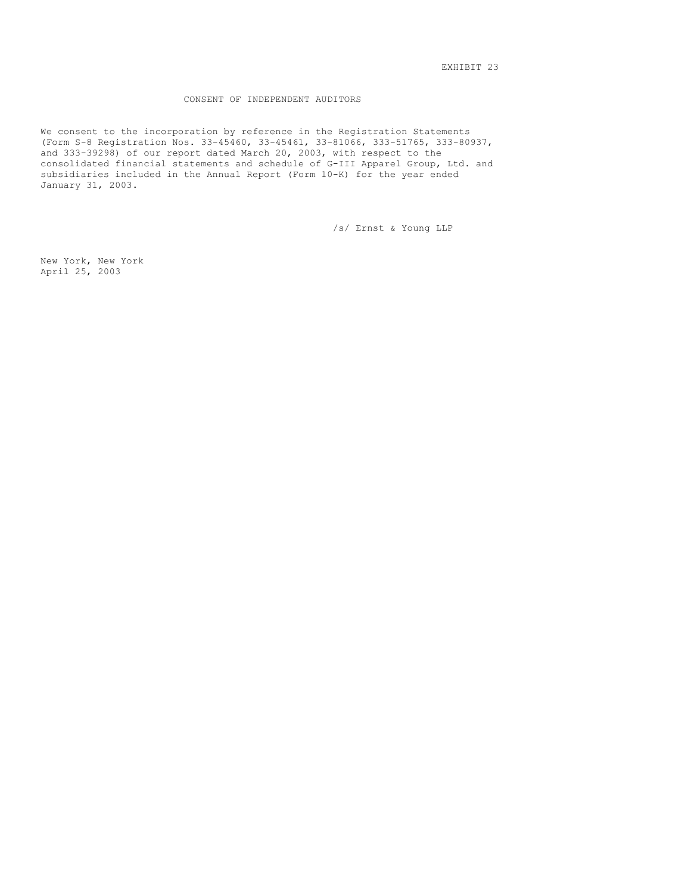EXHIBIT 23

# CONSENT OF INDEPENDENT AUDITORS

We consent to the incorporation by reference in the Registration Statements (Form S-8 Registration Nos. 33-45460, 33-45461, 33-81066, 333-51765, 333-80937, and 333-39298) of our report dated March 20, 2003, with respect to the consolidated financial statements and schedule of G-III Apparel Group, Ltd. and subsidiaries included in the Annual Report (Form 10-K) for the year ended January 31, 2003.

/s/ Ernst & Young LLP

New York, New York
April 25, 2003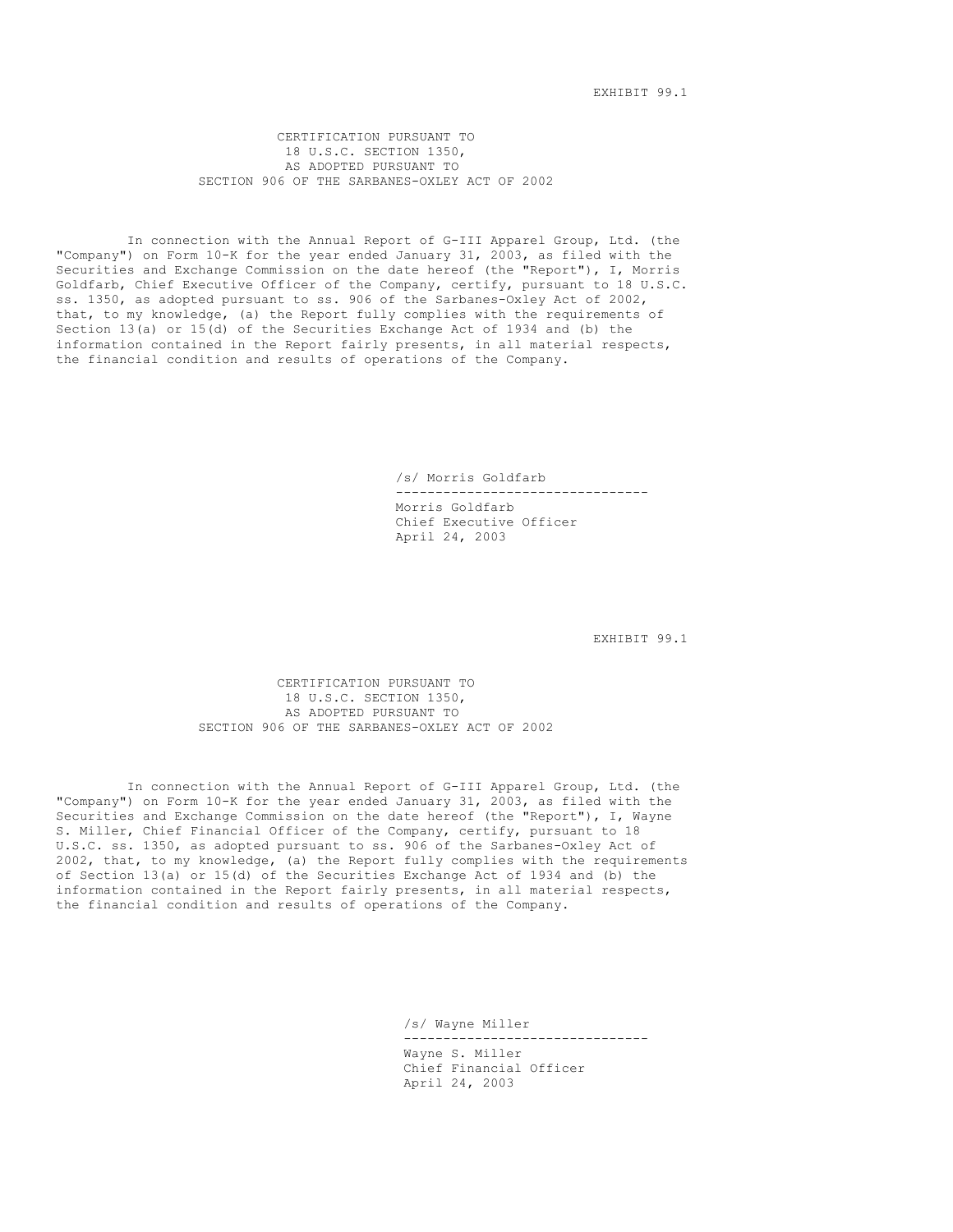EXHIBIT 99.1

CERTIFICATION PURSUANT TO
18 U.S.C. SECTION 1350,
AS ADOPTED PURSUANT TO
SECTION 906 OF THE SARBANES-OXLEY ACT OF 2002

In connection with the Annual Report of G-III Apparel Group, Ltd. (the "Company") on Form 10-K for the year ended January 31, 2003, as filed with the Securities and Exchange Commission on the date hereof (the "Report"), I, Morris Goldfarb, Chief Executive Officer of the Company, certify, pursuant to 18 U.S.C. ss. 1350, as adopted pursuant to ss. 906 of the Sarbanes-Oxley Act of 2002, that, to my knowledge, (a) the Report fully complies with the requirements of Section 13(a) or 15(d) of the Securities Exchange Act of 1934 and (b) the information contained in the Report fairly presents, in all material respects, the financial condition and results of operations of the Company.

/s/ Morris Goldfarb

Morris Goldfarb
Chief Executive Officer
April 24, 2003

EXHIBIT 99.1

CERTIFICATION PURSUANT TO
18 U.S.C. SECTION 1350,
AS ADOPTED PURSUANT TO
SECTION 906 OF THE SARBANES-OXLEY ACT OF 2002

In connection with the Annual Report of G-III Apparel Group, Ltd. (the "Company") on Form 10-K for the year ended January 31, 2003, as filed with the Securities and Exchange Commission on the date hereof (the "Report"), I, Wayne S. Miller, Chief Financial Officer of the Company, certify, pursuant to 18 U.S.C. ss. 1350, as adopted pursuant to ss. 906 of the Sarbanes-Oxley Act of 2002, that, to my knowledge, (a) the Report fully complies with the requirements of Section 13(a) or 15(d) of the Securities Exchange Act of 1934 and (b) the information contained in the Report fairly presents, in all material respects, the financial condition and results of operations of the Company.

/s/ Wayne Miller

Wayne S. Miller
Chief Financial Officer
April 24, 2003